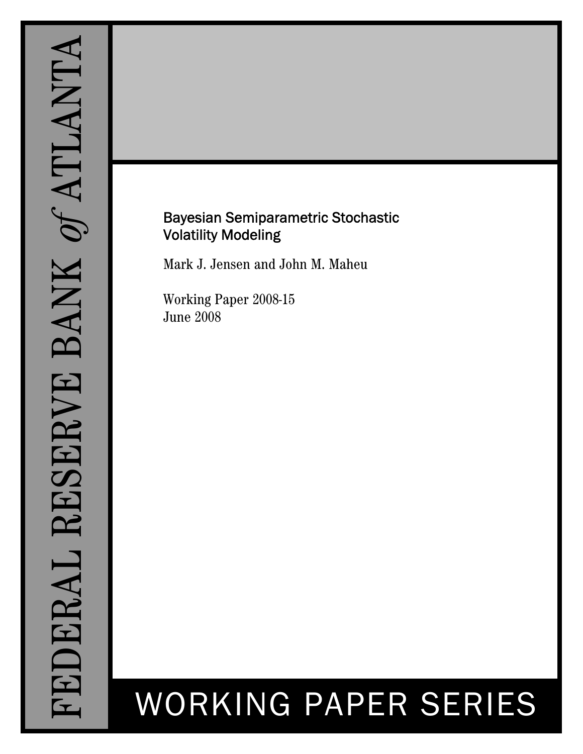# FEDERAL RESERVE BANK *of* ATLANTA

## Bayesian Semiparametric Stochastic Volatility Modeling

Mark J. Jensen and John M. Maheu

Working Paper 2008-15
June 2008

# WORKING PAPER SERIES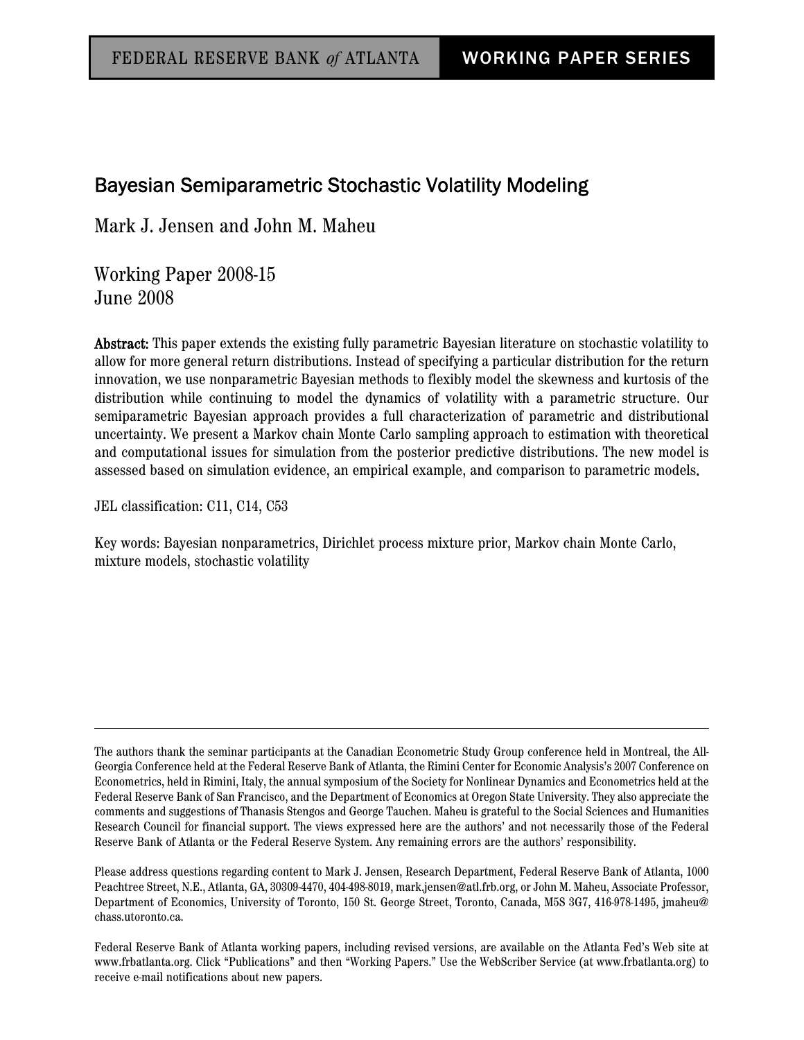FEDERAL RESERVE BANK *of* ATLANTA — WORKING PAPER SERIES

# Bayesian Semiparametric Stochastic Volatility Modeling

Mark J. Jensen and John M. Maheu

Working Paper 2008-15
June 2008

**Abstract:** This paper extends the existing fully parametric Bayesian literature on stochastic volatility to allow for more general return distributions. Instead of specifying a particular distribution for the return innovation, we use nonparametric Bayesian methods to flexibly model the skewness and kurtosis of the distribution while continuing to model the dynamics of volatility with a parametric structure. Our semiparametric Bayesian approach provides a full characterization of parametric and distributional uncertainty. We present a Markov chain Monte Carlo sampling approach to estimation with theoretical and computational issues for simulation from the posterior predictive distributions. The new model is assessed based on simulation evidence, an empirical example, and comparison to parametric models.

JEL classification: C11, C14, C53

Key words: Bayesian nonparametrics, Dirichlet process mixture prior, Markov chain Monte Carlo, mixture models, stochastic volatility

---

The authors thank the seminar participants at the Canadian Econometric Study Group conference held in Montreal, the All-Georgia Conference held at the Federal Reserve Bank of Atlanta, the Rimini Center for Economic Analysis's 2007 Conference on Econometrics, held in Rimini, Italy, the annual symposium of the Society for Nonlinear Dynamics and Econometrics held at the Federal Reserve Bank of San Francisco, and the Department of Economics at Oregon State University. They also appreciate the comments and suggestions of Thanasis Stengos and George Tauchen. Maheu is grateful to the Social Sciences and Humanities Research Council for financial support. The views expressed here are the authors' and not necessarily those of the Federal Reserve Bank of Atlanta or the Federal Reserve System. Any remaining errors are the authors' responsibility.

Please address questions regarding content to Mark J. Jensen, Research Department, Federal Reserve Bank of Atlanta, 1000 Peachtree Street, N.E., Atlanta, GA, 30309-4470, 404-498-8019, mark.jensen@atl.frb.org, or John M. Maheu, Associate Professor, Department of Economics, University of Toronto, 150 St. George Street, Toronto, Canada, M5S 3G7, 416-978-1495, jmaheu@chass.utoronto.ca.

Federal Reserve Bank of Atlanta working papers, including revised versions, are available on the Atlanta Fed's Web site at www.frbatlanta.org. Click "Publications" and then "Working Papers." Use the WebScriber Service (at www.frbatlanta.org) to receive e-mail notifications about new papers.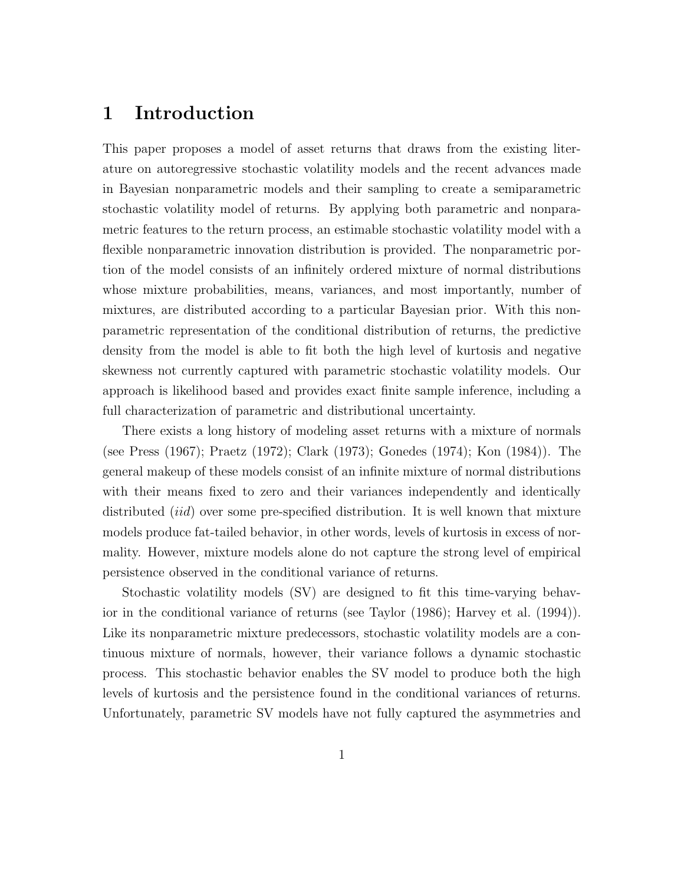# 1 Introduction

This paper proposes a model of asset returns that draws from the existing literature on autoregressive stochastic volatility models and the recent advances made in Bayesian nonparametric models and their sampling to create a semiparametric stochastic volatility model of returns. By applying both parametric and nonparametric features to the return process, an estimable stochastic volatility model with a flexible nonparametric innovation distribution is provided. The nonparametric portion of the model consists of an infinitely ordered mixture of normal distributions whose mixture probabilities, means, variances, and most importantly, number of mixtures, are distributed according to a particular Bayesian prior. With this nonparametric representation of the conditional distribution of returns, the predictive density from the model is able to fit both the high level of kurtosis and negative skewness not currently captured with parametric stochastic volatility models. Our approach is likelihood based and provides exact finite sample inference, including a full characterization of parametric and distributional uncertainty.

There exists a long history of modeling asset returns with a mixture of normals (see Press (1967); Praetz (1972); Clark (1973); Gonedes (1974); Kon (1984)). The general makeup of these models consist of an infinite mixture of normal distributions with their means fixed to zero and their variances independently and identically distributed (*iid*) over some pre-specified distribution. It is well known that mixture models produce fat-tailed behavior, in other words, levels of kurtosis in excess of normality. However, mixture models alone do not capture the strong level of empirical persistence observed in the conditional variance of returns.

Stochastic volatility models (SV) are designed to fit this time-varying behavior in the conditional variance of returns (see Taylor (1986); Harvey et al. (1994)). Like its nonparametric mixture predecessors, stochastic volatility models are a continuous mixture of normals, however, their variance follows a dynamic stochastic process. This stochastic behavior enables the SV model to produce both the high levels of kurtosis and the persistence found in the conditional variances of returns. Unfortunately, parametric SV models have not fully captured the asymmetries and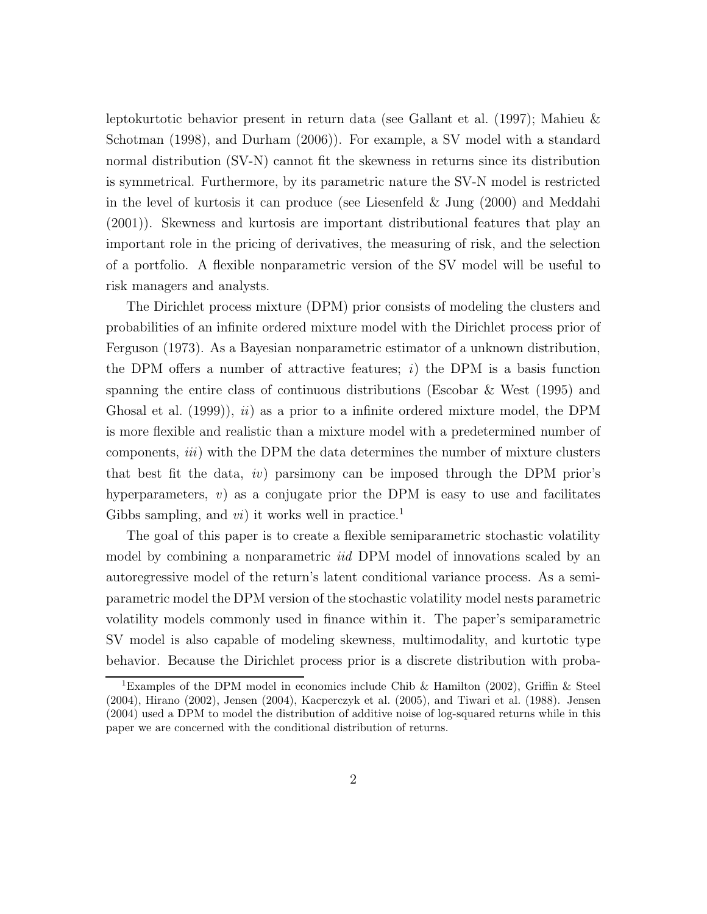leptokurtotic behavior present in return data (see Gallant et al. (1997); Mahieu & Schotman (1998), and Durham (2006)). For example, a SV model with a standard normal distribution (SV-N) cannot fit the skewness in returns since its distribution is symmetrical. Furthermore, by its parametric nature the SV-N model is restricted in the level of kurtosis it can produce (see Liesenfeld & Jung (2000) and Meddahi (2001)). Skewness and kurtosis are important distributional features that play an important role in the pricing of derivatives, the measuring of risk, and the selection of a portfolio. A flexible nonparametric version of the SV model will be useful to risk managers and analysts.

The Dirichlet process mixture (DPM) prior consists of modeling the clusters and probabilities of an infinite ordered mixture model with the Dirichlet process prior of Ferguson (1973). As a Bayesian nonparametric estimator of a unknown distribution, the DPM offers a number of attractive features; *i*) the DPM is a basis function spanning the entire class of continuous distributions (Escobar & West (1995) and Ghosal et al. (1999)), *ii*) as a prior to a infinite ordered mixture model, the DPM is more flexible and realistic than a mixture model with a predetermined number of components, *iii*) with the DPM the data determines the number of mixture clusters that best fit the data, *iv*) parsimony can be imposed through the DPM prior's hyperparameters, *v*) as a conjugate prior the DPM is easy to use and facilitates Gibbs sampling, and *vi*) it works well in practice.[1]

The goal of this paper is to create a flexible semiparametric stochastic volatility model by combining a nonparametric *iid* DPM model of innovations scaled by an autoregressive model of the return's latent conditional variance process. As a semiparametric model the DPM version of the stochastic volatility model nests parametric volatility models commonly used in finance within it. The paper's semiparametric SV model is also capable of modeling skewness, multimodality, and kurtotic type behavior. Because the Dirichlet process prior is a discrete distribution with proba-

[1] Examples of the DPM model in economics include Chib & Hamilton (2002), Griffin & Steel (2004), Hirano (2002), Jensen (2004), Kacperczyk et al. (2005), and Tiwari et al. (1988). Jensen (2004) used a DPM to model the distribution of additive noise of log-squared returns while in this paper we are concerned with the conditional distribution of returns.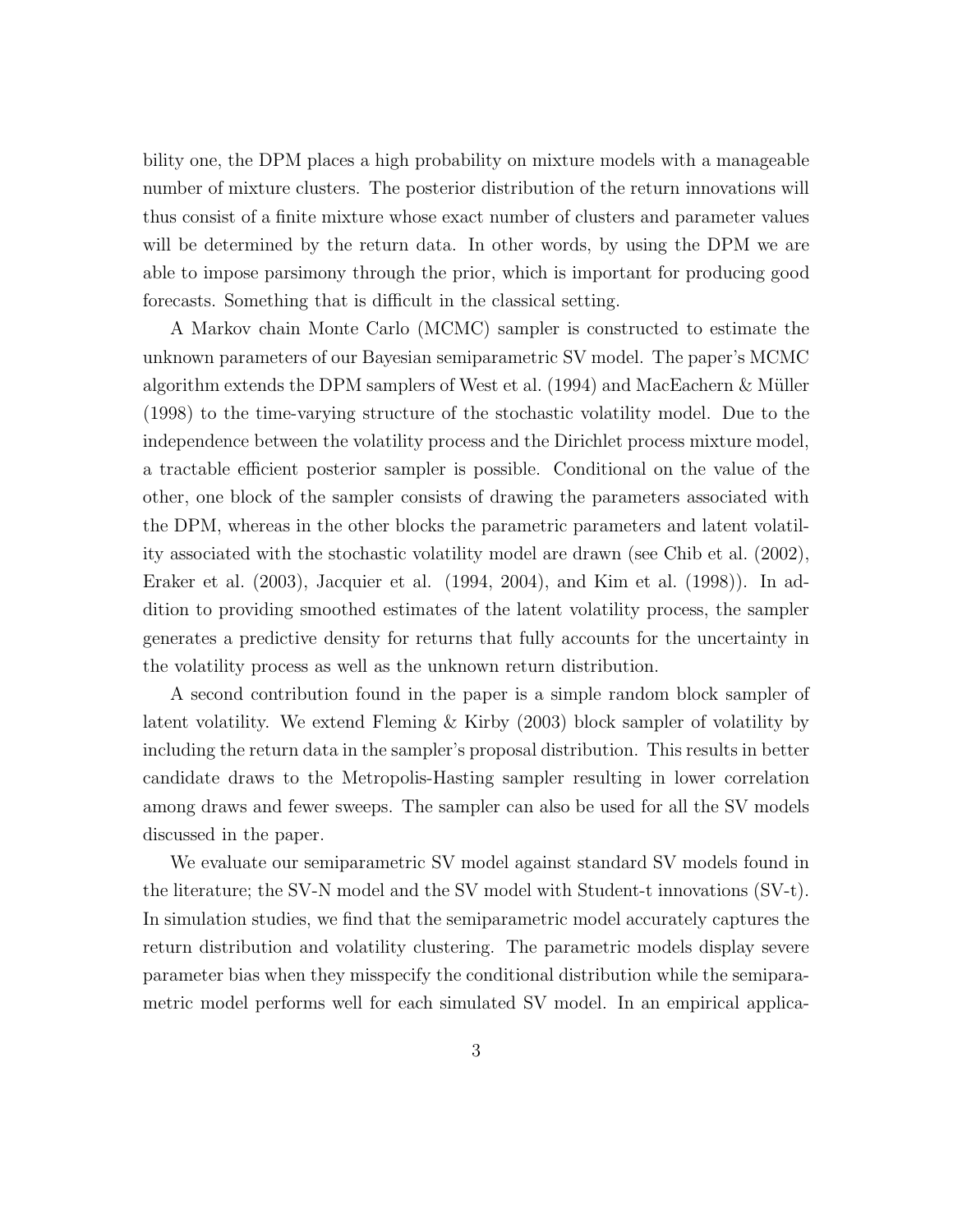bility one, the DPM places a high probability on mixture models with a manageable number of mixture clusters. The posterior distribution of the return innovations will thus consist of a finite mixture whose exact number of clusters and parameter values will be determined by the return data. In other words, by using the DPM we are able to impose parsimony through the prior, which is important for producing good forecasts. Something that is difficult in the classical setting.

A Markov chain Monte Carlo (MCMC) sampler is constructed to estimate the unknown parameters of our Bayesian semiparametric SV model. The paper's MCMC algorithm extends the DPM samplers of West et al. (1994) and MacEachern & Müller (1998) to the time-varying structure of the stochastic volatility model. Due to the independence between the volatility process and the Dirichlet process mixture model, a tractable efficient posterior sampler is possible. Conditional on the value of the other, one block of the sampler consists of drawing the parameters associated with the DPM, whereas in the other blocks the parametric parameters and latent volatility associated with the stochastic volatility model are drawn (see Chib et al. (2002), Eraker et al. (2003), Jacquier et al. (1994, 2004), and Kim et al. (1998)). In addition to providing smoothed estimates of the latent volatility process, the sampler generates a predictive density for returns that fully accounts for the uncertainty in the volatility process as well as the unknown return distribution.

A second contribution found in the paper is a simple random block sampler of latent volatility. We extend Fleming & Kirby (2003) block sampler of volatility by including the return data in the sampler's proposal distribution. This results in better candidate draws to the Metropolis-Hasting sampler resulting in lower correlation among draws and fewer sweeps. The sampler can also be used for all the SV models discussed in the paper.

We evaluate our semiparametric SV model against standard SV models found in the literature; the SV-N model and the SV model with Student-t innovations (SV-t). In simulation studies, we find that the semiparametric model accurately captures the return distribution and volatility clustering. The parametric models display severe parameter bias when they misspecify the conditional distribution while the semiparametric model performs well for each simulated SV model. In an empirical applica-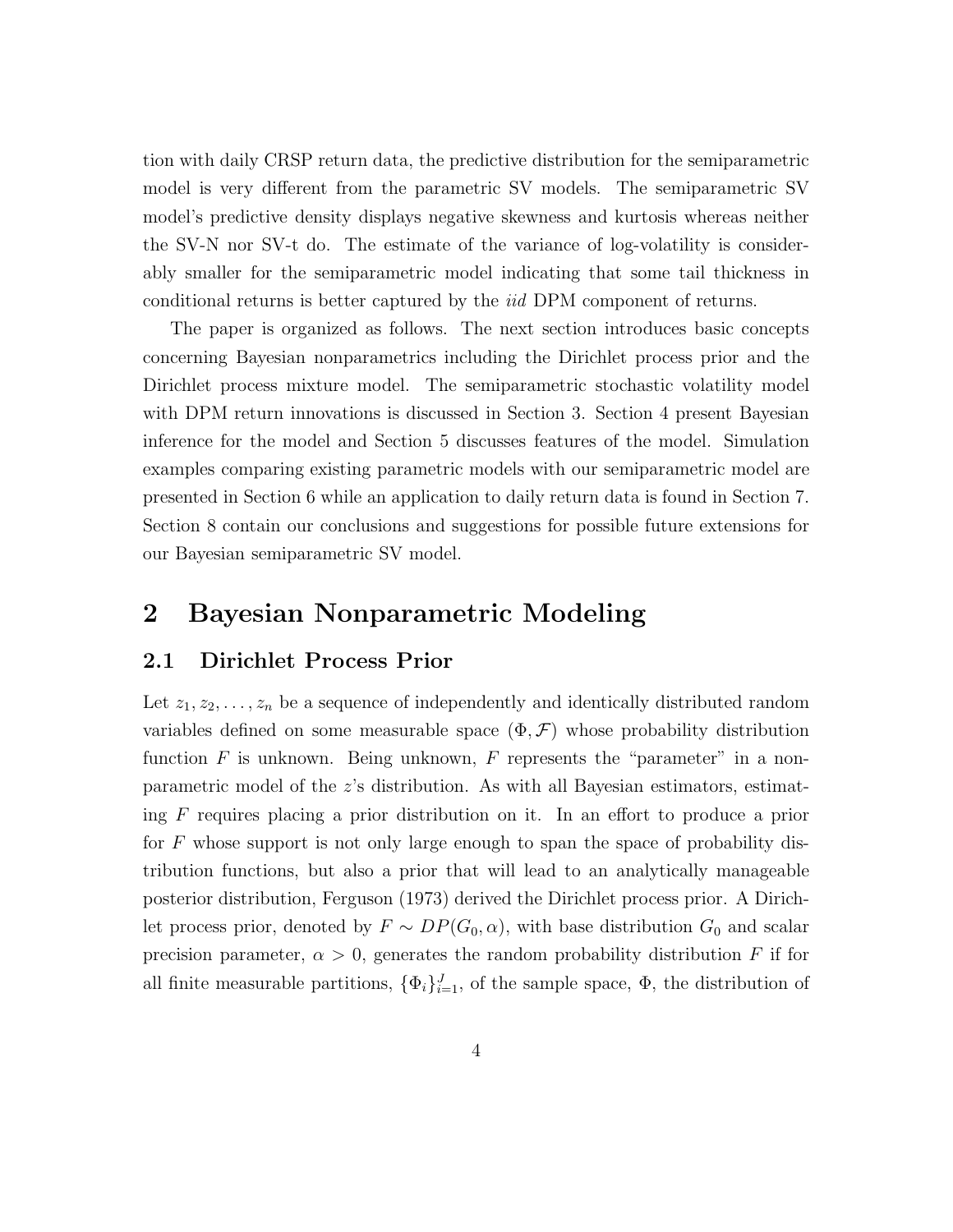tion with daily CRSP return data, the predictive distribution for the semiparametric model is very different from the parametric SV models. The semiparametric SV model's predictive density displays negative skewness and kurtosis whereas neither the SV-N nor SV-t do. The estimate of the variance of log-volatility is considerably smaller for the semiparametric model indicating that some tail thickness in conditional returns is better captured by the *iid* DPM component of returns.

The paper is organized as follows. The next section introduces basic concepts concerning Bayesian nonparametrics including the Dirichlet process prior and the Dirichlet process mixture model. The semiparametric stochastic volatility model with DPM return innovations is discussed in Section 3. Section 4 present Bayesian inference for the model and Section 5 discusses features of the model. Simulation examples comparing existing parametric models with our semiparametric model are presented in Section 6 while an application to daily return data is found in Section 7. Section 8 contain our conclusions and suggestions for possible future extensions for our Bayesian semiparametric SV model.

# 2 Bayesian Nonparametric Modeling

## 2.1 Dirichlet Process Prior

Let $z_1, z_2, \ldots, z_n$ be a sequence of independently and identically distributed random variables defined on some measurable space $(\Phi, \mathcal{F})$ whose probability distribution function $F$ is unknown. Being unknown, $F$ represents the "parameter" in a nonparametric model of the $z$'s distribution. As with all Bayesian estimators, estimating $F$ requires placing a prior distribution on it. In an effort to produce a prior for $F$ whose support is not only large enough to span the space of probability distribution functions, but also a prior that will lead to an analytically manageable posterior distribution, Ferguson (1973) derived the Dirichlet process prior. A Dirichlet process prior, denoted by $F \sim DP(G_0, \alpha)$, with base distribution $G_0$ and scalar precision parameter, $\alpha > 0$, generates the random probability distribution $F$ if for all finite measurable partitions, $\{\Phi_i\}_{i=1}^{J}$, of the sample space, $\Phi$, the distribution of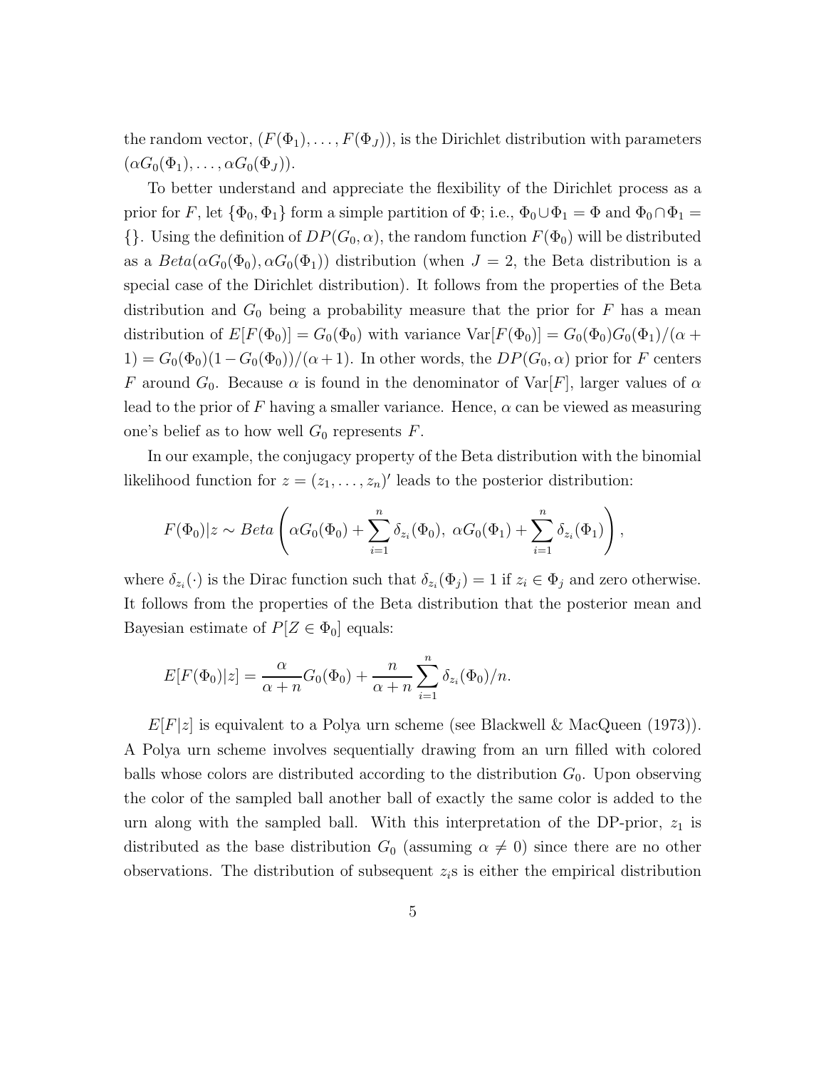the random vector, $(F(\Phi_1), \ldots, F(\Phi_J))$, is the Dirichlet distribution with parameters $(\alpha G_0(\Phi_1), \ldots, \alpha G_0(\Phi_J))$.

To better understand and appreciate the flexibility of the Dirichlet process as a prior for $F$, let $\{\Phi_0, \Phi_1\}$ form a simple partition of $\Phi$; i.e., $\Phi_0 \cup \Phi_1 = \Phi$ and $\Phi_0 \cap \Phi_1 = \{\}$. Using the definition of $DP(G_0, \alpha)$, the random function $F(\Phi_0)$ will be distributed as a $Beta(\alpha G_0(\Phi_0), \alpha G_0(\Phi_1))$ distribution (when $J = 2$, the Beta distribution is a special case of the Dirichlet distribution). It follows from the properties of the Beta distribution and $G_0$ being a probability measure that the prior for $F$ has a mean distribution of $E[F(\Phi_0)] = G_0(\Phi_0)$ with variance $\text{Var}[F(\Phi_0)] = G_0(\Phi_0)G_0(\Phi_1)/(\alpha + 1) = G_0(\Phi_0)(1 - G_0(\Phi_0))/(\alpha + 1)$. In other words, the $DP(G_0, \alpha)$ prior for $F$ centers $F$ around $G_0$. Because $\alpha$ is found in the denominator of $\text{Var}[F]$, larger values of $\alpha$ lead to the prior of $F$ having a smaller variance. Hence, $\alpha$ can be viewed as measuring one's belief as to how well $G_0$ represents $F$.

In our example, the conjugacy property of the Beta distribution with the binomial likelihood function for $z = (z_1, \ldots, z_n)'$ leads to the posterior distribution:

$$F(\Phi_0)|z \sim Beta\left(\alpha G_0(\Phi_0) + \sum_{i=1}^{n} \delta_{z_i}(\Phi_0),\ \alpha G_0(\Phi_1) + \sum_{i=1}^{n} \delta_{z_i}(\Phi_1)\right),$$

where $\delta_{z_i}(\cdot)$ is the Dirac function such that $\delta_{z_i}(\Phi_j) = 1$ if $z_i \in \Phi_j$ and zero otherwise. It follows from the properties of the Beta distribution that the posterior mean and Bayesian estimate of $P[Z \in \Phi_0]$ equals:

$$E[F(\Phi_0)|z] = \frac{\alpha}{\alpha + n} G_0(\Phi_0) + \frac{n}{\alpha + n} \sum_{i=1}^{n} \delta_{z_i}(\Phi_0)/n.$$

$E[F|z]$ is equivalent to a Polya urn scheme (see Blackwell & MacQueen (1973)). A Polya urn scheme involves sequentially drawing from an urn filled with colored balls whose colors are distributed according to the distribution $G_0$. Upon observing the color of the sampled ball another ball of exactly the same color is added to the urn along with the sampled ball. With this interpretation of the DP-prior, $z_1$ is distributed as the base distribution $G_0$ (assuming $\alpha \neq 0$) since there are no other observations. The distribution of subsequent $z_i$s is either the empirical distribution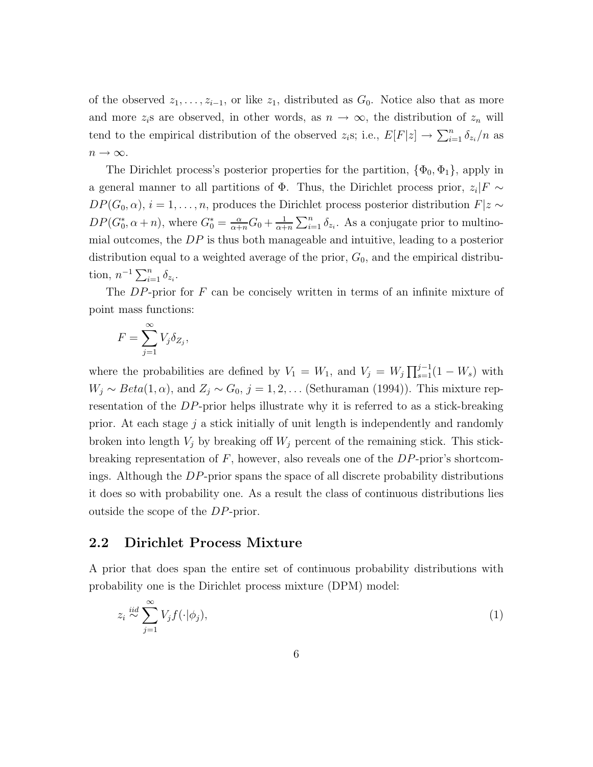of the observed $z_1, \ldots, z_{i-1}$, or like $z_1$, distributed as $G_0$. Notice also that as more and more $z_i$s are observed, in other words, as $n \to \infty$, the distribution of $z_n$ will tend to the empirical distribution of the observed $z_i$s; i.e., $E[F|z] \to \sum_{i=1}^{n} \delta_{z_i}/n$ as $n \to \infty$.

The Dirichlet process's posterior properties for the partition, $\{\Phi_0, \Phi_1\}$, apply in a general manner to all partitions of $\Phi$. Thus, the Dirichlet process prior, $z_i|F \sim DP(G_0, \alpha)$, $i = 1, \ldots, n$, produces the Dirichlet process posterior distribution $F|z \sim DP(G_0^*, \alpha + n)$, where $G_0^* = \frac{\alpha}{\alpha+n} G_0 + \frac{1}{\alpha+n} \sum_{i=1}^{n} \delta_{z_i}$. As a conjugate prior to multinomial outcomes, the $DP$ is thus both manageable and intuitive, leading to a posterior distribution equal to a weighted average of the prior, $G_0$, and the empirical distribution, $n^{-1} \sum_{i=1}^{n} \delta_{z_i}$.

The $DP$-prior for $F$ can be concisely written in terms of an infinite mixture of point mass functions:

$$F = \sum_{j=1}^{\infty} V_j \delta_{Z_j},$$

where the probabilities are defined by $V_1 = W_1$, and $V_j = W_j \prod_{s=1}^{j-1}(1 - W_s)$ with $W_j \sim Beta(1, \alpha)$, and $Z_j \sim G_0$, $j = 1, 2, \ldots$ (Sethuraman (1994)). This mixture representation of the $DP$-prior helps illustrate why it is referred to as a stick-breaking prior. At each stage $j$ a stick initially of unit length is independently and randomly broken into length $V_j$ by breaking off $W_j$ percent of the remaining stick. This stick-breaking representation of $F$, however, also reveals one of the $DP$-prior's shortcomings. Although the $DP$-prior spans the space of all discrete probability distributions it does so with probability one. As a result the class of continuous distributions lies outside the scope of the $DP$-prior.

## 2.2 Dirichlet Process Mixture

A prior that does span the entire set of continuous probability distributions with probability one is the Dirichlet process mixture (DPM) model:

$$z_i \overset{iid}{\sim} \sum_{j=1}^{\infty} V_j f(\cdot|\phi_j), \tag{1}$$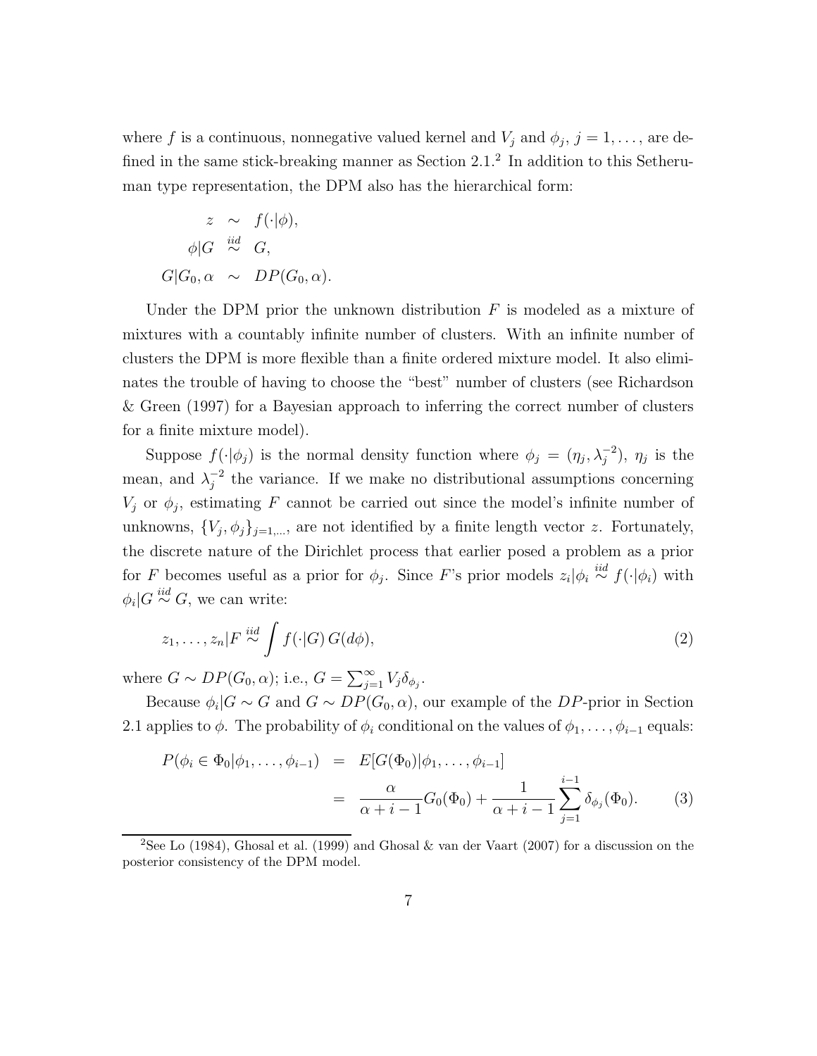where $f$ is a continuous, nonnegative valued kernel and $V_j$ and $\phi_j$, $j = 1, \ldots,$ are defined in the same stick-breaking manner as Section 2.1.[2] In addition to this Sethuraman type representation, the DPM also has the hierarchical form:

$$
\begin{aligned}
z &\sim f(\cdot|\phi), \\
\phi|G &\overset{iid}{\sim} G, \\
G|G_0, \alpha &\sim DP(G_0, \alpha).
\end{aligned}
$$

Under the DPM prior the unknown distribution $F$ is modeled as a mixture of mixtures with a countably infinite number of clusters. With an infinite number of clusters the DPM is more flexible than a finite ordered mixture model. It also eliminates the trouble of having to choose the "best" number of clusters (see Richardson & Green (1997) for a Bayesian approach to inferring the correct number of clusters for a finite mixture model).

Suppose $f(\cdot|\phi_j)$ is the normal density function where $\phi_j = (\eta_j, \lambda_j^{-2})$, $\eta_j$ is the mean, and $\lambda_j^{-2}$ the variance. If we make no distributional assumptions concerning $V_j$ or $\phi_j$, estimating $F$ cannot be carried out since the model's infinite number of unknowns, $\{V_j, \phi_j\}_{j=1,\ldots}$, are not identified by a finite length vector $z$. Fortunately, the discrete nature of the Dirichlet process that earlier posed a problem as a prior for $F$ becomes useful as a prior for $\phi_j$. Since $F$'s prior models $z_i|\phi_i \overset{iid}{\sim} f(\cdot|\phi_i)$ with $\phi_i|G \overset{iid}{\sim} G$, we can write:

$$
z_1, \ldots, z_n|F \overset{iid}{\sim} \int f(\cdot|G)\, G(d\phi), \tag{2}
$$

where $G \sim DP(G_0, \alpha)$; i.e., $G = \sum_{j=1}^{\infty} V_j \delta_{\phi_j}$.

Because $\phi_i|G \sim G$ and $G \sim DP(G_0, \alpha)$, our example of the $DP$-prior in Section 2.1 applies to $\phi$. The probability of $\phi_i$ conditional on the values of $\phi_1, \ldots, \phi_{i-1}$ equals:

$$
\begin{aligned}
P(\phi_i \in \Phi_0|\phi_1, \ldots, \phi_{i-1}) &= E[G(\Phi_0)|\phi_1, \ldots, \phi_{i-1}] \\
&= \frac{\alpha}{\alpha + i - 1} G_0(\Phi_0) + \frac{1}{\alpha + i - 1} \sum_{j=1}^{i-1} \delta_{\phi_j}(\Phi_0). 
\end{aligned} \tag{3}
$$

[2]See Lo (1984), Ghosal et al. (1999) and Ghosal & van der Vaart (2007) for a discussion on the posterior consistency of the DPM model.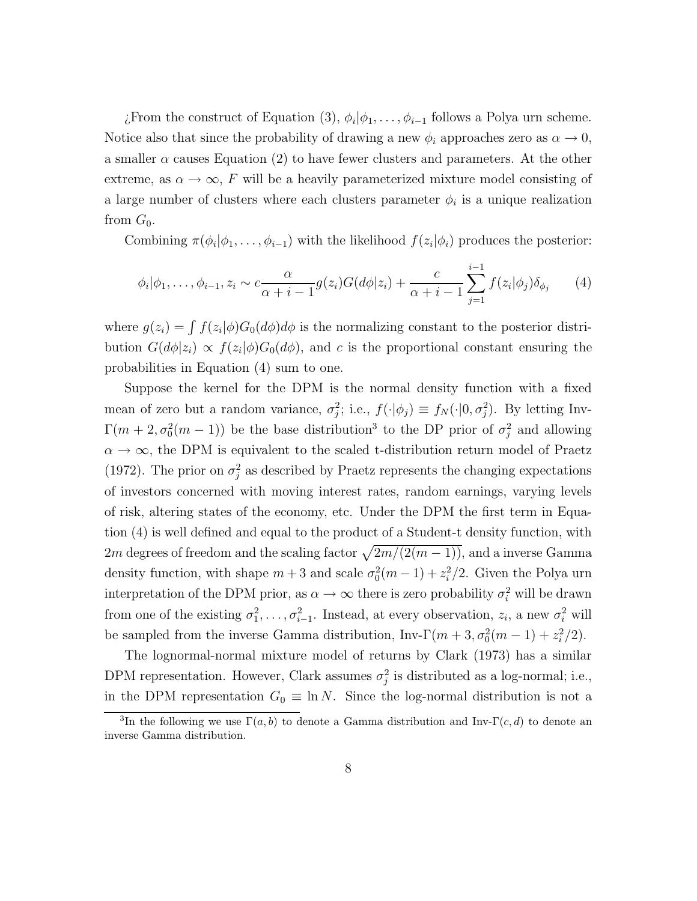¿From the construct of Equation (3), $\phi_i|\phi_1,\ldots,\phi_{i-1}$ follows a Polya urn scheme. Notice also that since the probability of drawing a new $\phi_i$ approaches zero as $\alpha \to 0$, a smaller $\alpha$ causes Equation (2) to have fewer clusters and parameters. At the other extreme, as $\alpha \to \infty$, $F$ will be a heavily parameterized mixture model consisting of a large number of clusters where each clusters parameter $\phi_i$ is a unique realization from $G_0$.

Combining $\pi(\phi_i|\phi_1,\ldots,\phi_{i-1})$ with the likelihood $f(z_i|\phi_i)$ produces the posterior:

$$\phi_i|\phi_1,\ldots,\phi_{i-1},z_i \sim c\frac{\alpha}{\alpha+i-1}g(z_i)G(d\phi|z_i) + \frac{c}{\alpha+i-1}\sum_{j=1}^{i-1} f(z_i|\phi_j)\delta_{\phi_j} \tag{4}$$

where $g(z_i) = \int f(z_i|\phi)G_0(d\phi)d\phi$ is the normalizing constant to the posterior distribution $G(d\phi|z_i) \propto f(z_i|\phi)G_0(d\phi)$, and $c$ is the proportional constant ensuring the probabilities in Equation (4) sum to one.

Suppose the kernel for the DPM is the normal density function with a fixed mean of zero but a random variance, $\sigma_j^2$; i.e., $f(\cdot|\phi_j) \equiv f_N(\cdot|0,\sigma_j^2)$. By letting Inv-$\Gamma(m+2, \sigma_0^2(m-1))$ be the base distribution[3] to the DP prior of $\sigma_j^2$ and allowing $\alpha \to \infty$, the DPM is equivalent to the scaled t-distribution return model of Praetz (1972). The prior on $\sigma_j^2$ as described by Praetz represents the changing expectations of investors concerned with moving interest rates, random earnings, varying levels of risk, altering states of the economy, etc. Under the DPM the first term in Equation (4) is well defined and equal to the product of a Student-t density function, with $2m$ degrees of freedom and the scaling factor $\sqrt{2m/(2(m-1))}$, and a inverse Gamma density function, with shape $m+3$ and scale $\sigma_0^2(m-1) + z_i^2/2$. Given the Polya urn interpretation of the DPM prior, as $\alpha \to \infty$ there is zero probability $\sigma_i^2$ will be drawn from one of the existing $\sigma_1^2,\ldots,\sigma_{i-1}^2$. Instead, at every observation, $z_i$, a new $\sigma_i^2$ will be sampled from the inverse Gamma distribution, Inv-$\Gamma(m+3, \sigma_0^2(m-1) + z_i^2/2)$.

The lognormal-normal mixture model of returns by Clark (1973) has a similar DPM representation. However, Clark assumes $\sigma_j^2$ is distributed as a log-normal; i.e., in the DPM representation $G_0 \equiv \ln N$. Since the log-normal distribution is not a

[3] In the following we use $\Gamma(a,b)$ to denote a Gamma distribution and Inv-$\Gamma(c,d)$ to denote an inverse Gamma distribution.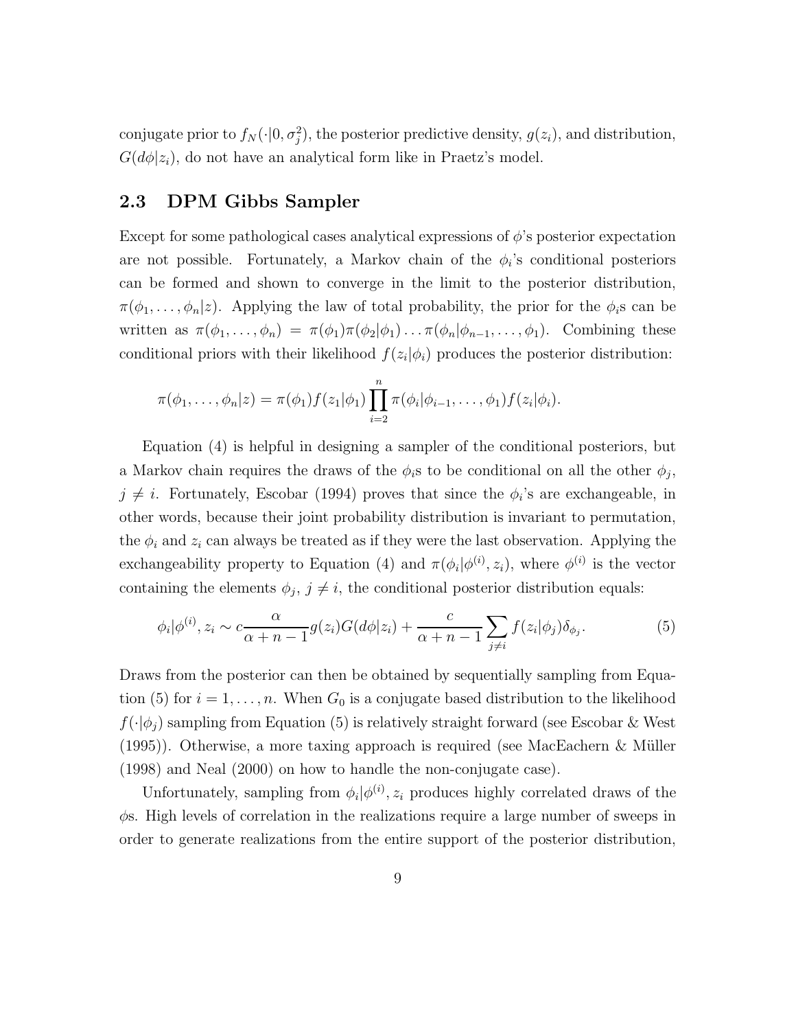conjugate prior to $f_N(\cdot|0, \sigma_j^2)$, the posterior predictive density, $g(z_i)$, and distribution, $G(d\phi|z_i)$, do not have an analytical form like in Praetz's model.

## 2.3 DPM Gibbs Sampler

Except for some pathological cases analytical expressions of $\phi$'s posterior expectation are not possible. Fortunately, a Markov chain of the $\phi_i$'s conditional posteriors can be formed and shown to converge in the limit to the posterior distribution, $\pi(\phi_1, \ldots, \phi_n|z)$. Applying the law of total probability, the prior for the $\phi_i$s can be written as $\pi(\phi_1, \ldots, \phi_n) = \pi(\phi_1)\pi(\phi_2|\phi_1)\ldots\pi(\phi_n|\phi_{n-1}, \ldots, \phi_1)$. Combining these conditional priors with their likelihood $f(z_i|\phi_i)$ produces the posterior distribution:

$$\pi(\phi_1, \ldots, \phi_n|z) = \pi(\phi_1)f(z_1|\phi_1)\prod_{i=2}^{n}\pi(\phi_i|\phi_{i-1}, \ldots, \phi_1)f(z_i|\phi_i).$$

Equation (4) is helpful in designing a sampler of the conditional posteriors, but a Markov chain requires the draws of the $\phi_i$s to be conditional on all the other $\phi_j$, $j \neq i$. Fortunately, Escobar (1994) proves that since the $\phi_i$'s are exchangeable, in other words, because their joint probability distribution is invariant to permutation, the $\phi_i$ and $z_i$ can always be treated as if they were the last observation. Applying the exchangeability property to Equation (4) and $\pi(\phi_i|\phi^{(i)}, z_i)$, where $\phi^{(i)}$ is the vector containing the elements $\phi_j$, $j \neq i$, the conditional posterior distribution equals:

$$\phi_i|\phi^{(i)}, z_i \sim c\frac{\alpha}{\alpha + n - 1}g(z_i)G(d\phi|z_i) + \frac{c}{\alpha + n - 1}\sum_{j \neq i} f(z_i|\phi_j)\delta_{\phi_j}. \tag{5}$$

Draws from the posterior can then be obtained by sequentially sampling from Equation (5) for $i = 1, \ldots, n$. When $G_0$ is a conjugate based distribution to the likelihood $f(\cdot|\phi_j)$ sampling from Equation (5) is relatively straight forward (see Escobar & West (1995)). Otherwise, a more taxing approach is required (see MacEachern & Müller (1998) and Neal (2000) on how to handle the non-conjugate case).

Unfortunately, sampling from $\phi_i|\phi^{(i)}, z_i$ produces highly correlated draws of the $\phi$s. High levels of correlation in the realizations require a large number of sweeps in order to generate realizations from the entire support of the posterior distribution,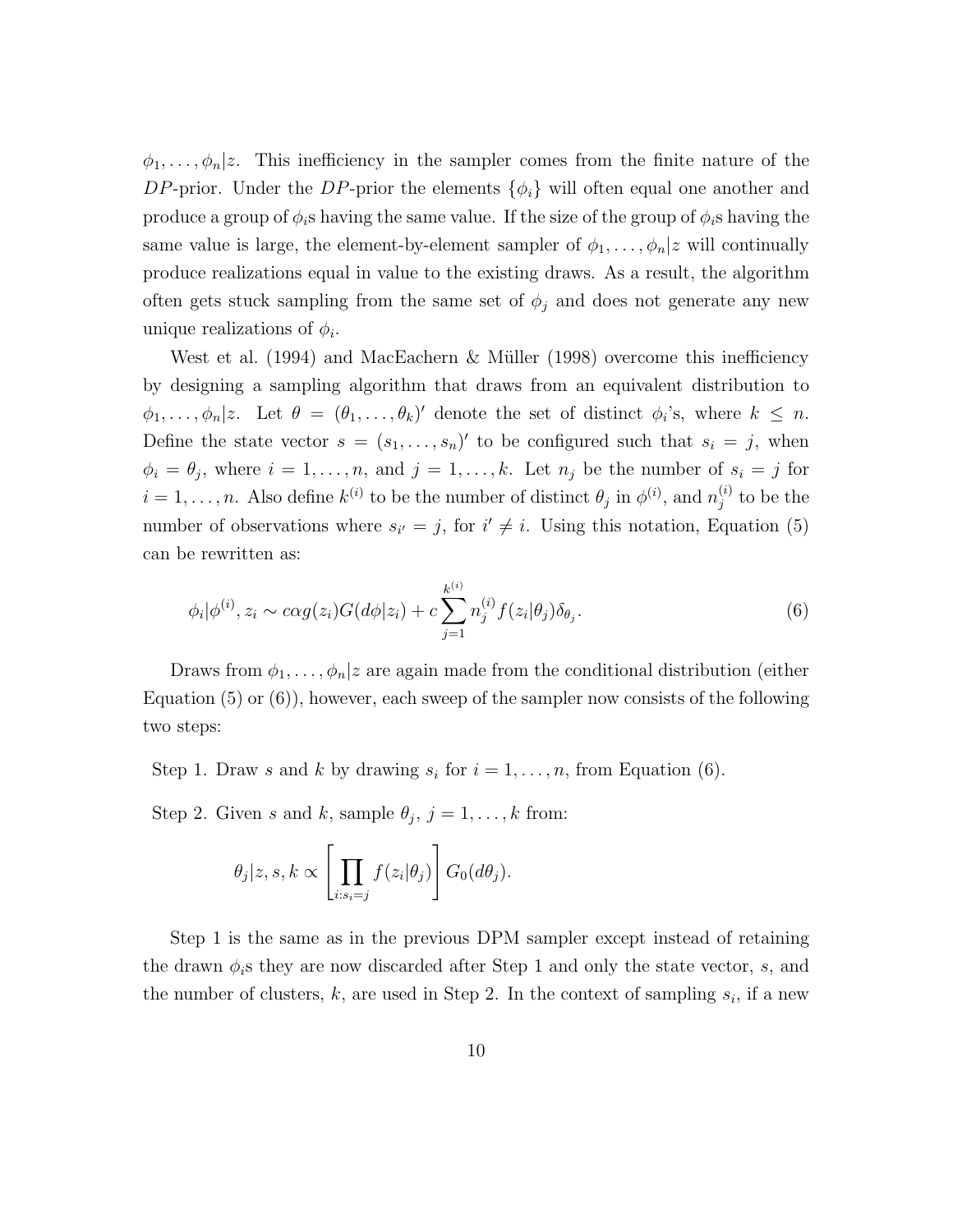$\phi_1, \ldots, \phi_n | z$. This inefficiency in the sampler comes from the finite nature of the $DP$-prior. Under the $DP$-prior the elements $\{\phi_i\}$ will often equal one another and produce a group of $\phi_i$s having the same value. If the size of the group of $\phi_i$s having the same value is large, the element-by-element sampler of $\phi_1, \ldots, \phi_n | z$ will continually produce realizations equal in value to the existing draws. As a result, the algorithm often gets stuck sampling from the same set of $\phi_j$ and does not generate any new unique realizations of $\phi_i$.

West et al. (1994) and MacEachern & Müller (1998) overcome this inefficiency by designing a sampling algorithm that draws from an equivalent distribution to $\phi_1, \ldots, \phi_n | z$. Let $\theta = (\theta_1, \ldots, \theta_k)'$ denote the set of distinct $\phi_i$'s, where $k \leq n$. Define the state vector $s = (s_1, \ldots, s_n)'$ to be configured such that $s_i = j$, when $\phi_i = \theta_j$, where $i = 1, \ldots, n$, and $j = 1, \ldots, k$. Let $n_j$ be the number of $s_i = j$ for $i = 1, \ldots, n$. Also define $k^{(i)}$ to be the number of distinct $\theta_j$ in $\phi^{(i)}$, and $n_j^{(i)}$ to be the number of observations where $s_{i'} = j$, for $i' \neq i$. Using this notation, Equation (5) can be rewritten as:

$$\phi_i | \phi^{(i)}, z_i \sim c\alpha g(z_i) G(d\phi | z_i) + c \sum_{j=1}^{k^{(i)}} n_j^{(i)} f(z_i | \theta_j) \delta_{\theta_j}. \tag{6}$$

Draws from $\phi_1, \ldots, \phi_n | z$ are again made from the conditional distribution (either Equation (5) or (6)), however, each sweep of the sampler now consists of the following two steps:

Step 1. Draw $s$ and $k$ by drawing $s_i$ for $i = 1, \ldots, n$, from Equation (6).

Step 2. Given $s$ and $k$, sample $\theta_j$, $j = 1, \ldots, k$ from:

$$\theta_j | z, s, k \propto \left[ \prod_{i: s_i = j} f(z_i | \theta_j) \right] G_0(d\theta_j).$$

Step 1 is the same as in the previous DPM sampler except instead of retaining the drawn $\phi_i$s they are now discarded after Step 1 and only the state vector, $s$, and the number of clusters, $k$, are used in Step 2. In the context of sampling $s_i$, if a new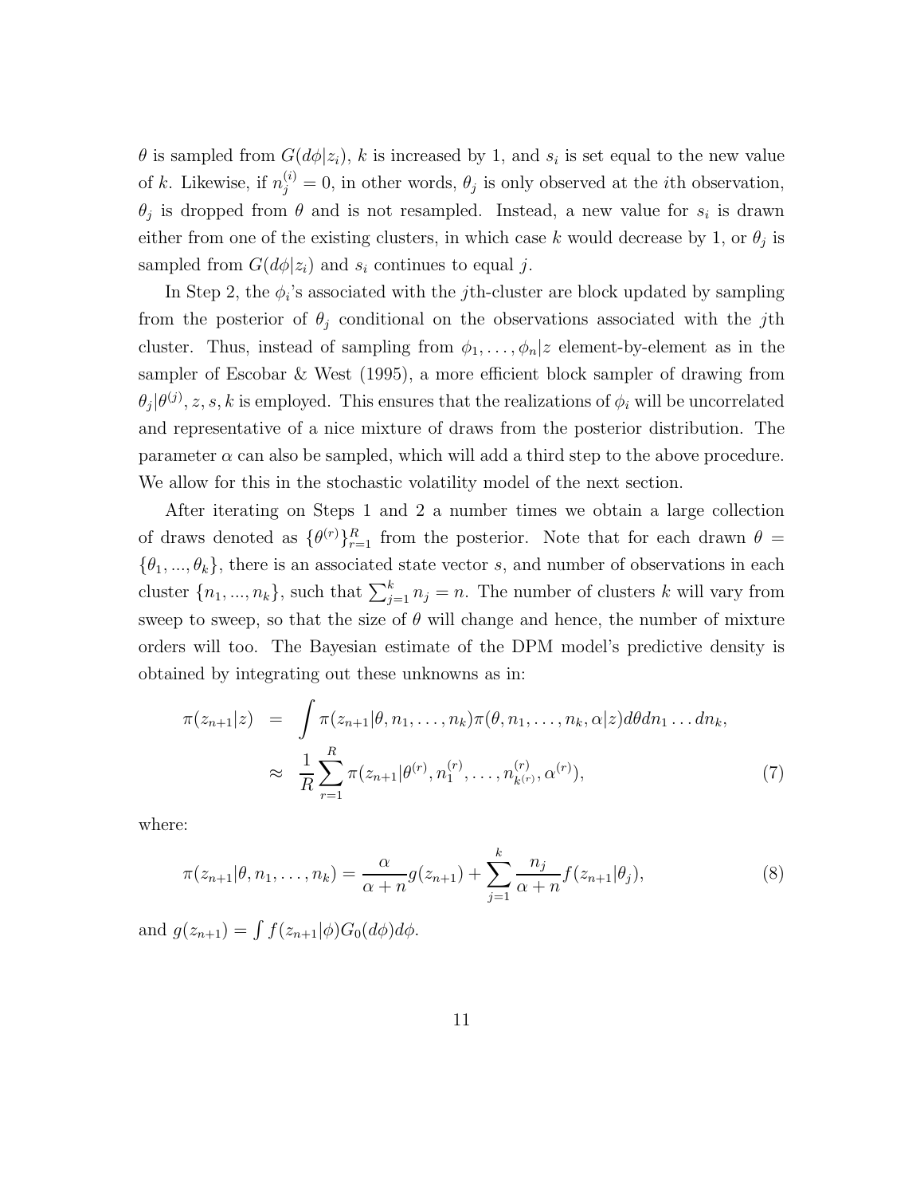$\theta$ is sampled from $G(d\phi|z_i)$, $k$ is increased by 1, and $s_i$ is set equal to the new value of $k$. Likewise, if $n_j^{(i)} = 0$, in other words, $\theta_j$ is only observed at the $i$th observation, $\theta_j$ is dropped from $\theta$ and is not resampled. Instead, a new value for $s_i$ is drawn either from one of the existing clusters, in which case $k$ would decrease by 1, or $\theta_j$ is sampled from $G(d\phi|z_i)$ and $s_i$ continues to equal $j$.

In Step 2, the $\phi_i$'s associated with the $j$th-cluster are block updated by sampling from the posterior of $\theta_j$ conditional on the observations associated with the $j$th cluster. Thus, instead of sampling from $\phi_1, \ldots, \phi_n|z$ element-by-element as in the sampler of Escobar & West (1995), a more efficient block sampler of drawing from $\theta_j|\theta^{(j)}, z, s, k$ is employed. This ensures that the realizations of $\phi_i$ will be uncorrelated and representative of a nice mixture of draws from the posterior distribution. The parameter $\alpha$ can also be sampled, which will add a third step to the above procedure. We allow for this in the stochastic volatility model of the next section.

After iterating on Steps 1 and 2 a number times we obtain a large collection of draws denoted as $\{\theta^{(r)}\}_{r=1}^{R}$ from the posterior. Note that for each drawn $\theta = \{\theta_1, ..., \theta_k\}$, there is an associated state vector $s$, and number of observations in each cluster $\{n_1, ..., n_k\}$, such that $\sum_{j=1}^{k} n_j = n$. The number of clusters $k$ will vary from sweep to sweep, so that the size of $\theta$ will change and hence, the number of mixture orders will too. The Bayesian estimate of the DPM model's predictive density is obtained by integrating out these unknowns as in:

$$
\begin{aligned}
\pi(z_{n+1}|z) &= \int \pi(z_{n+1}|\theta, n_1, \ldots, n_k)\pi(\theta, n_1, \ldots, n_k, \alpha|z)d\theta dn_1 \ldots dn_k, \\
&\approx \frac{1}{R}\sum_{r=1}^{R} \pi(z_{n+1}|\theta^{(r)}, n_1^{(r)}, \ldots, n_{k^{(r)}}^{(r)}, \alpha^{(r)}),
\end{aligned} \tag{7}
$$

where:

$$
\pi(z_{n+1}|\theta, n_1, \ldots, n_k) = \frac{\alpha}{\alpha + n} g(z_{n+1}) + \sum_{j=1}^{k} \frac{n_j}{\alpha + n} f(z_{n+1}|\theta_j), \tag{8}
$$

and $g(z_{n+1}) = \int f(z_{n+1}|\phi)G_0(d\phi)d\phi$.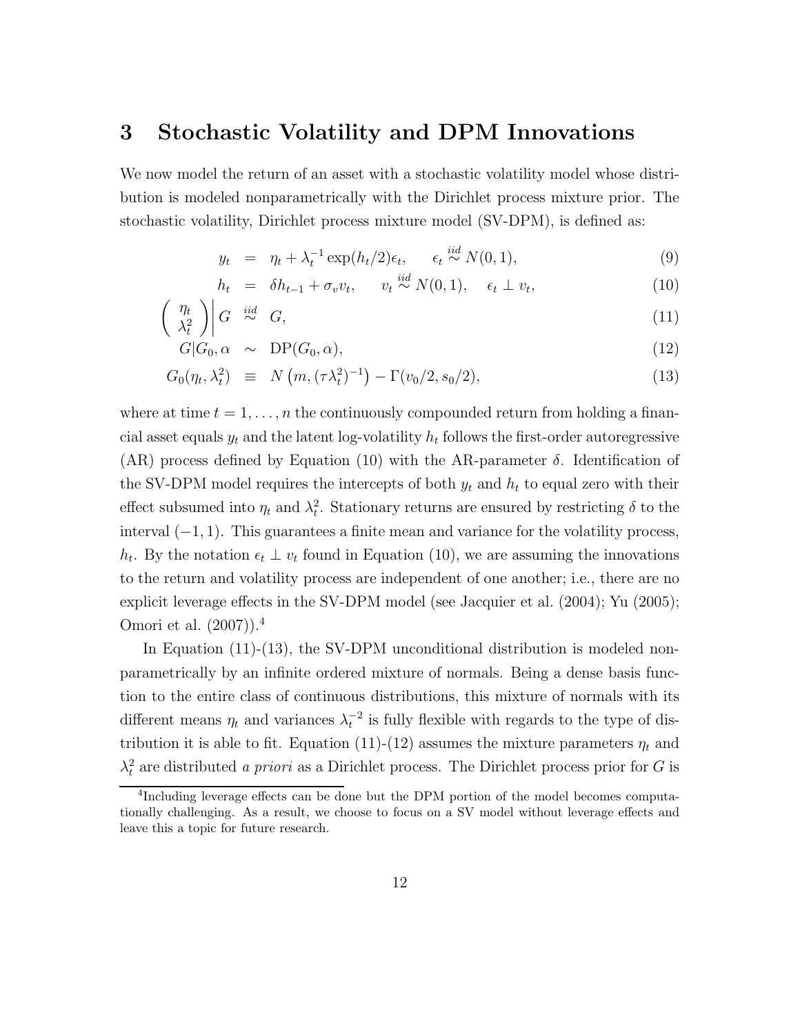# 3 Stochastic Volatility and DPM Innovations

We now model the return of an asset with a stochastic volatility model whose distribution is modeled nonparametrically with the Dirichlet process mixture prior. The stochastic volatility, Dirichlet process mixture model (SV-DPM), is defined as:

$$y_t = \eta_t + \lambda_t^{-1} \exp(h_t/2)\epsilon_t, \qquad \epsilon_t \overset{iid}{\sim} N(0,1), \tag{9}$$

$$h_t = \delta h_{t-1} + \sigma_v v_t, \qquad v_t \overset{iid}{\sim} N(0,1), \quad \epsilon_t \perp v_t, \tag{10}$$

$$\left( \begin{array}{c} \eta_t \\ \lambda_t^2 \end{array} \right) \Bigg| G \overset{iid}{\sim} G, \tag{11}$$

$$G | G_0, \alpha \sim \text{DP}(G_0, \alpha), \tag{12}$$

$$G_0(\eta_t, \lambda_t^2) \equiv N\left(m, (\tau\lambda_t^2)^{-1}\right) - \Gamma(v_0/2, s_0/2), \tag{13}$$

where at time $t = 1, \ldots, n$ the continuously compounded return from holding a financial asset equals $y_t$ and the latent log-volatility $h_t$ follows the first-order autoregressive (AR) process defined by Equation (10) with the AR-parameter $\delta$. Identification of the SV-DPM model requires the intercepts of both $y_t$ and $h_t$ to equal zero with their effect subsumed into $\eta_t$ and $\lambda_t^2$. Stationary returns are ensured by restricting $\delta$ to the interval $(-1, 1)$. This guarantees a finite mean and variance for the volatility process, $h_t$. By the notation $\epsilon_t \perp v_t$ found in Equation (10), we are assuming the innovations to the return and volatility process are independent of one another; i.e., there are no explicit leverage effects in the SV-DPM model (see Jacquier et al. (2004); Yu (2005); Omori et al. (2007)).[4]

In Equation (11)-(13), the SV-DPM unconditional distribution is modeled nonparametrically by an infinite ordered mixture of normals. Being a dense basis function to the entire class of continuous distributions, this mixture of normals with its different means $\eta_t$ and variances $\lambda_t^{-2}$ is fully flexible with regards to the type of distribution it is able to fit. Equation (11)-(12) assumes the mixture parameters $\eta_t$ and $\lambda_t^2$ are distributed *a priori* as a Dirichlet process. The Dirichlet process prior for $G$ is

[4]Including leverage effects can be done but the DPM portion of the model becomes computationally challenging. As a result, we choose to focus on a SV model without leverage effects and leave this a topic for future research.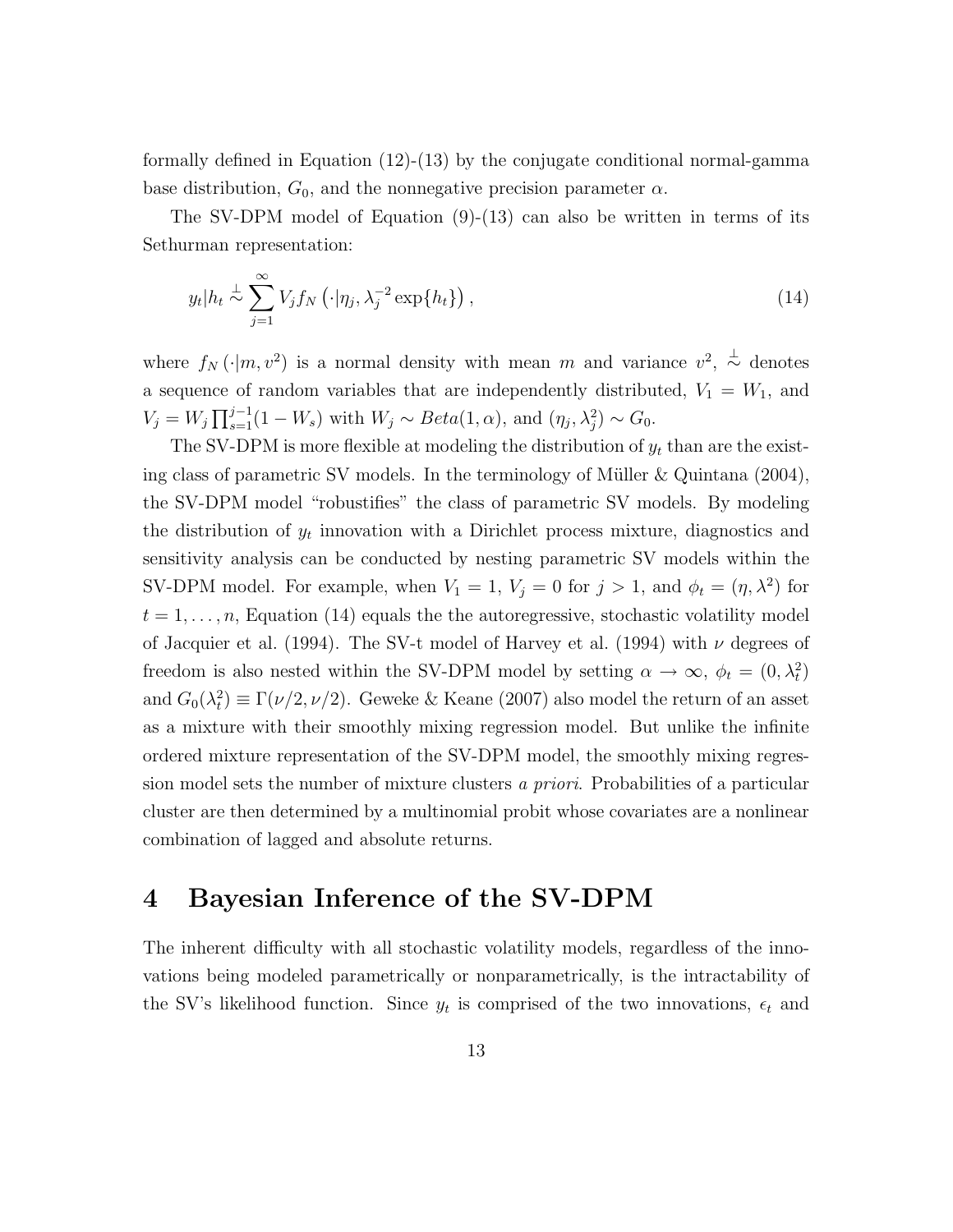formally defined in Equation (12)-(13) by the conjugate conditional normal-gamma base distribution, $G_0$, and the nonnegative precision parameter $\alpha$.

The SV-DPM model of Equation (9)-(13) can also be written in terms of its Sethurman representation:

$$y_t|h_t \overset{\perp}{\sim} \sum_{j=1}^{\infty} V_j f_N\left(\cdot|\eta_j, \lambda_j^{-2}\exp\{h_t\}\right), \tag{14}$$

where $f_N\left(\cdot|m, v^2\right)$ is a normal density with mean $m$ and variance $v^2$, $\overset{\perp}{\sim}$ denotes a sequence of random variables that are independently distributed, $V_1 = W_1$, and $V_j = W_j \prod_{s=1}^{j-1}(1 - W_s)$ with $W_j \sim Beta(1, \alpha)$, and $(\eta_j, \lambda_j^2) \sim G_0$.

The SV-DPM is more flexible at modeling the distribution of $y_t$ than are the existing class of parametric SV models. In the terminology of Müller & Quintana (2004), the SV-DPM model "robustifies" the class of parametric SV models. By modeling the distribution of $y_t$ innovation with a Dirichlet process mixture, diagnostics and sensitivity analysis can be conducted by nesting parametric SV models within the SV-DPM model. For example, when $V_1 = 1$, $V_j = 0$ for $j > 1$, and $\phi_t = (\eta, \lambda^2)$ for $t = 1, \ldots, n$, Equation (14) equals the the autoregressive, stochastic volatility model of Jacquier et al. (1994). The SV-t model of Harvey et al. (1994) with $\nu$ degrees of freedom is also nested within the SV-DPM model by setting $\alpha \to \infty$, $\phi_t = (0, \lambda_t^2)$ and $G_0(\lambda_t^2) \equiv \Gamma(\nu/2, \nu/2)$. Geweke & Keane (2007) also model the return of an asset as a mixture with their smoothly mixing regression model. But unlike the infinite ordered mixture representation of the SV-DPM model, the smoothly mixing regression model sets the number of mixture clusters *a priori*. Probabilities of a particular cluster are then determined by a multinomial probit whose covariates are a nonlinear combination of lagged and absolute returns.

# 4 Bayesian Inference of the SV-DPM

The inherent difficulty with all stochastic volatility models, regardless of the innovations being modeled parametrically or nonparametrically, is the intractability of the SV's likelihood function. Since $y_t$ is comprised of the two innovations, $\epsilon_t$ and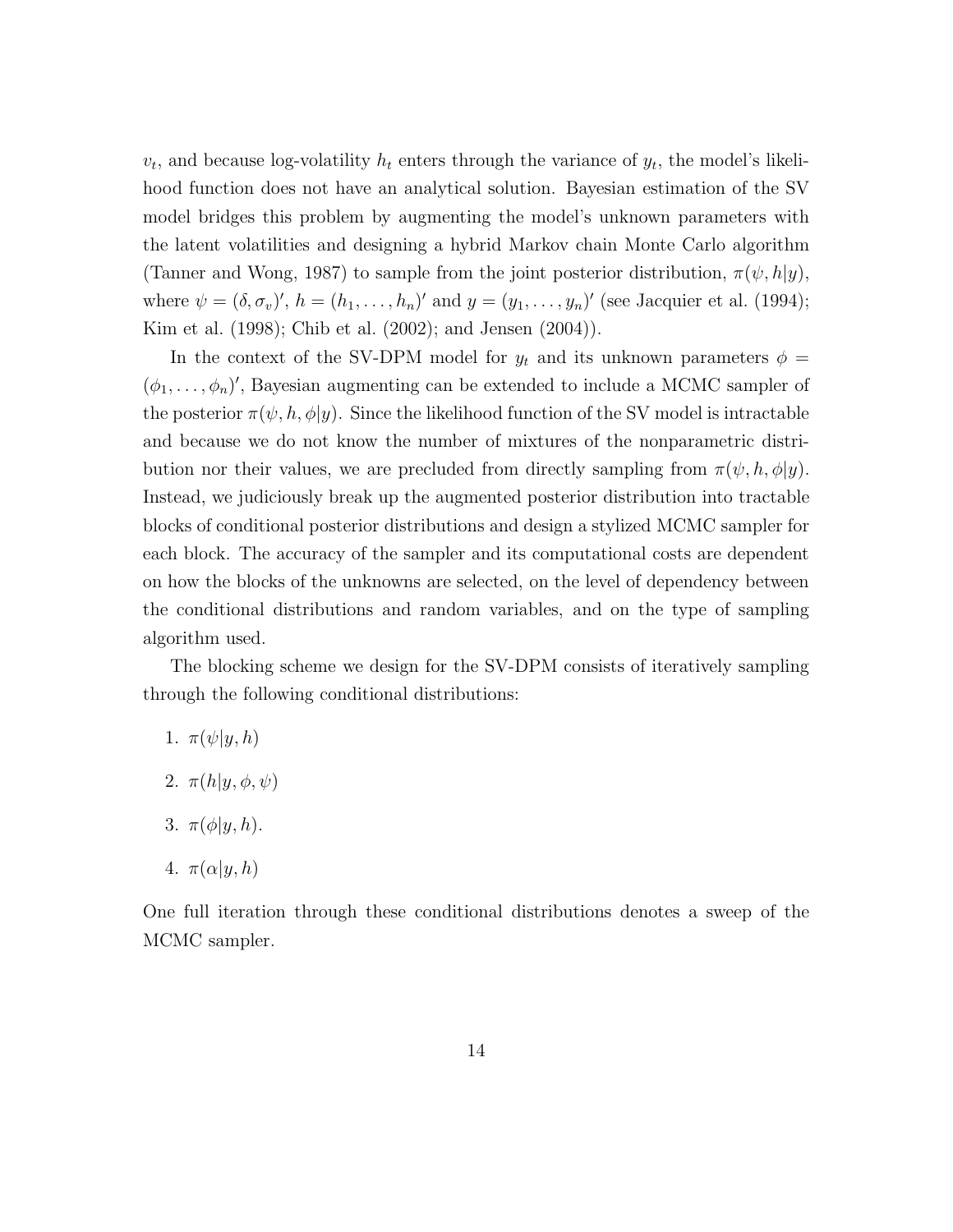$v_t$, and because log-volatility $h_t$ enters through the variance of $y_t$, the model's likelihood function does not have an analytical solution. Bayesian estimation of the SV model bridges this problem by augmenting the model's unknown parameters with the latent volatilities and designing a hybrid Markov chain Monte Carlo algorithm (Tanner and Wong, 1987) to sample from the joint posterior distribution, $\pi(\psi, h|y)$, where $\psi = (\delta, \sigma_v)'$, $h = (h_1, \ldots, h_n)'$ and $y = (y_1, \ldots, y_n)'$ (see Jacquier et al. (1994); Kim et al. (1998); Chib et al. (2002); and Jensen (2004)).

In the context of the SV-DPM model for $y_t$ and its unknown parameters $\phi = (\phi_1, \ldots, \phi_n)'$, Bayesian augmenting can be extended to include a MCMC sampler of the posterior $\pi(\psi, h, \phi|y)$. Since the likelihood function of the SV model is intractable and because we do not know the number of mixtures of the nonparametric distribution nor their values, we are precluded from directly sampling from $\pi(\psi, h, \phi|y)$. Instead, we judiciously break up the augmented posterior distribution into tractable blocks of conditional posterior distributions and design a stylized MCMC sampler for each block. The accuracy of the sampler and its computational costs are dependent on how the blocks of the unknowns are selected, on the level of dependency between the conditional distributions and random variables, and on the type of sampling algorithm used.

The blocking scheme we design for the SV-DPM consists of iteratively sampling through the following conditional distributions:

1. $\pi(\psi|y, h)$
2. $\pi(h|y, \phi, \psi)$
3. $\pi(\phi|y, h)$.
4. $\pi(\alpha|y, h)$

One full iteration through these conditional distributions denotes a sweep of the MCMC sampler.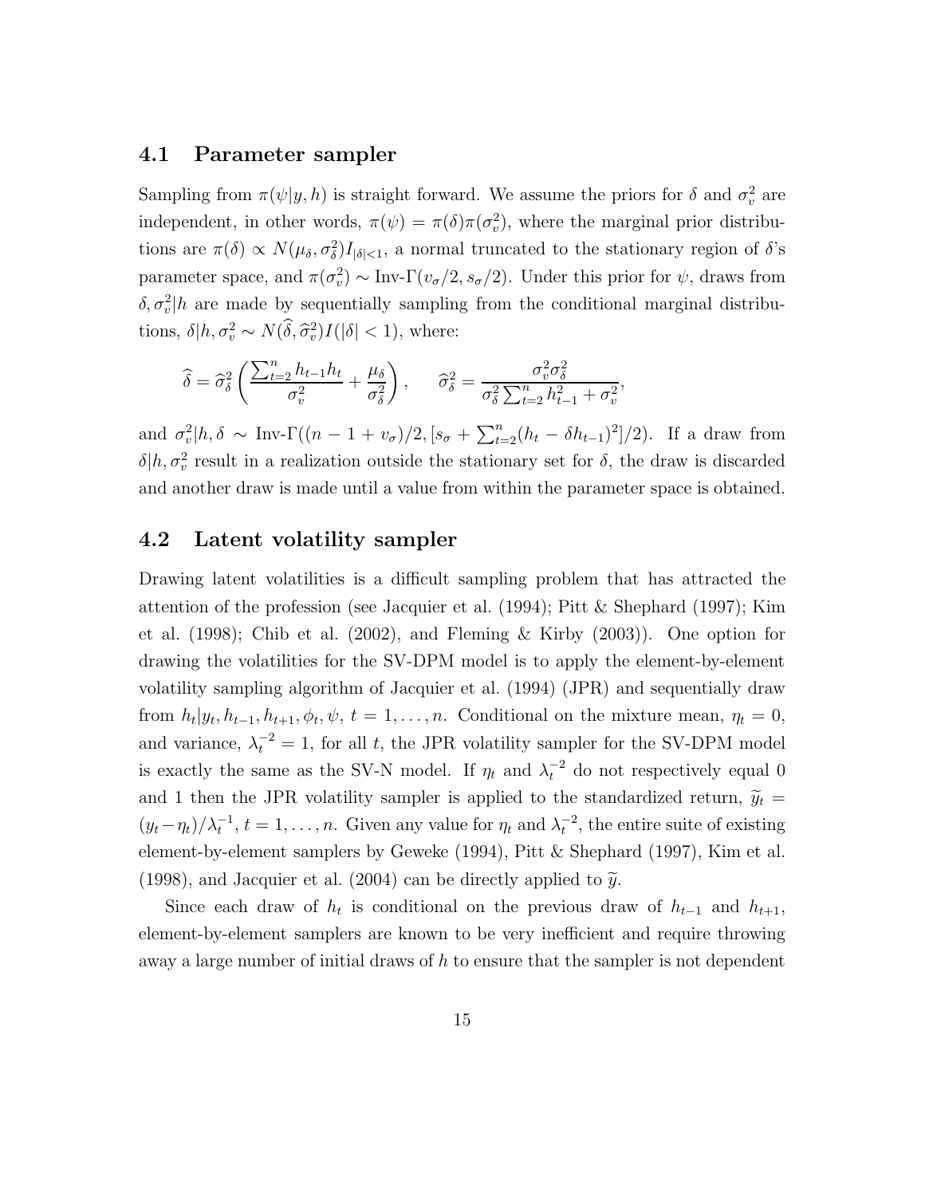### 4.1 Parameter sampler

Sampling from $\pi(\psi|y, h)$ is straight forward. We assume the priors for $\delta$ and $\sigma_v^2$ are independent, in other words, $\pi(\psi) = \pi(\delta)\pi(\sigma_v^2)$, where the marginal prior distributions are $\pi(\delta) \propto N(\mu_\delta, \sigma_\delta^2)I_{|\delta|<1}$, a normal truncated to the stationary region of $\delta$'s parameter space, and $\pi(\sigma_v^2) \sim \text{Inv-}\Gamma(v_\sigma/2, s_\sigma/2)$. Under this prior for $\psi$, draws from $\delta, \sigma_v^2|h$ are made by sequentially sampling from the conditional marginal distributions, $\delta|h, \sigma_v^2 \sim N(\widehat{\delta}, \widehat{\sigma}_v^2)I(|\delta| < 1)$, where:

$$\widehat{\delta} = \widehat{\sigma}_\delta^2 \left( \frac{\sum_{t=2}^n h_{t-1}h_t}{\sigma_v^2} + \frac{\mu_\delta}{\sigma_\delta^2} \right), \qquad \widehat{\sigma}_\delta^2 = \frac{\sigma_v^2 \sigma_\delta^2}{\sigma_\delta^2 \sum_{t=2}^n h_{t-1}^2 + \sigma_v^2},$$

and $\sigma_v^2|h, \delta \sim \text{Inv-}\Gamma((n-1+v_\sigma)/2, [s_\sigma + \sum_{t=2}^n (h_t - \delta h_{t-1})^2]/2)$. If a draw from $\delta|h, \sigma_v^2$ result in a realization outside the stationary set for $\delta$, the draw is discarded and another draw is made until a value from within the parameter space is obtained.

### 4.2 Latent volatility sampler

Drawing latent volatilities is a difficult sampling problem that has attracted the attention of the profession (see Jacquier et al. (1994); Pitt & Shephard (1997); Kim et al. (1998); Chib et al. (2002), and Fleming & Kirby (2003)). One option for drawing the volatilities for the SV-DPM model is to apply the element-by-element volatility sampling algorithm of Jacquier et al. (1994) (JPR) and sequentially draw from $h_t|y_t, h_{t-1}, h_{t+1}, \phi_t, \psi$, $t = 1, \ldots, n$. Conditional on the mixture mean, $\eta_t = 0$, and variance, $\lambda_t^{-2} = 1$, for all $t$, the JPR volatility sampler for the SV-DPM model is exactly the same as the SV-N model. If $\eta_t$ and $\lambda_t^{-2}$ do not respectively equal 0 and 1 then the JPR volatility sampler is applied to the standardized return, $\widetilde{y}_t = (y_t - \eta_t)/\lambda_t^{-1}$, $t = 1, \ldots, n$. Given any value for $\eta_t$ and $\lambda_t^{-2}$, the entire suite of existing element-by-element samplers by Geweke (1994), Pitt & Shephard (1997), Kim et al. (1998), and Jacquier et al. (2004) can be directly applied to $\widetilde{y}$.

Since each draw of $h_t$ is conditional on the previous draw of $h_{t-1}$ and $h_{t+1}$, element-by-element samplers are known to be very inefficient and require throwing away a large number of initial draws of $h$ to ensure that the sampler is not dependent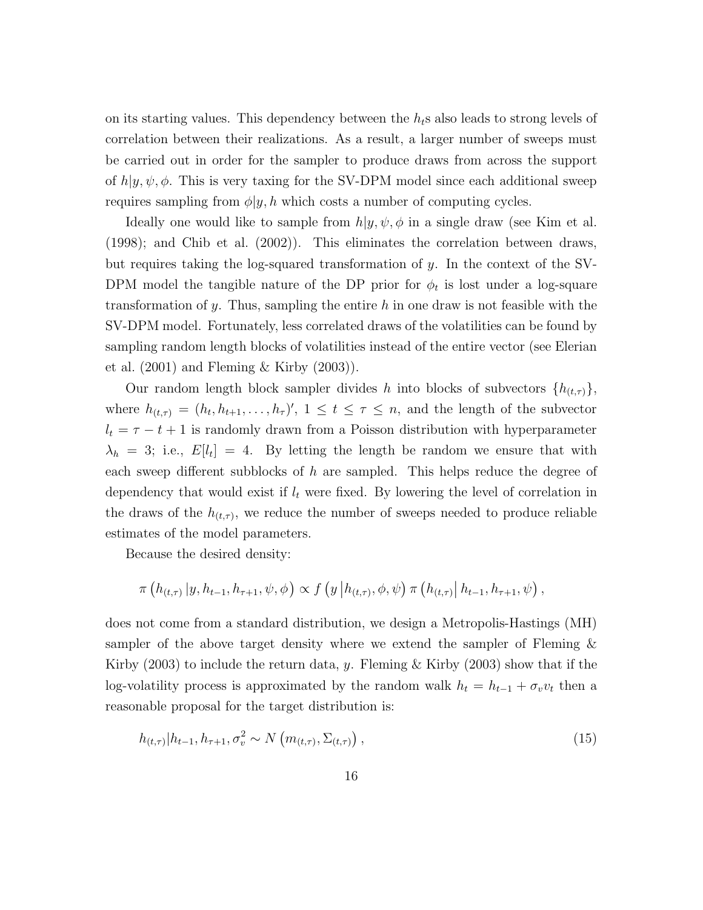on its starting values. This dependency between the $h_t$s also leads to strong levels of correlation between their realizations. As a result, a larger number of sweeps must be carried out in order for the sampler to produce draws from across the support of $h|y, \psi, \phi$. This is very taxing for the SV-DPM model since each additional sweep requires sampling from $\phi|y, h$ which costs a number of computing cycles.

Ideally one would like to sample from $h|y, \psi, \phi$ in a single draw (see Kim et al. (1998); and Chib et al. (2002)). This eliminates the correlation between draws, but requires taking the log-squared transformation of $y$. In the context of the SV-DPM model the tangible nature of the DP prior for $\phi_t$ is lost under a log-square transformation of $y$. Thus, sampling the entire $h$ in one draw is not feasible with the SV-DPM model. Fortunately, less correlated draws of the volatilities can be found by sampling random length blocks of volatilities instead of the entire vector (see Elerian et al. (2001) and Fleming & Kirby (2003)).

Our random length block sampler divides $h$ into blocks of subvectors $\{h_{(t,\tau)}\}$, where $h_{(t,\tau)} = (h_t, h_{t+1}, \ldots, h_\tau)'$, $1 \leq t \leq \tau \leq n$, and the length of the subvector $l_t = \tau - t + 1$ is randomly drawn from a Poisson distribution with hyperparameter $\lambda_h = 3$; i.e., $E[l_t] = 4$. By letting the length be random we ensure that with each sweep different subblocks of $h$ are sampled. This helps reduce the degree of dependency that would exist if $l_t$ were fixed. By lowering the level of correlation in the draws of the $h_{(t,\tau)}$, we reduce the number of sweeps needed to produce reliable estimates of the model parameters.

Because the desired density:

$$\pi\left(h_{(t,\tau)}\left|y, h_{t-1}, h_{\tau+1}, \psi, \phi\right.\right) \propto f\left(y\left|h_{(t,\tau)}, \phi, \psi\right.\right) \pi\left(h_{(t,\tau)}\right| h_{t-1}, h_{\tau+1}, \psi\right),$$

does not come from a standard distribution, we design a Metropolis-Hastings (MH) sampler of the above target density where we extend the sampler of Fleming & Kirby (2003) to include the return data, $y$. Fleming & Kirby (2003) show that if the log-volatility process is approximated by the random walk $h_t = h_{t-1} + \sigma_v v_t$ then a reasonable proposal for the target distribution is:

$$h_{(t,\tau)}|h_{t-1}, h_{\tau+1}, \sigma_v^2 \sim N\left(m_{(t,\tau)}, \Sigma_{(t,\tau)}\right), \tag{15}$$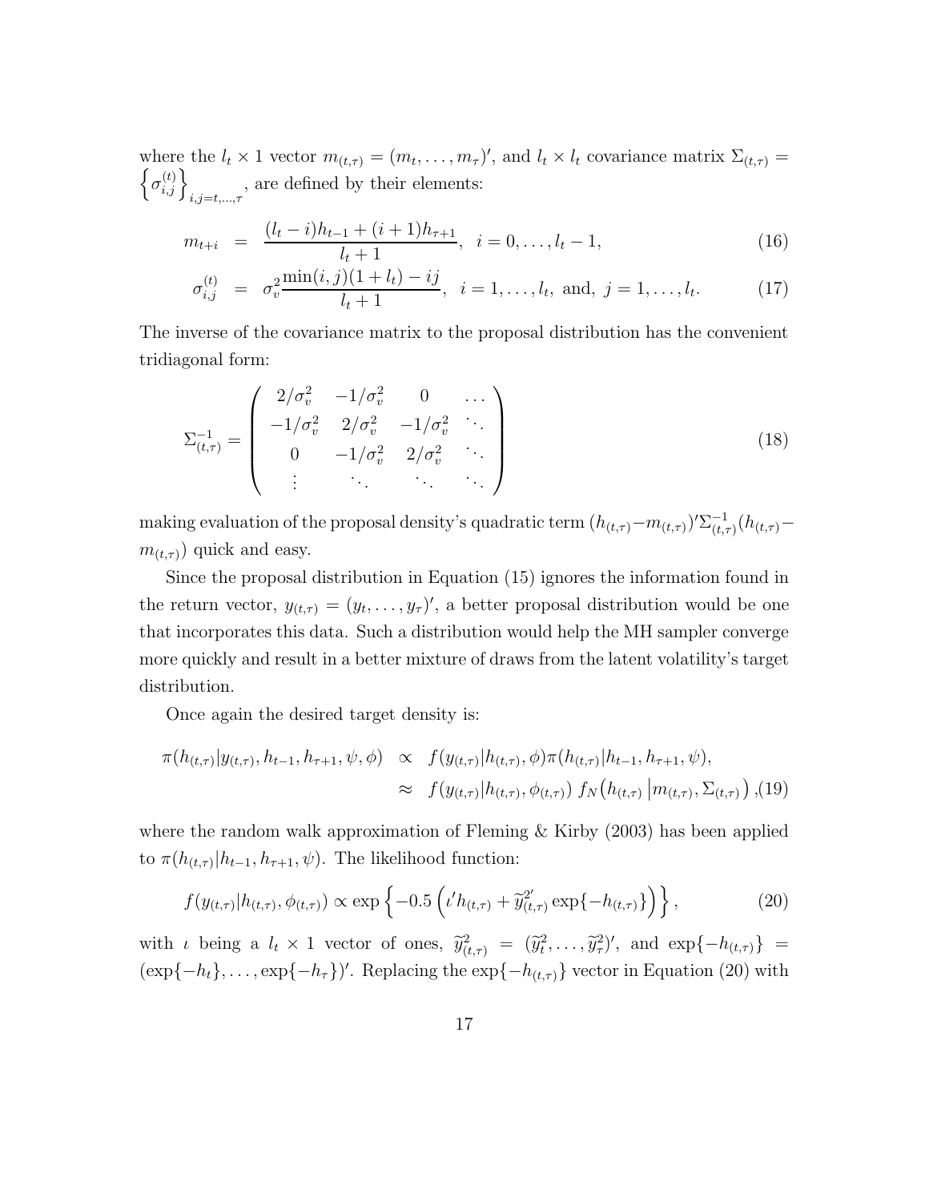where the $l_t \times 1$ vector $m_{(t,\tau)} = (m_t, \ldots, m_\tau)'$, and $l_t \times l_t$ covariance matrix $\Sigma_{(t,\tau)} = \left\{\sigma^{(t)}_{i,j}\right\}_{i,j=t,\ldots,\tau}$, are defined by their elements:

$$
\begin{aligned}
m_{t+i} &= \frac{(l_t - i)h_{t-1} + (i+1)h_{\tau+1}}{l_t + 1}, \quad i = 0, \ldots, l_t - 1, && (16)\\
\sigma^{(t)}_{i,j} &= \sigma^2_v \frac{\min(i,j)(1+l_t) - ij}{l_t + 1}, \quad i = 1, \ldots, l_t, \text{ and, } j = 1, \ldots, l_t. && (17)
\end{aligned}
$$

The inverse of the covariance matrix to the proposal distribution has the convenient tridiagonal form:

$$
\Sigma^{-1}_{(t,\tau)} = \begin{pmatrix} 2/\sigma^2_v & -1/\sigma^2_v & 0 & \cdots \\ -1/\sigma^2_v & 2/\sigma^2_v & -1/\sigma^2_v & \ddots \\ 0 & -1/\sigma^2_v & 2/\sigma^2_v & \ddots \\ \vdots & \ddots & \ddots & \ddots \end{pmatrix} \tag{18}
$$

making evaluation of the proposal density's quadratic term $(h_{(t,\tau)} - m_{(t,\tau)})'\Sigma^{-1}_{(t,\tau)}(h_{(t,\tau)} - m_{(t,\tau)})$ quick and easy.

Since the proposal distribution in Equation (15) ignores the information found in the return vector, $y_{(t,\tau)} = (y_t, \ldots, y_\tau)'$, a better proposal distribution would be one that incorporates this data. Such a distribution would help the MH sampler converge more quickly and result in a better mixture of draws from the latent volatility's target distribution.

Once again the desired target density is:

$$
\begin{aligned}
\pi(h_{(t,\tau)}|y_{(t,\tau)}, h_{t-1}, h_{\tau+1}, \psi, \phi) &\propto f(y_{(t,\tau)}|h_{(t,\tau)}, \phi)\pi(h_{(t,\tau)}|h_{t-1}, h_{\tau+1}, \psi), \\
&\approx f(y_{(t,\tau)}|h_{(t,\tau)}, \phi_{(t,\tau)})\, f_N\big(h_{(t,\tau)}\,\big|m_{(t,\tau)}, \Sigma_{(t,\tau)}\big), && (19)
\end{aligned}
$$

where the random walk approximation of Fleming & Kirby (2003) has been applied to $\pi(h_{(t,\tau)}|h_{t-1}, h_{\tau+1}, \psi)$. The likelihood function:

$$
f(y_{(t,\tau)}|h_{(t,\tau)}, \phi_{(t,\tau)}) \propto \exp\left\{-0.5\left(\iota' h_{(t,\tau)} + \widetilde{y}^{2'}_{(t,\tau)} \exp\{-h_{(t,\tau)}\}\right)\right\}, \tag{20}
$$

with $\iota$ being a $l_t \times 1$ vector of ones, $\widetilde{y}^2_{(t,\tau)} = (\widetilde{y}^2_t, \ldots, \widetilde{y}^2_\tau)'$, and $\exp\{-h_{(t,\tau)}\} = (\exp\{-h_t\}, \ldots, \exp\{-h_\tau\})'$. Replacing the $\exp\{-h_{(t,\tau)}\}$ vector in Equation (20) with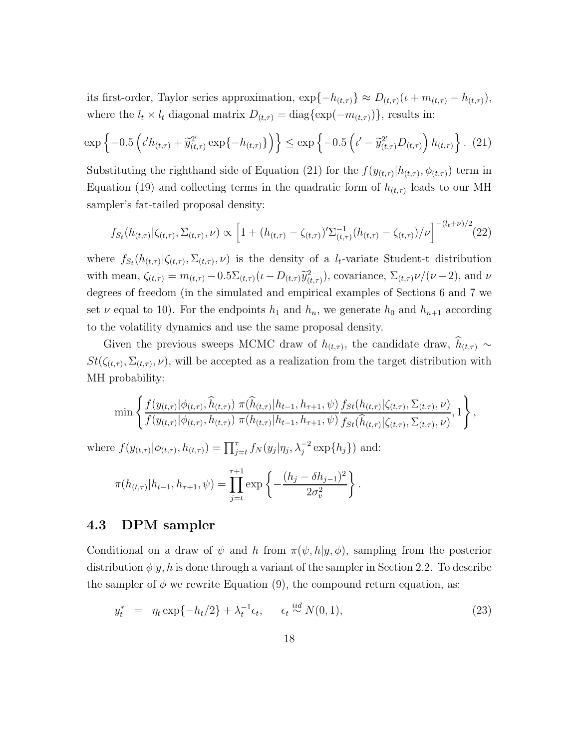its first-order, Taylor series approximation, $\exp\{-h_{(t,\tau)}\} \approx D_{(t,\tau)}(\iota + m_{(t,\tau)} - h_{(t,\tau)})$, where the $l_t \times l_t$ diagonal matrix $D_{(t,\tau)} = \text{diag}\{\exp(-m_{(t,\tau)})\}$, results in:

$$\exp\left\{-0.5\left(\iota' h_{(t,\tau)} + \widetilde{y}^{2'}_{(t,\tau)} \exp\{-h_{(t,\tau)}\}\right)\right\} \leq \exp\left\{-0.5\left(\iota' - \widetilde{y}^{2'}_{(t,\tau)} D_{(t,\tau)}\right) h_{(t,\tau)}\right\}. \quad (21)$$

Substituting the righthand side of Equation (21) for the $f(y_{(t,\tau)}|h_{(t,\tau)}, \phi_{(t,\tau)})$ term in Equation (19) and collecting terms in the quadratic form of $h_{(t,\tau)}$ leads to our MH sampler's fat-tailed proposal density:

$$f_{S_t}(h_{(t,\tau)}|\zeta_{(t,\tau)}, \Sigma_{(t,\tau)}, \nu) \propto \left[1 + (h_{(t,\tau)} - \zeta_{(t,\tau)})' \Sigma^{-1}_{(t,\tau)} (h_{(t,\tau)} - \zeta_{(t,\tau)})/\nu\right]^{-(l_t+\nu)/2} \quad (22)$$

where $f_{S_t}(h_{(t,\tau)}|\zeta_{(t,\tau)}, \Sigma_{(t,\tau)}, \nu)$ is the density of a $l_t$-variate Student-t distribution with mean, $\zeta_{(t,\tau)} = m_{(t,\tau)} - 0.5\Sigma_{(t,\tau)}(\iota - D_{(t,\tau)}\widetilde{y}^2_{(t,\tau)})$, covariance, $\Sigma_{(t,\tau)}\nu/(\nu-2)$, and $\nu$ degrees of freedom (in the simulated and empirical examples of Sections 6 and 7 we set $\nu$ equal to 10). For the endpoints $h_1$ and $h_n$, we generate $h_0$ and $h_{n+1}$ according to the volatility dynamics and use the same proposal density.

Given the previous sweeps MCMC draw of $h_{(t,\tau)}$, the candidate draw, $\widehat{h}_{(t,\tau)} \sim St(\zeta_{(t,\tau)}, \Sigma_{(t,\tau)}, \nu)$, will be accepted as a realization from the target distribution with MH probability:

$$\min\left\{\frac{f(y_{(t,\tau)}|\phi_{(t,\tau)}, \widehat{h}_{(t,\tau)})\ \pi(\widehat{h}_{(t,\tau)}|h_{t-1}, h_{\tau+1}, \psi)}{f(y_{(t,\tau)}|\phi_{(t,\tau)}, h_{(t,\tau)})\ \pi(h_{(t,\tau)}|h_{t-1}, h_{\tau+1}, \psi)} \frac{f_{St}(h_{(t,\tau)}|\zeta_{(t,\tau)}, \Sigma_{(t,\tau)}, \nu)}{f_{St}(\widehat{h}_{(t,\tau)}|\zeta_{(t,\tau)}, \Sigma_{(t,\tau)}, \nu)}, 1\right\},$$

where $f(y_{(t,\tau)}|\phi_{(t,\tau)}, h_{(t,\tau)}) = \prod_{j=t}^{\tau} f_N(y_j|\eta_j, \lambda_j^{-2}\exp\{h_j\})$ and:

$$\pi(h_{(t,\tau)}|h_{t-1}, h_{\tau+1}, \psi) = \prod_{j=t}^{\tau+1} \exp\left\{-\frac{(h_j - \delta h_{j-1})^2}{2\sigma_v^2}\right\}.$$

### 4.3 DPM sampler

Conditional on a draw of $\psi$ and $h$ from $\pi(\psi, h|y, \phi)$, sampling from the posterior distribution $\phi|y, h$ is done through a variant of the sampler in Section 2.2. To describe the sampler of $\phi$ we rewrite Equation (9), the compound return equation, as:

$$y_t^* \ = \ \eta_t \exp\{-h_t/2\} + \lambda_t^{-1}\epsilon_t, \qquad \epsilon_t \overset{iid}{\sim} N(0,1), \quad (23)$$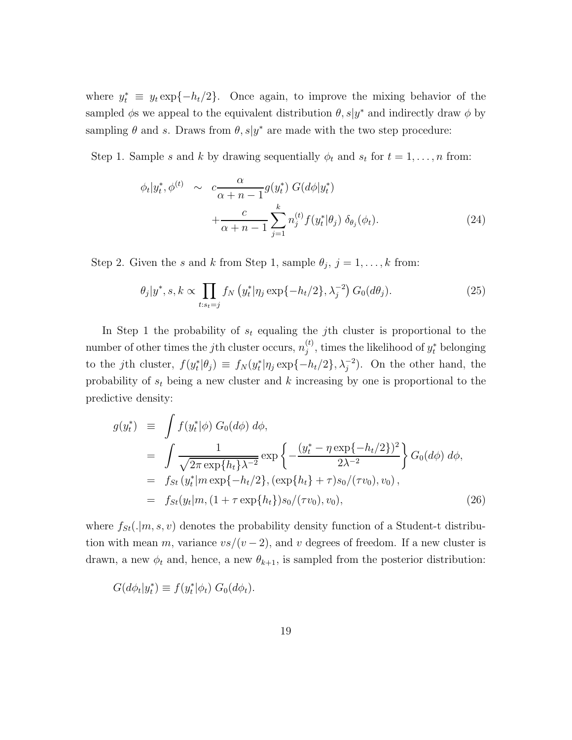where $y_t^* \equiv y_t \exp\{-h_t/2\}$. Once again, to improve the mixing behavior of the sampled $\phi$s we appeal to the equivalent distribution $\theta, s|y^*$ and indirectly draw $\phi$ by sampling $\theta$ and $s$. Draws from $\theta, s|y^*$ are made with the two step procedure:

Step 1. Sample $s$ and $k$ by drawing sequentially $\phi_t$ and $s_t$ for $t = 1, \ldots, n$ from:

$$\begin{aligned}\phi_t|y_t^*, \phi^{(t)} \sim \; & c\frac{\alpha}{\alpha + n - 1} g(y_t^*) \; G(d\phi|y_t^*) \\ & + \frac{c}{\alpha + n - 1} \sum_{j=1}^{k} n_j^{(t)} f(y_t^*|\theta_j) \; \delta_{\theta_j}(\phi_t). \end{aligned} \tag{24}$$

Step 2. Given the $s$ and $k$ from Step 1, sample $\theta_j$, $j = 1, \ldots, k$ from:

$$\theta_j|y^*, s, k \propto \prod_{t:s_t=j} f_N\left(y_t^*|\eta_j \exp\{-h_t/2\}, \lambda_j^{-2}\right) G_0(d\theta_j). \tag{25}$$

In Step 1 the probability of $s_t$ equaling the $j$th cluster is proportional to the number of other times the $j$th cluster occurs, $n_j^{(t)}$, times the likelihood of $y_t^*$ belonging to the $j$th cluster, $f(y_t^*|\theta_j) \equiv f_N(y_t^*|\eta_j \exp\{-h_t/2\}, \lambda_j^{-2})$. On the other hand, the probability of $s_t$ being a new cluster and $k$ increasing by one is proportional to the predictive density:

$$\begin{aligned} g(y_t^*) &\equiv \int f(y_t^*|\phi) \; G_0(d\phi) \; d\phi, \\ &= \int \frac{1}{\sqrt{2\pi \exp\{h_t\}\lambda^{-2}}} \exp\left\{-\frac{(y_t^* - \eta \exp\{-h_t/2\})^2}{2\lambda^{-2}}\right\} G_0(d\phi) \; d\phi, \\ &= f_{St}\left(y_t^*|m \exp\{-h_t/2\}, (\exp\{h_t\} + \tau)s_0/(\tau v_0), v_0\right), \\ &= f_{St}(y_t|m, (1 + \tau \exp\{h_t\})s_0/(\tau v_0), v_0), \end{aligned} \tag{26}$$

where $f_{St}(.|m, s, v)$ denotes the probability density function of a Student-t distribution with mean $m$, variance $vs/(v-2)$, and $v$ degrees of freedom. If a new cluster is drawn, a new $\phi_t$ and, hence, a new $\theta_{k+1}$, is sampled from the posterior distribution:

$$G(d\phi_t|y_t^*) \equiv f(y_t^*|\phi_t) \; G_0(d\phi_t).$$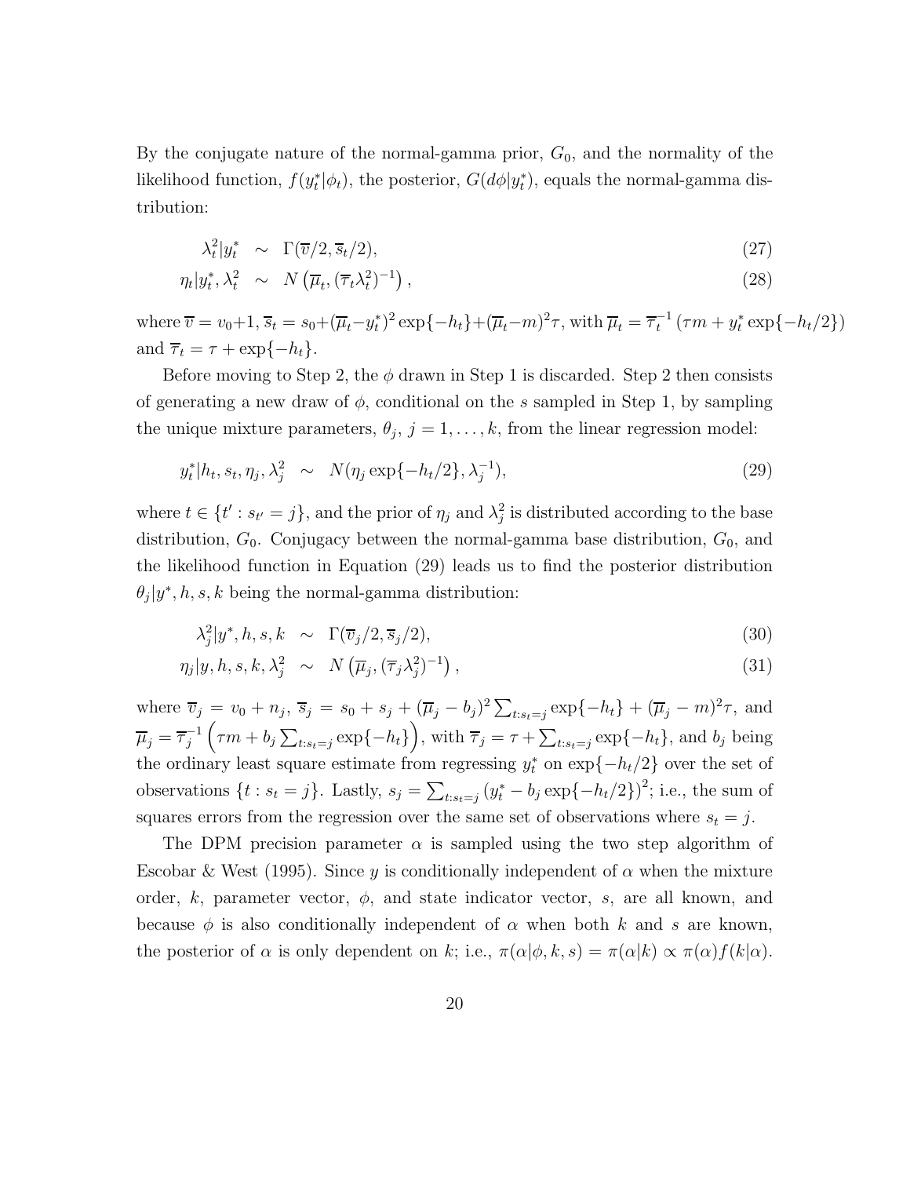By the conjugate nature of the normal-gamma prior, $G_0$, and the normality of the likelihood function, $f(y_t^*|\phi_t)$, the posterior, $G(d\phi|y_t^*)$, equals the normal-gamma distribution:

$$\lambda_t^2|y_t^* \sim \Gamma(\overline{v}/2, \overline{s}_t/2), \tag{27}$$

$$\eta_t|y_t^*, \lambda_t^2 \sim N\left(\overline{\mu}_t, (\overline{\tau}_t\lambda_t^2)^{-1}\right), \tag{28}$$

where $\overline{v} = v_0+1$, $\overline{s}_t = s_0+(\overline{\mu}_t-y_t^*)^2\exp\{-h_t\}+(\overline{\mu}_t-m)^2\tau$, with $\overline{\mu}_t = \overline{\tau}_t^{-1}\left(\tau m + y_t^*\exp\{-h_t/2\}\right)$ and $\overline{\tau}_t = \tau + \exp\{-h_t\}$.

Before moving to Step 2, the $\phi$ drawn in Step 1 is discarded. Step 2 then consists of generating a new draw of $\phi$, conditional on the $s$ sampled in Step 1, by sampling the unique mixture parameters, $\theta_j$, $j = 1, \ldots, k$, from the linear regression model:

$$y_t^*|h_t, s_t, \eta_j, \lambda_j^2 \sim N(\eta_j\exp\{-h_t/2\}, \lambda_j^{-1}), \tag{29}$$

where $t \in \{t' : s_{t'} = j\}$, and the prior of $\eta_j$ and $\lambda_j^2$ is distributed according to the base distribution, $G_0$. Conjugacy between the normal-gamma base distribution, $G_0$, and the likelihood function in Equation (29) leads us to find the posterior distribution $\theta_j|y^*, h, s, k$ being the normal-gamma distribution:

$$\lambda_j^2|y^*, h, s, k \sim \Gamma(\overline{v}_j/2, \overline{s}_j/2), \tag{30}$$

$$\eta_j|y, h, s, k, \lambda_j^2 \sim N\left(\overline{\mu}_j, (\overline{\tau}_j\lambda_j^2)^{-1}\right), \tag{31}$$

where $\overline{v}_j = v_0 + n_j$, $\overline{s}_j = s_0 + s_j + (\overline{\mu}_j - b_j)^2\sum_{t:s_t=j}\exp\{-h_t\} + (\overline{\mu}_j - m)^2\tau$, and $\overline{\mu}_j = \overline{\tau}_j^{-1}\left(\tau m + b_j\sum_{t:s_t=j}\exp\{-h_t\}\right)$, with $\overline{\tau}_j = \tau + \sum_{t:s_t=j}\exp\{-h_t\}$, and $b_j$ being the ordinary least square estimate from regressing $y_t^*$ on $\exp\{-h_t/2\}$ over the set of observations $\{t : s_t = j\}$. Lastly, $s_j = \sum_{t:s_t=j}\left(y_t^* - b_j\exp\{-h_t/2\}\right)^2$; i.e., the sum of squares errors from the regression over the same set of observations where $s_t = j$.

The DPM precision parameter $\alpha$ is sampled using the two step algorithm of Escobar & West (1995). Since $y$ is conditionally independent of $\alpha$ when the mixture order, $k$, parameter vector, $\phi$, and state indicator vector, $s$, are all known, and because $\phi$ is also conditionally independent of $\alpha$ when both $k$ and $s$ are known, the posterior of $\alpha$ is only dependent on $k$; i.e., $\pi(\alpha|\phi, k, s) = \pi(\alpha|k) \propto \pi(\alpha)f(k|\alpha)$.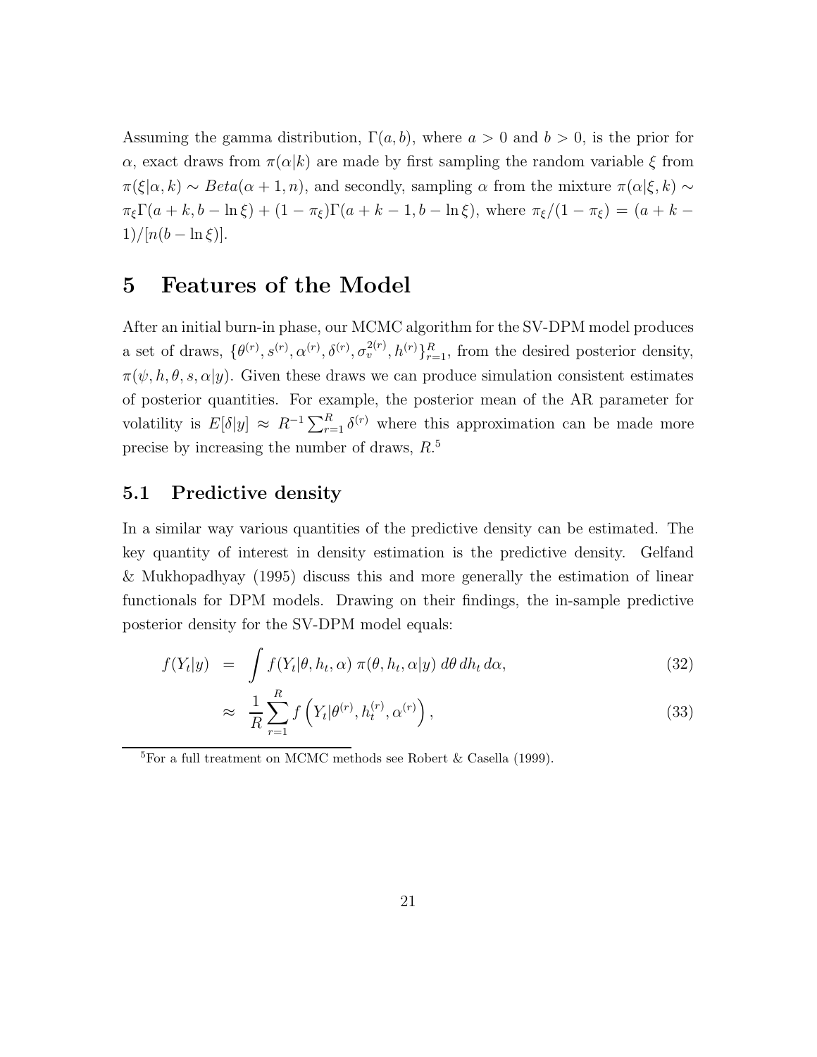Assuming the gamma distribution, $\Gamma(a, b)$, where $a > 0$ and $b > 0$, is the prior for $\alpha$, exact draws from $\pi(\alpha|k)$ are made by first sampling the random variable $\xi$ from $\pi(\xi|\alpha, k) \sim Beta(\alpha+1, n)$, and secondly, sampling $\alpha$ from the mixture $\pi(\alpha|\xi, k) \sim \pi_\xi \Gamma(a+k, b-\ln\xi) + (1-\pi_\xi)\Gamma(a+k-1, b-\ln\xi)$, where $\pi_\xi/(1-\pi_\xi) = (a+k-1)/[n(b-\ln\xi)]$.

# 5 Features of the Model

After an initial burn-in phase, our MCMC algorithm for the SV-DPM model produces a set of draws, $\{\theta^{(r)}, s^{(r)}, \alpha^{(r)}, \delta^{(r)}, \sigma_v^{2(r)}, h^{(r)}\}_{r=1}^R$, from the desired posterior density, $\pi(\psi, h, \theta, s, \alpha|y)$. Given these draws we can produce simulation consistent estimates of posterior quantities. For example, the posterior mean of the AR parameter for volatility is $E[\delta|y] \approx R^{-1}\sum_{r=1}^R \delta^{(r)}$ where this approximation can be made more precise by increasing the number of draws, $R$.[5]

## 5.1 Predictive density

In a similar way various quantities of the predictive density can be estimated. The key quantity of interest in density estimation is the predictive density. Gelfand & Mukhopadhyay (1995) discuss this and more generally the estimation of linear functionals for DPM models. Drawing on their findings, the in-sample predictive posterior density for the SV-DPM model equals:

$$f(Y_t|y) = \int f(Y_t|\theta, h_t, \alpha)\, \pi(\theta, h_t, \alpha|y)\, d\theta\, dh_t\, d\alpha, \tag{32}$$

$$\approx \frac{1}{R}\sum_{r=1}^{R} f\left(Y_t|\theta^{(r)}, h_t^{(r)}, \alpha^{(r)}\right), \tag{33}$$

[5]For a full treatment on MCMC methods see Robert & Casella (1999).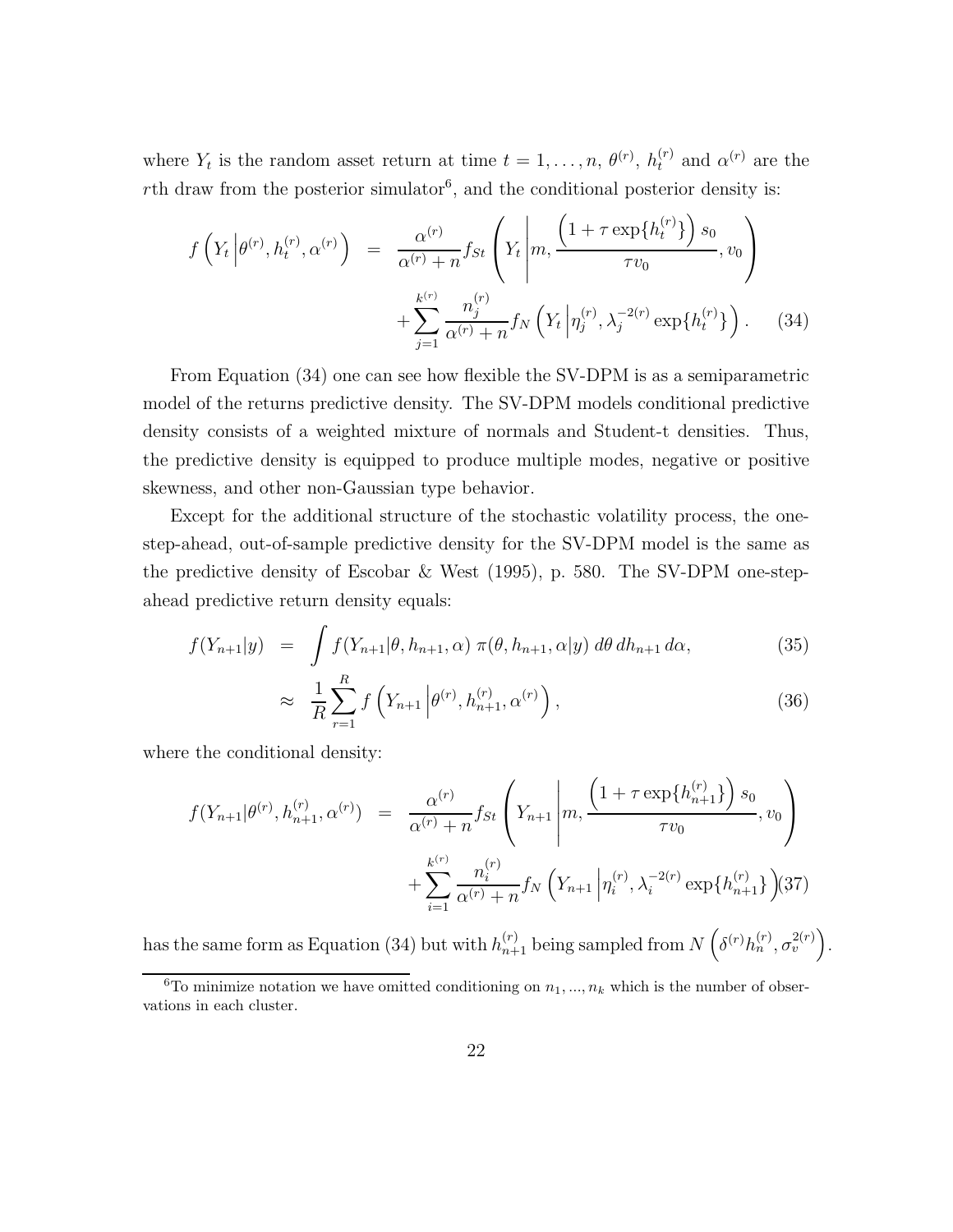where $Y_t$ is the random asset return at time $t = 1, \ldots, n$, $\theta^{(r)}$, $h_t^{(r)}$ and $\alpha^{(r)}$ are the $r$th draw from the posterior simulator[6], and the conditional posterior density is:

$$
\begin{aligned}
f\left(Y_t \,\middle|\, \theta^{(r)}, h_t^{(r)}, \alpha^{(r)}\right) &= \frac{\alpha^{(r)}}{\alpha^{(r)} + n} f_{St}\left(Y_t \,\middle|\, m, \frac{\left(1 + \tau \exp\{h_t^{(r)}\}\right) s_0}{\tau v_0}, v_0\right) \\
&\quad + \sum_{j=1}^{k^{(r)}} \frac{n_j^{(r)}}{\alpha^{(r)} + n} f_N\left(Y_t \,\middle|\, \eta_j^{(r)}, \lambda_j^{-2(r)} \exp\{h_t^{(r)}\}\right). \qquad (34)
\end{aligned}
$$

From Equation (34) one can see how flexible the SV-DPM is as a semiparametric model of the returns predictive density. The SV-DPM models conditional predictive density consists of a weighted mixture of normals and Student-t densities. Thus, the predictive density is equipped to produce multiple modes, negative or positive skewness, and other non-Gaussian type behavior.

Except for the additional structure of the stochastic volatility process, the one-step-ahead, out-of-sample predictive density for the SV-DPM model is the same as the predictive density of Escobar & West (1995), p. 580. The SV-DPM one-step-ahead predictive return density equals:

$$
\begin{aligned}
f(Y_{n+1}|y) &= \int f(Y_{n+1}|\theta, h_{n+1}, \alpha)\, \pi(\theta, h_{n+1}, \alpha|y)\, d\theta\, dh_{n+1}\, d\alpha, \qquad (35) \\
&\approx \frac{1}{R} \sum_{r=1}^{R} f\left(Y_{n+1} \,\middle|\, \theta^{(r)}, h_{n+1}^{(r)}, \alpha^{(r)}\right), \qquad (36)
\end{aligned}
$$

where the conditional density:

$$
\begin{aligned}
f(Y_{n+1}|\theta^{(r)}, h_{n+1}^{(r)}, \alpha^{(r)}) &= \frac{\alpha^{(r)}}{\alpha^{(r)} + n} f_{St}\left(Y_{n+1} \,\middle|\, m, \frac{\left(1 + \tau \exp\{h_{n+1}^{(r)}\}\right) s_0}{\tau v_0}, v_0\right) \\
&\quad + \sum_{i=1}^{k^{(r)}} \frac{n_i^{(r)}}{\alpha^{(r)} + n} f_N\left(Y_{n+1} \,\middle|\, \eta_i^{(r)}, \lambda_i^{-2(r)} \exp\{h_{n+1}^{(r)}\}\right) \qquad (37)
\end{aligned}
$$

has the same form as Equation (34) but with $h_{n+1}^{(r)}$ being sampled from $N\left(\delta^{(r)} h_n^{(r)}, \sigma_v^{2(r)}\right)$.

[6] To minimize notation we have omitted conditioning on $n_1, ..., n_k$ which is the number of observations in each cluster.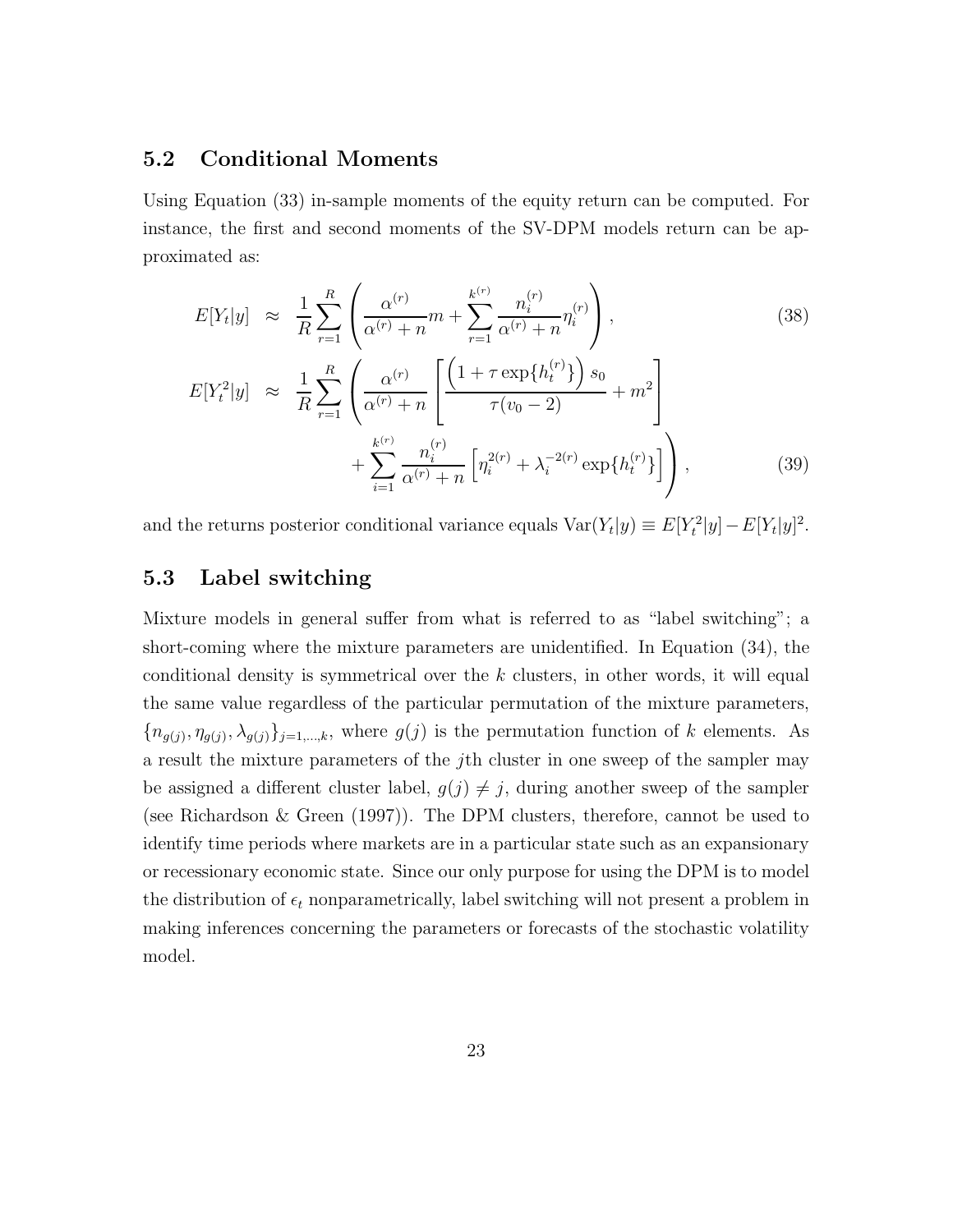## 5.2 Conditional Moments

Using Equation (33) in-sample moments of the equity return can be computed. For instance, the first and second moments of the SV-DPM models return can be approximated as:

$$E[Y_t|y] \approx \frac{1}{R}\sum_{r=1}^{R}\left(\frac{\alpha^{(r)}}{\alpha^{(r)}+n}m + \sum_{r=1}^{k^{(r)}}\frac{n_i^{(r)}}{\alpha^{(r)}+n}\eta_i^{(r)}\right), \tag{38}$$

$$\begin{aligned} E[Y_t^2|y] \approx \frac{1}{R}\sum_{r=1}^{R}&\left(\frac{\alpha^{(r)}}{\alpha^{(r)}+n}\left[\frac{\left(1+\tau\exp\{h_t^{(r)}\}\right)s_0}{\tau(v_0-2)}+m^2\right]\right. \\ &\left.+\sum_{i=1}^{k^{(r)}}\frac{n_i^{(r)}}{\alpha^{(r)}+n}\left[\eta_i^{2(r)}+\lambda_i^{-2(r)}\exp\{h_t^{(r)}\}\right]\right), \end{aligned} \tag{39}$$

and the returns posterior conditional variance equals $\text{Var}(Y_t|y) \equiv E[Y_t^2|y] - E[Y_t|y]^2$.

## 5.3 Label switching

Mixture models in general suffer from what is referred to as "label switching"; a short-coming where the mixture parameters are unidentified. In Equation (34), the conditional density is symmetrical over the $k$ clusters, in other words, it will equal the same value regardless of the particular permutation of the mixture parameters, $\{n_{g(j)}, \eta_{g(j)}, \lambda_{g(j)}\}_{j=1,\ldots,k}$, where $g(j)$ is the permutation function of $k$ elements. As a result the mixture parameters of the $j$th cluster in one sweep of the sampler may be assigned a different cluster label, $g(j) \neq j$, during another sweep of the sampler (see Richardson & Green (1997)). The DPM clusters, therefore, cannot be used to identify time periods where markets are in a particular state such as an expansionary or recessionary economic state. Since our only purpose for using the DPM is to model the distribution of $\epsilon_t$ nonparametrically, label switching will not present a problem in making inferences concerning the parameters or forecasts of the stochastic volatility model.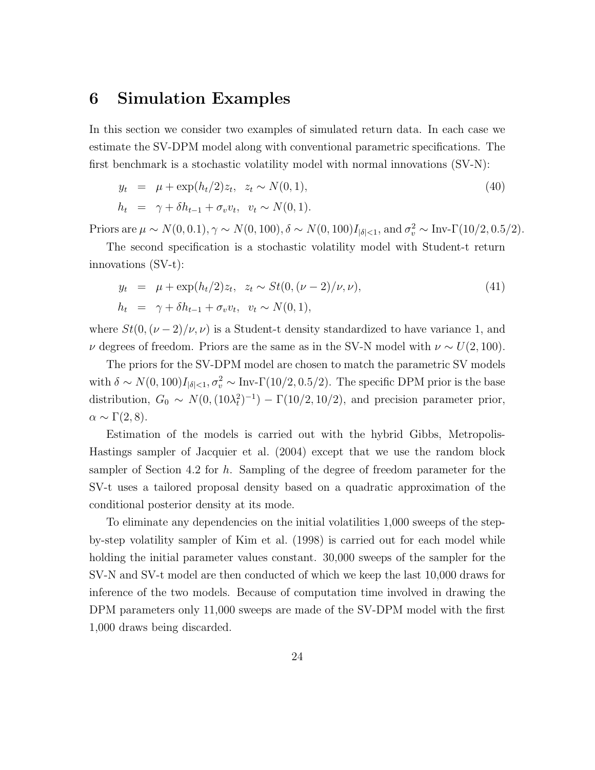# 6 Simulation Examples

In this section we consider two examples of simulated return data. In each case we estimate the SV-DPM model along with conventional parametric specifications. The first benchmark is a stochastic volatility model with normal innovations (SV-N):

$$
\begin{aligned}
y_t &= \mu + \exp(h_t/2)z_t, \quad z_t \sim N(0,1), \\
h_t &= \gamma + \delta h_{t-1} + \sigma_v v_t, \quad v_t \sim N(0,1).
\end{aligned} \tag{40}
$$

Priors are $\mu \sim N(0, 0.1), \gamma \sim N(0, 100), \delta \sim N(0, 100)I_{|\delta|<1}$, and $\sigma_v^2 \sim \text{Inv-}\Gamma(10/2, 0.5/2)$.

The second specification is a stochastic volatility model with Student-t return innovations (SV-t):

$$
\begin{aligned}
y_t &= \mu + \exp(h_t/2)z_t, \quad z_t \sim St(0, (\nu-2)/\nu, \nu), \\
h_t &= \gamma + \delta h_{t-1} + \sigma_v v_t, \quad v_t \sim N(0,1),
\end{aligned} \tag{41}
$$

where $St(0, (\nu-2)/\nu, \nu)$ is a Student-t density standardized to have variance 1, and $\nu$ degrees of freedom. Priors are the same as in the SV-N model with $\nu \sim U(2, 100)$.

The priors for the SV-DPM model are chosen to match the parametric SV models with $\delta \sim N(0, 100)I_{|\delta|<1}, \sigma_v^2 \sim \text{Inv-}\Gamma(10/2, 0.5/2)$. The specific DPM prior is the base distribution, $G_0 \sim N(0, (10\lambda_t^2)^{-1}) - \Gamma(10/2, 10/2)$, and precision parameter prior, $\alpha \sim \Gamma(2, 8)$.

Estimation of the models is carried out with the hybrid Gibbs, Metropolis-Hastings sampler of Jacquier et al. (2004) except that we use the random block sampler of Section 4.2 for $h$. Sampling of the degree of freedom parameter for the SV-t uses a tailored proposal density based on a quadratic approximation of the conditional posterior density at its mode.

To eliminate any dependencies on the initial volatilities 1,000 sweeps of the step-by-step volatility sampler of Kim et al. (1998) is carried out for each model while holding the initial parameter values constant. 30,000 sweeps of the sampler for the SV-N and SV-t model are then conducted of which we keep the last 10,000 draws for inference of the two models. Because of computation time involved in drawing the DPM parameters only 11,000 sweeps are made of the SV-DPM model with the first 1,000 draws being discarded.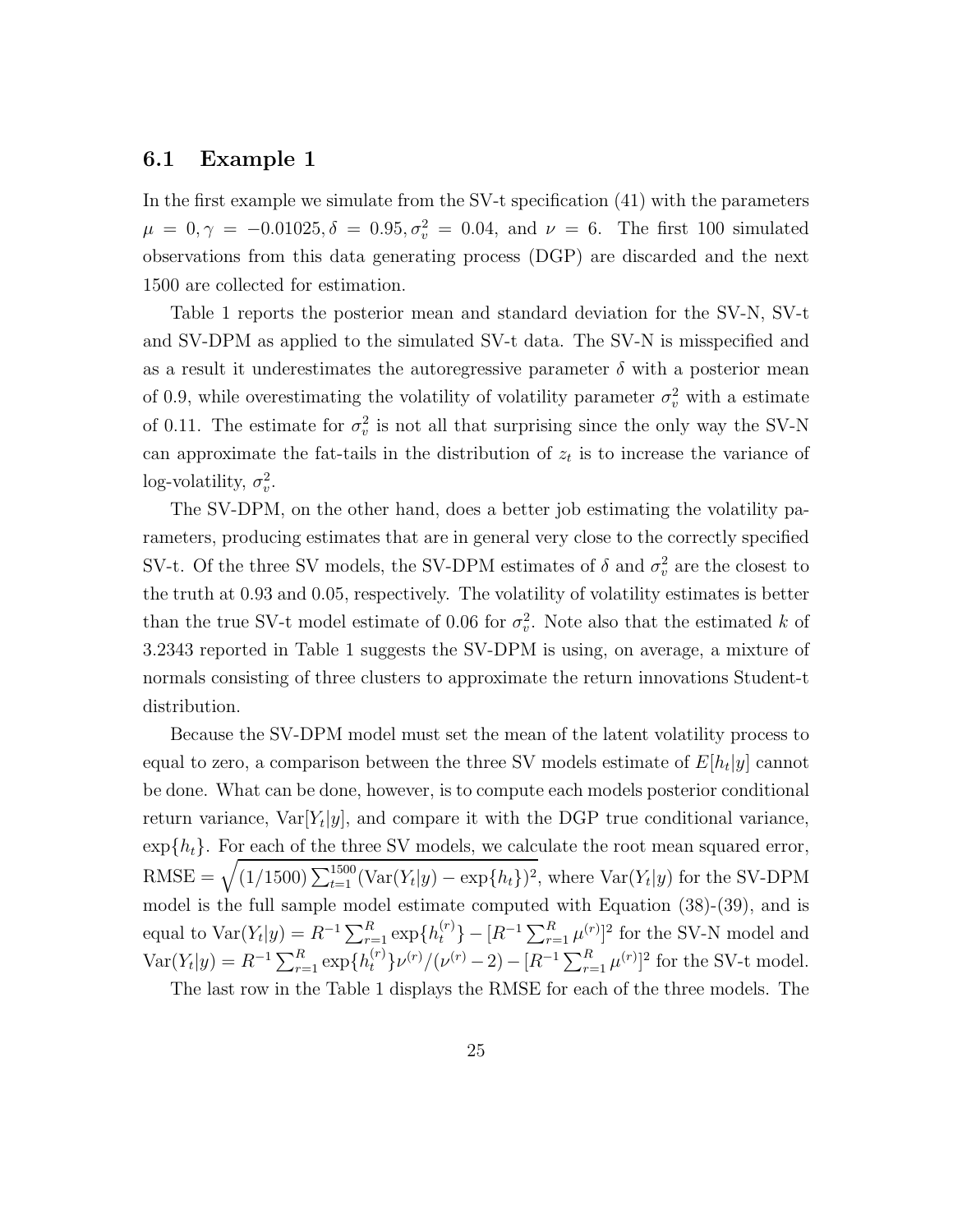## 6.1 Example 1

In the first example we simulate from the SV-t specification (41) with the parameters $\mu = 0, \gamma = -0.01025, \delta = 0.95, \sigma_v^2 = 0.04$, and $\nu = 6$. The first 100 simulated observations from this data generating process (DGP) are discarded and the next 1500 are collected for estimation.

Table 1 reports the posterior mean and standard deviation for the SV-N, SV-t and SV-DPM as applied to the simulated SV-t data. The SV-N is misspecified and as a result it underestimates the autoregressive parameter $\delta$ with a posterior mean of 0.9, while overestimating the volatility of volatility parameter $\sigma_v^2$ with a estimate of 0.11. The estimate for $\sigma_v^2$ is not all that surprising since the only way the SV-N can approximate the fat-tails in the distribution of $z_t$ is to increase the variance of log-volatility, $\sigma_v^2$.

The SV-DPM, on the other hand, does a better job estimating the volatility parameters, producing estimates that are in general very close to the correctly specified SV-t. Of the three SV models, the SV-DPM estimates of $\delta$ and $\sigma_v^2$ are the closest to the truth at 0.93 and 0.05, respectively. The volatility of volatility estimates is better than the true SV-t model estimate of 0.06 for $\sigma_v^2$. Note also that the estimated $k$ of 3.2343 reported in Table 1 suggests the SV-DPM is using, on average, a mixture of normals consisting of three clusters to approximate the return innovations Student-t distribution.

Because the SV-DPM model must set the mean of the latent volatility process to equal to zero, a comparison between the three SV models estimate of $E[h_t|y]$ cannot be done. What can be done, however, is to compute each models posterior conditional return variance, $\text{Var}[Y_t|y]$, and compare it with the DGP true conditional variance, $\exp\{h_t\}$. For each of the three SV models, we calculate the root mean squared error, $\text{RMSE} = \sqrt{(1/1500)\sum_{t=1}^{1500}(\text{Var}(Y_t|y) - \exp\{h_t\})^2}$, where $\text{Var}(Y_t|y)$ for the SV-DPM model is the full sample model estimate computed with Equation (38)-(39), and is equal to $\text{Var}(Y_t|y) = R^{-1}\sum_{r=1}^{R}\exp\{h_t^{(r)}\} - [R^{-1}\sum_{r=1}^{R}\mu^{(r)}]^2$ for the SV-N model and $\text{Var}(Y_t|y) = R^{-1}\sum_{r=1}^{R}\exp\{h_t^{(r)}\}\nu^{(r)}/(\nu^{(r)} - 2) - [R^{-1}\sum_{r=1}^{R}\mu^{(r)}]^2$ for the SV-t model.

The last row in the Table 1 displays the RMSE for each of the three models. The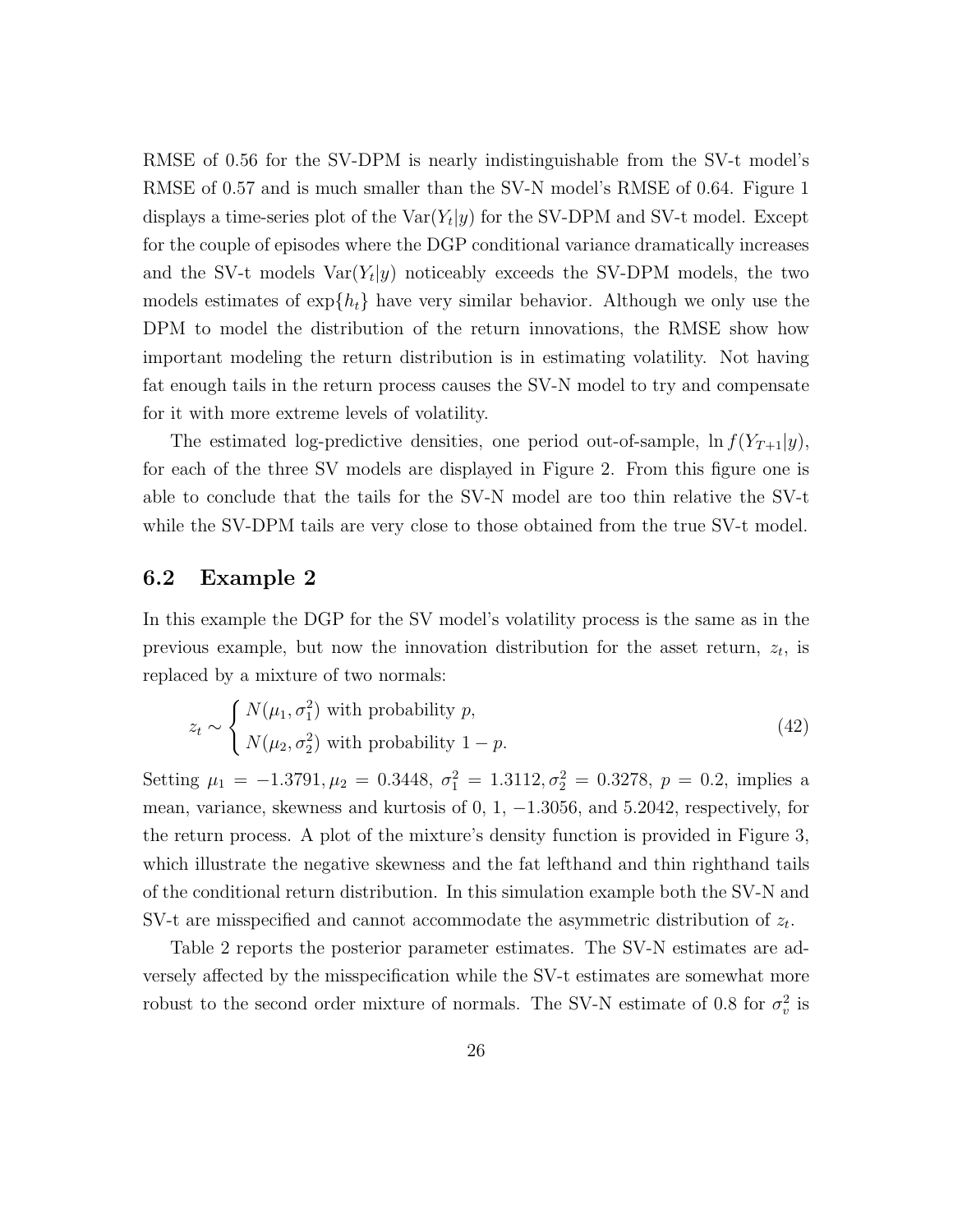RMSE of 0.56 for the SV-DPM is nearly indistinguishable from the SV-t model's RMSE of 0.57 and is much smaller than the SV-N model's RMSE of 0.64. Figure 1 displays a time-series plot of the $\text{Var}(Y_t|y)$ for the SV-DPM and SV-t model. Except for the couple of episodes where the DGP conditional variance dramatically increases and the SV-t models $\text{Var}(Y_t|y)$ noticeably exceeds the SV-DPM models, the two models estimates of $\exp\{h_t\}$ have very similar behavior. Although we only use the DPM to model the distribution of the return innovations, the RMSE show how important modeling the return distribution is in estimating volatility. Not having fat enough tails in the return process causes the SV-N model to try and compensate for it with more extreme levels of volatility.

The estimated log-predictive densities, one period out-of-sample, $\ln f(Y_{T+1}|y)$, for each of the three SV models are displayed in Figure 2. From this figure one is able to conclude that the tails for the SV-N model are too thin relative the SV-t while the SV-DPM tails are very close to those obtained from the true SV-t model.

## 6.2 Example 2

In this example the DGP for the SV model's volatility process is the same as in the previous example, but now the innovation distribution for the asset return, $z_t$, is replaced by a mixture of two normals:

$$z_t \sim \begin{cases} N(\mu_1, \sigma_1^2) \text{ with probability } p, \\ N(\mu_2, \sigma_2^2) \text{ with probability } 1-p. \end{cases} \tag{42}$$

Setting $\mu_1 = -1.3791, \mu_2 = 0.3448$, $\sigma_1^2 = 1.3112, \sigma_2^2 = 0.3278$, $p = 0.2$, implies a mean, variance, skewness and kurtosis of 0, 1, $-1.3056$, and 5.2042, respectively, for the return process. A plot of the mixture's density function is provided in Figure 3, which illustrate the negative skewness and the fat lefthand and thin righthand tails of the conditional return distribution. In this simulation example both the SV-N and SV-t are misspecified and cannot accommodate the asymmetric distribution of $z_t$.

Table 2 reports the posterior parameter estimates. The SV-N estimates are adversely affected by the misspecification while the SV-t estimates are somewhat more robust to the second order mixture of normals. The SV-N estimate of 0.8 for $\sigma_v^2$ is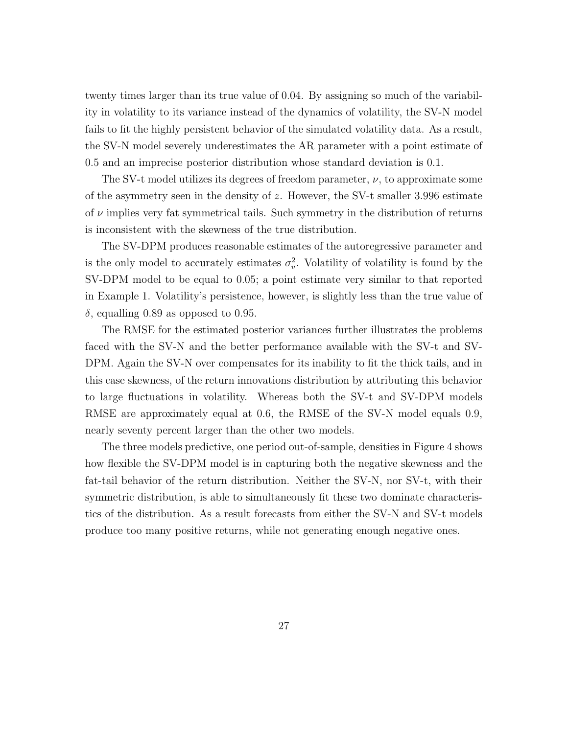twenty times larger than its true value of 0.04. By assigning so much of the variability in volatility to its variance instead of the dynamics of volatility, the SV-N model fails to fit the highly persistent behavior of the simulated volatility data. As a result, the SV-N model severely underestimates the AR parameter with a point estimate of 0.5 and an imprecise posterior distribution whose standard deviation is 0.1.

The SV-t model utilizes its degrees of freedom parameter, $\nu$, to approximate some of the asymmetry seen in the density of $z$. However, the SV-t smaller 3.996 estimate of $\nu$ implies very fat symmetrical tails. Such symmetry in the distribution of returns is inconsistent with the skewness of the true distribution.

The SV-DPM produces reasonable estimates of the autoregressive parameter and is the only model to accurately estimates $\sigma_v^2$. Volatility of volatility is found by the SV-DPM model to be equal to 0.05; a point estimate very similar to that reported in Example 1. Volatility's persistence, however, is slightly less than the true value of $\delta$, equalling 0.89 as opposed to 0.95.

The RMSE for the estimated posterior variances further illustrates the problems faced with the SV-N and the better performance available with the SV-t and SV-DPM. Again the SV-N over compensates for its inability to fit the thick tails, and in this case skewness, of the return innovations distribution by attributing this behavior to large fluctuations in volatility. Whereas both the SV-t and SV-DPM models RMSE are approximately equal at 0.6, the RMSE of the SV-N model equals 0.9, nearly seventy percent larger than the other two models.

The three models predictive, one period out-of-sample, densities in Figure 4 shows how flexible the SV-DPM model is in capturing both the negative skewness and the fat-tail behavior of the return distribution. Neither the SV-N, nor SV-t, with their symmetric distribution, is able to simultaneously fit these two dominate characteristics of the distribution. As a result forecasts from either the SV-N and SV-t models produce too many positive returns, while not generating enough negative ones.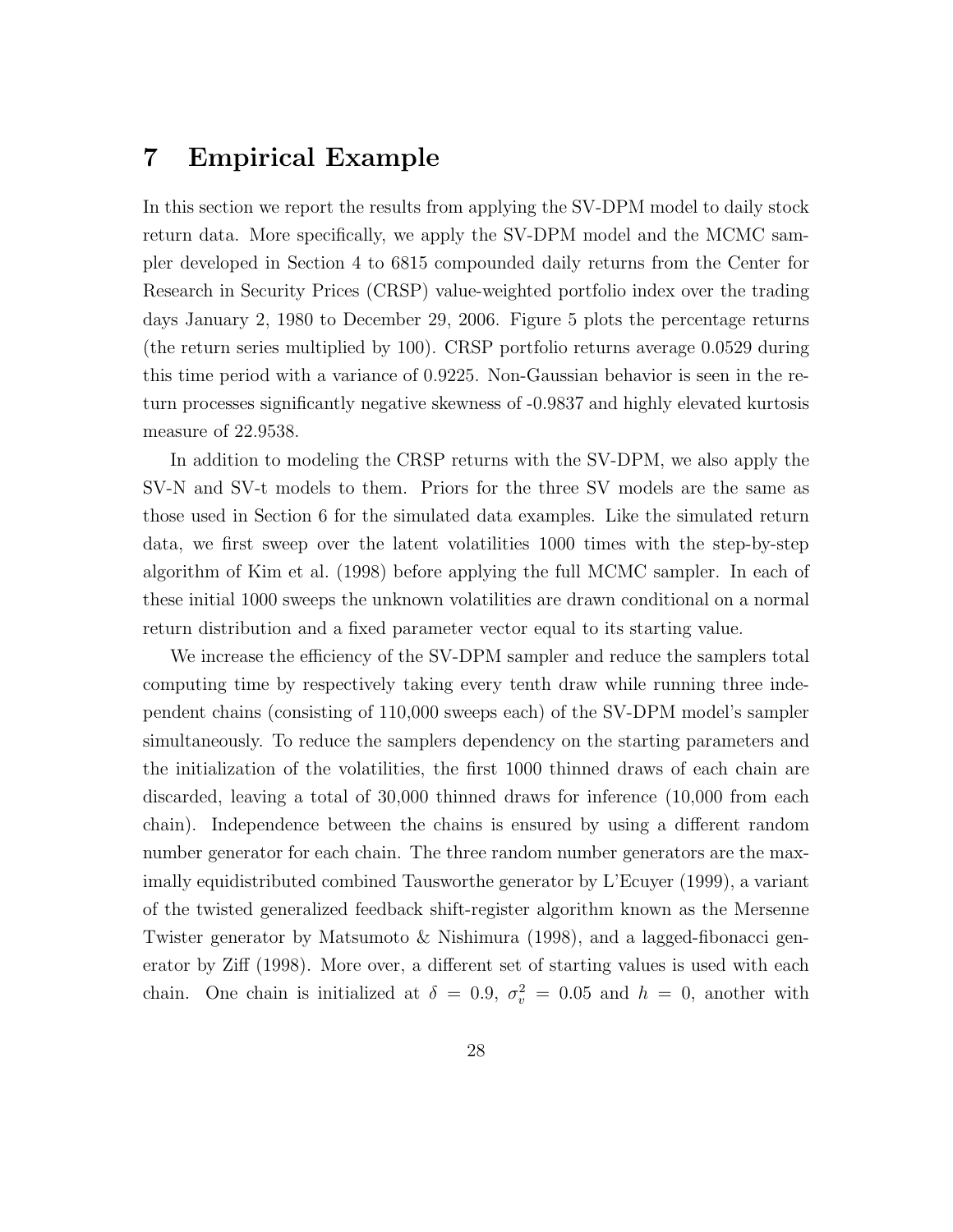# 7 Empirical Example

In this section we report the results from applying the SV-DPM model to daily stock return data. More specifically, we apply the SV-DPM model and the MCMC sampler developed in Section 4 to 6815 compounded daily returns from the Center for Research in Security Prices (CRSP) value-weighted portfolio index over the trading days January 2, 1980 to December 29, 2006. Figure 5 plots the percentage returns (the return series multiplied by 100). CRSP portfolio returns average 0.0529 during this time period with a variance of 0.9225. Non-Gaussian behavior is seen in the return processes significantly negative skewness of -0.9837 and highly elevated kurtosis measure of 22.9538.

In addition to modeling the CRSP returns with the SV-DPM, we also apply the SV-N and SV-t models to them. Priors for the three SV models are the same as those used in Section 6 for the simulated data examples. Like the simulated return data, we first sweep over the latent volatilities 1000 times with the step-by-step algorithm of Kim et al. (1998) before applying the full MCMC sampler. In each of these initial 1000 sweeps the unknown volatilities are drawn conditional on a normal return distribution and a fixed parameter vector equal to its starting value.

We increase the efficiency of the SV-DPM sampler and reduce the samplers total computing time by respectively taking every tenth draw while running three independent chains (consisting of 110,000 sweeps each) of the SV-DPM model's sampler simultaneously. To reduce the samplers dependency on the starting parameters and the initialization of the volatilities, the first 1000 thinned draws of each chain are discarded, leaving a total of 30,000 thinned draws for inference (10,000 from each chain). Independence between the chains is ensured by using a different random number generator for each chain. The three random number generators are the maximally equidistributed combined Tausworthe generator by L'Ecuyer (1999), a variant of the twisted generalized feedback shift-register algorithm known as the Mersenne Twister generator by Matsumoto & Nishimura (1998), and a lagged-fibonacci generator by Ziff (1998). More over, a different set of starting values is used with each chain. One chain is initialized at $\delta = 0.9$, $\sigma_v^2 = 0.05$ and $h = 0$, another with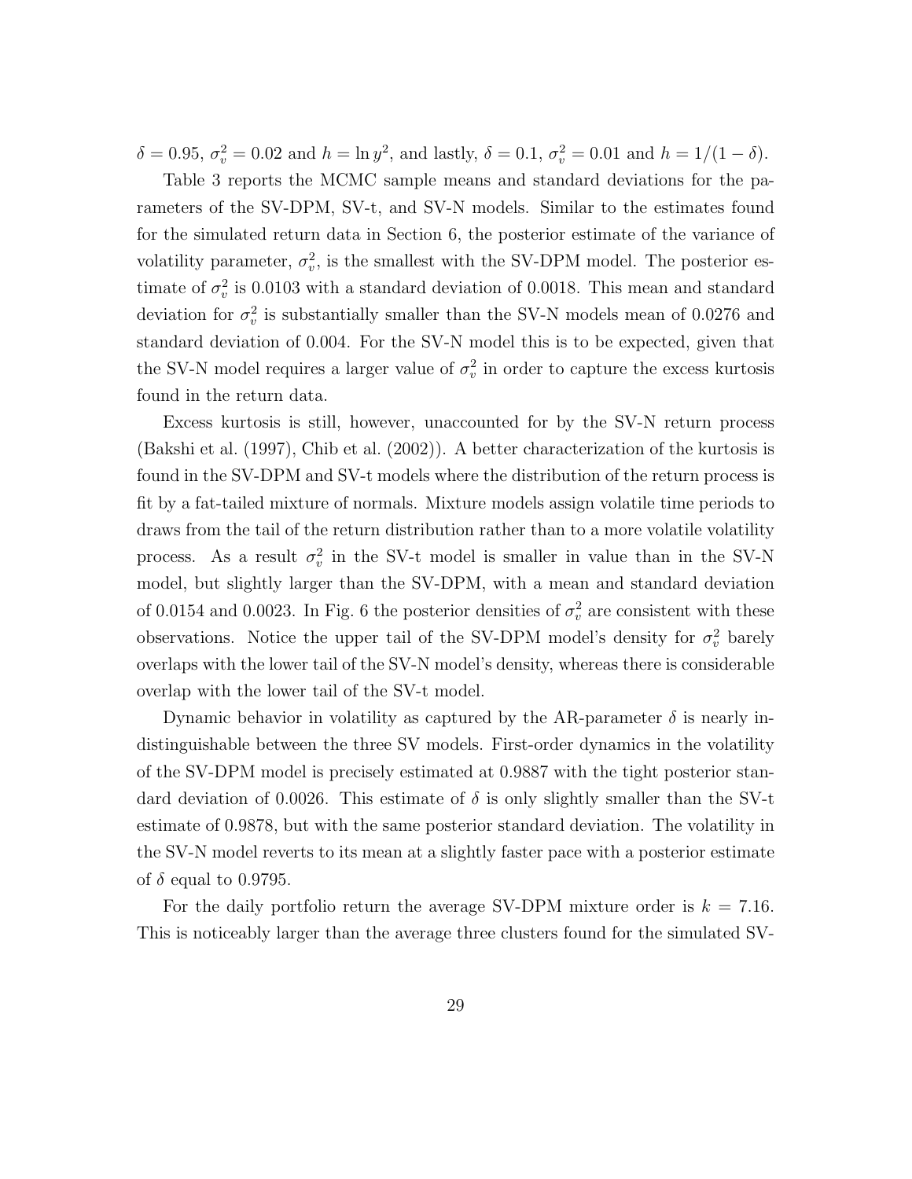$\delta = 0.95$, $\sigma_v^2 = 0.02$ and $h = \ln y^2$, and lastly, $\delta = 0.1$, $\sigma_v^2 = 0.01$ and $h = 1/(1-\delta)$.

Table 3 reports the MCMC sample means and standard deviations for the parameters of the SV-DPM, SV-t, and SV-N models. Similar to the estimates found for the simulated return data in Section 6, the posterior estimate of the variance of volatility parameter, $\sigma_v^2$, is the smallest with the SV-DPM model. The posterior estimate of $\sigma_v^2$ is 0.0103 with a standard deviation of 0.0018. This mean and standard deviation for $\sigma_v^2$ is substantially smaller than the SV-N models mean of 0.0276 and standard deviation of 0.004. For the SV-N model this is to be expected, given that the SV-N model requires a larger value of $\sigma_v^2$ in order to capture the excess kurtosis found in the return data.

Excess kurtosis is still, however, unaccounted for by the SV-N return process (Bakshi et al. (1997), Chib et al. (2002)). A better characterization of the kurtosis is found in the SV-DPM and SV-t models where the distribution of the return process is fit by a fat-tailed mixture of normals. Mixture models assign volatile time periods to draws from the tail of the return distribution rather than to a more volatile volatility process. As a result $\sigma_v^2$ in the SV-t model is smaller in value than in the SV-N model, but slightly larger than the SV-DPM, with a mean and standard deviation of 0.0154 and 0.0023. In Fig. 6 the posterior densities of $\sigma_v^2$ are consistent with these observations. Notice the upper tail of the SV-DPM model's density for $\sigma_v^2$ barely overlaps with the lower tail of the SV-N model's density, whereas there is considerable overlap with the lower tail of the SV-t model.

Dynamic behavior in volatility as captured by the AR-parameter $\delta$ is nearly indistinguishable between the three SV models. First-order dynamics in the volatility of the SV-DPM model is precisely estimated at 0.9887 with the tight posterior standard deviation of 0.0026. This estimate of $\delta$ is only slightly smaller than the SV-t estimate of 0.9878, but with the same posterior standard deviation. The volatility in the SV-N model reverts to its mean at a slightly faster pace with a posterior estimate of $\delta$ equal to 0.9795.

For the daily portfolio return the average SV-DPM mixture order is $k = 7.16$. This is noticeably larger than the average three clusters found for the simulated SV-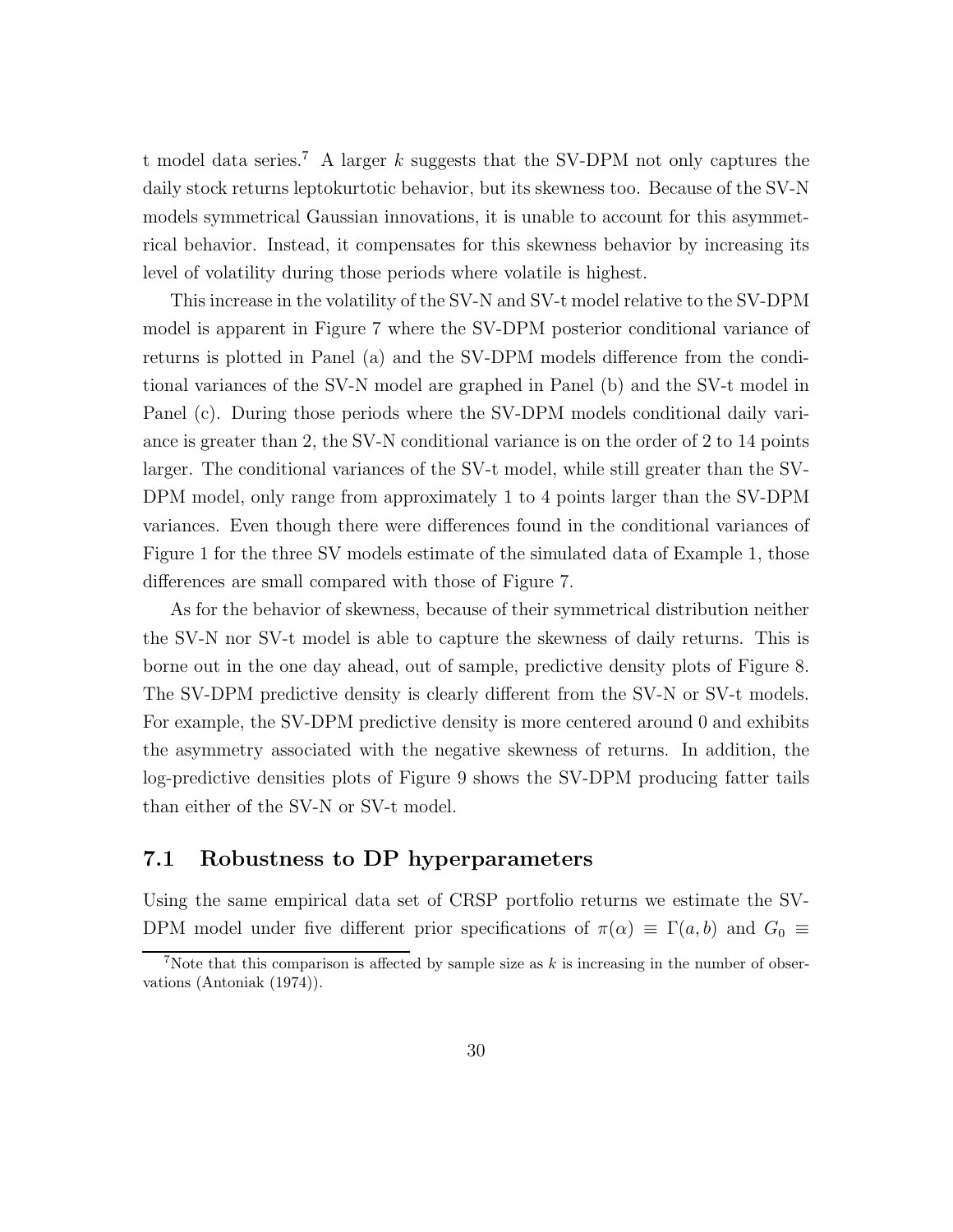t model data series.[7] A larger $k$ suggests that the SV-DPM not only captures the daily stock returns leptokurtotic behavior, but its skewness too. Because of the SV-N models symmetrical Gaussian innovations, it is unable to account for this asymmetrical behavior. Instead, it compensates for this skewness behavior by increasing its level of volatility during those periods where volatile is highest.

This increase in the volatility of the SV-N and SV-t model relative to the SV-DPM model is apparent in Figure 7 where the SV-DPM posterior conditional variance of returns is plotted in Panel (a) and the SV-DPM models difference from the conditional variances of the SV-N model are graphed in Panel (b) and the SV-t model in Panel (c). During those periods where the SV-DPM models conditional daily variance is greater than 2, the SV-N conditional variance is on the order of 2 to 14 points larger. The conditional variances of the SV-t model, while still greater than the SV-DPM model, only range from approximately 1 to 4 points larger than the SV-DPM variances. Even though there were differences found in the conditional variances of Figure 1 for the three SV models estimate of the simulated data of Example 1, those differences are small compared with those of Figure 7.

As for the behavior of skewness, because of their symmetrical distribution neither the SV-N nor SV-t model is able to capture the skewness of daily returns. This is borne out in the one day ahead, out of sample, predictive density plots of Figure 8. The SV-DPM predictive density is clearly different from the SV-N or SV-t models. For example, the SV-DPM predictive density is more centered around 0 and exhibits the asymmetry associated with the negative skewness of returns. In addition, the log-predictive densities plots of Figure 9 shows the SV-DPM producing fatter tails than either of the SV-N or SV-t model.

## 7.1 Robustness to DP hyperparameters

Using the same empirical data set of CRSP portfolio returns we estimate the SV-DPM model under five different prior specifications of $\pi(\alpha) \equiv \Gamma(a, b)$ and $G_0 \equiv$

[7] Note that this comparison is affected by sample size as $k$ is increasing in the number of observations (Antoniak (1974)).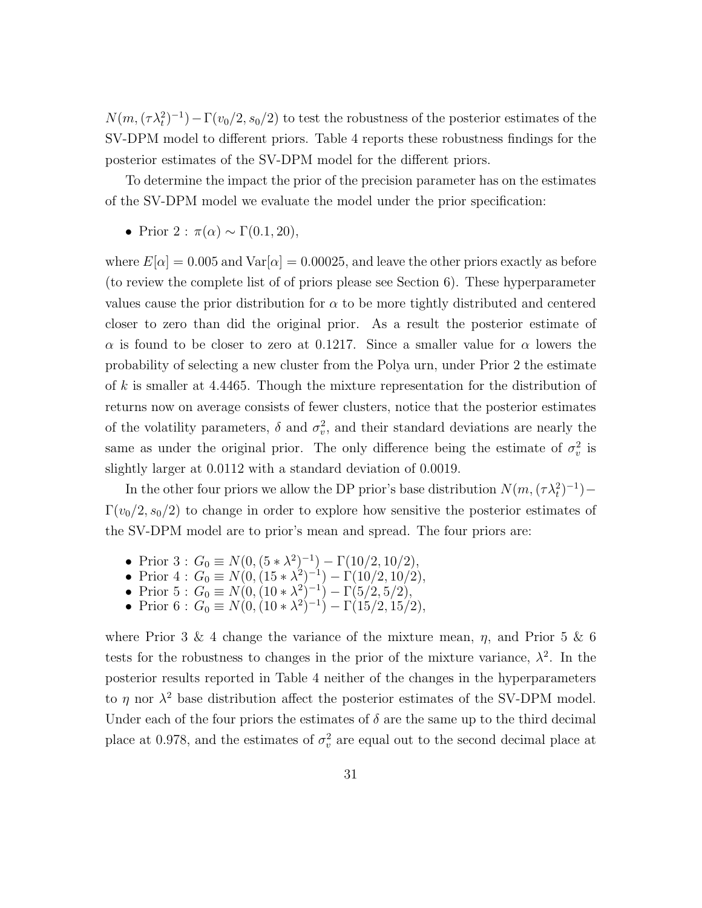$N(m, (\tau\lambda_t^2)^{-1}) - \Gamma(v_0/2, s_0/2)$ to test the robustness of the posterior estimates of the SV-DPM model to different priors. Table 4 reports these robustness findings for the posterior estimates of the SV-DPM model for the different priors.

To determine the impact the prior of the precision parameter has on the estimates of the SV-DPM model we evaluate the model under the prior specification:

- Prior 2 : $\pi(\alpha) \sim \Gamma(0.1, 20)$,

where $E[\alpha] = 0.005$ and $\text{Var}[\alpha] = 0.00025$, and leave the other priors exactly as before (to review the complete list of of priors please see Section 6). These hyperparameter values cause the prior distribution for $\alpha$ to be more tightly distributed and centered closer to zero than did the original prior. As a result the posterior estimate of $\alpha$ is found to be closer to zero at 0.1217. Since a smaller value for $\alpha$ lowers the probability of selecting a new cluster from the Polya urn, under Prior 2 the estimate of $k$ is smaller at 4.4465. Though the mixture representation for the distribution of returns now on average consists of fewer clusters, notice that the posterior estimates of the volatility parameters, $\delta$ and $\sigma_v^2$, and their standard deviations are nearly the same as under the original prior. The only difference being the estimate of $\sigma_v^2$ is slightly larger at 0.0112 with a standard deviation of 0.0019.

In the other four priors we allow the DP prior's base distribution $N(m, (\tau\lambda_t^2)^{-1}) - \Gamma(v_0/2, s_0/2)$ to change in order to explore how sensitive the posterior estimates of the SV-DPM model are to prior's mean and spread. The four priors are:

- Prior 3 : $G_0 \equiv N(0, (5 * \lambda^2)^{-1}) - \Gamma(10/2, 10/2)$,
- Prior 4 : $G_0 \equiv N(0, (15 * \lambda^2)^{-1}) - \Gamma(10/2, 10/2)$,
- Prior 5 : $G_0 \equiv N(0, (10 * \lambda^2)^{-1}) - \Gamma(5/2, 5/2)$,
- Prior 6 : $G_0 \equiv N(0, (10 * \lambda^2)^{-1}) - \Gamma(15/2, 15/2)$,

where Prior 3 & 4 change the variance of the mixture mean, $\eta$, and Prior 5 & 6 tests for the robustness to changes in the prior of the mixture variance, $\lambda^2$. In the posterior results reported in Table 4 neither of the changes in the hyperparameters to $\eta$ nor $\lambda^2$ base distribution affect the posterior estimates of the SV-DPM model. Under each of the four priors the estimates of $\delta$ are the same up to the third decimal place at 0.978, and the estimates of $\sigma_v^2$ are equal out to the second decimal place at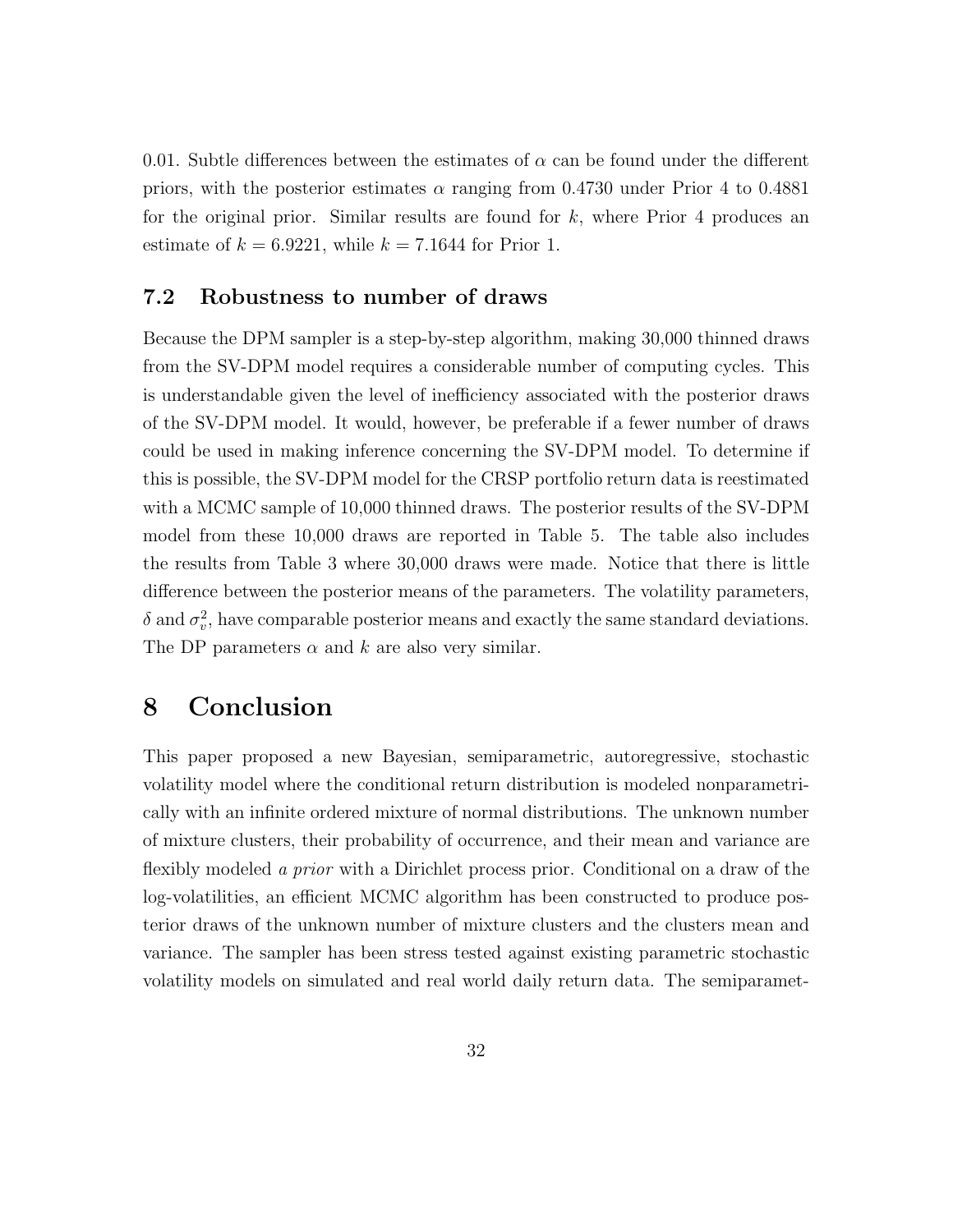0.01. Subtle differences between the estimates of $\alpha$ can be found under the different priors, with the posterior estimates $\alpha$ ranging from 0.4730 under Prior 4 to 0.4881 for the original prior. Similar results are found for $k$, where Prior 4 produces an estimate of $k = 6.9221$, while $k = 7.1644$ for Prior 1.

## 7.2 Robustness to number of draws

Because the DPM sampler is a step-by-step algorithm, making 30,000 thinned draws from the SV-DPM model requires a considerable number of computing cycles. This is understandable given the level of inefficiency associated with the posterior draws of the SV-DPM model. It would, however, be preferable if a fewer number of draws could be used in making inference concerning the SV-DPM model. To determine if this is possible, the SV-DPM model for the CRSP portfolio return data is reestimated with a MCMC sample of 10,000 thinned draws. The posterior results of the SV-DPM model from these 10,000 draws are reported in Table 5. The table also includes the results from Table 3 where 30,000 draws were made. Notice that there is little difference between the posterior means of the parameters. The volatility parameters, $\delta$ and $\sigma_v^2$, have comparable posterior means and exactly the same standard deviations. The DP parameters $\alpha$ and $k$ are also very similar.

# 8 Conclusion

This paper proposed a new Bayesian, semiparametric, autoregressive, stochastic volatility model where the conditional return distribution is modeled nonparametrically with an infinite ordered mixture of normal distributions. The unknown number of mixture clusters, their probability of occurrence, and their mean and variance are flexibly modeled *a prior* with a Dirichlet process prior. Conditional on a draw of the log-volatilities, an efficient MCMC algorithm has been constructed to produce posterior draws of the unknown number of mixture clusters and the clusters mean and variance. The sampler has been stress tested against existing parametric stochastic volatility models on simulated and real world daily return data. The semiparamet-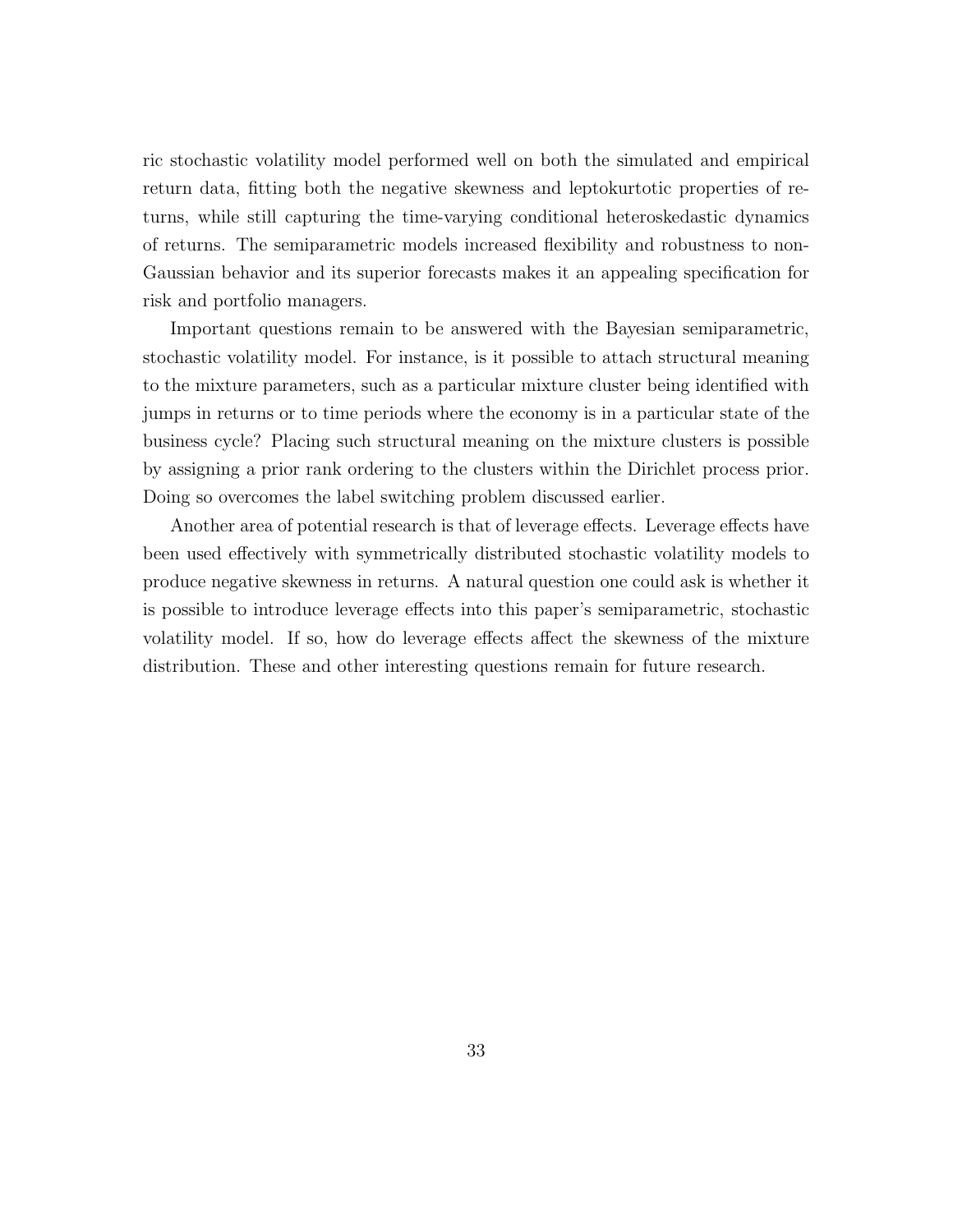ric stochastic volatility model performed well on both the simulated and empirical return data, fitting both the negative skewness and leptokurtotic properties of returns, while still capturing the time-varying conditional heteroskedastic dynamics of returns. The semiparametric models increased flexibility and robustness to non-Gaussian behavior and its superior forecasts makes it an appealing specification for risk and portfolio managers.

Important questions remain to be answered with the Bayesian semiparametric, stochastic volatility model. For instance, is it possible to attach structural meaning to the mixture parameters, such as a particular mixture cluster being identified with jumps in returns or to time periods where the economy is in a particular state of the business cycle? Placing such structural meaning on the mixture clusters is possible by assigning a prior rank ordering to the clusters within the Dirichlet process prior. Doing so overcomes the label switching problem discussed earlier.

Another area of potential research is that of leverage effects. Leverage effects have been used effectively with symmetrically distributed stochastic volatility models to produce negative skewness in returns. A natural question one could ask is whether it is possible to introduce leverage effects into this paper's semiparametric, stochastic volatility model. If so, how do leverage effects affect the skewness of the mixture distribution. These and other interesting questions remain for future research.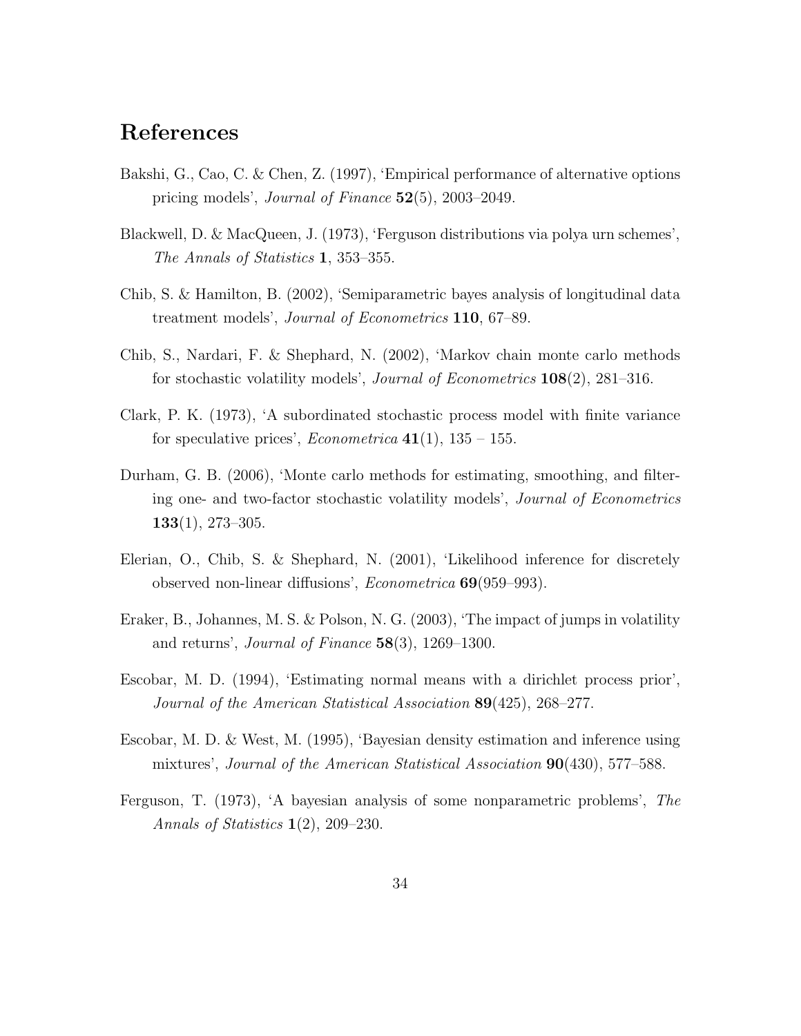# References

Bakshi, G., Cao, C. & Chen, Z. (1997), 'Empirical performance of alternative options pricing models', *Journal of Finance* **52**(5), 2003–2049.

Blackwell, D. & MacQueen, J. (1973), 'Ferguson distributions via polya urn schemes', *The Annals of Statistics* **1**, 353–355.

Chib, S. & Hamilton, B. (2002), 'Semiparametric bayes analysis of longitudinal data treatment models', *Journal of Econometrics* **110**, 67–89.

Chib, S., Nardari, F. & Shephard, N. (2002), 'Markov chain monte carlo methods for stochastic volatility models', *Journal of Econometrics* **108**(2), 281–316.

Clark, P. K. (1973), 'A subordinated stochastic process model with finite variance for speculative prices', *Econometrica* **41**(1), 135 – 155.

Durham, G. B. (2006), 'Monte carlo methods for estimating, smoothing, and filtering one- and two-factor stochastic volatility models', *Journal of Econometrics* **133**(1), 273–305.

Elerian, O., Chib, S. & Shephard, N. (2001), 'Likelihood inference for discretely observed non-linear diffusions', *Econometrica* **69**(959–993).

Eraker, B., Johannes, M. S. & Polson, N. G. (2003), 'The impact of jumps in volatility and returns', *Journal of Finance* **58**(3), 1269–1300.

Escobar, M. D. (1994), 'Estimating normal means with a dirichlet process prior', *Journal of the American Statistical Association* **89**(425), 268–277.

Escobar, M. D. & West, M. (1995), 'Bayesian density estimation and inference using mixtures', *Journal of the American Statistical Association* **90**(430), 577–588.

Ferguson, T. (1973), 'A bayesian analysis of some nonparametric problems', *The Annals of Statistics* **1**(2), 209–230.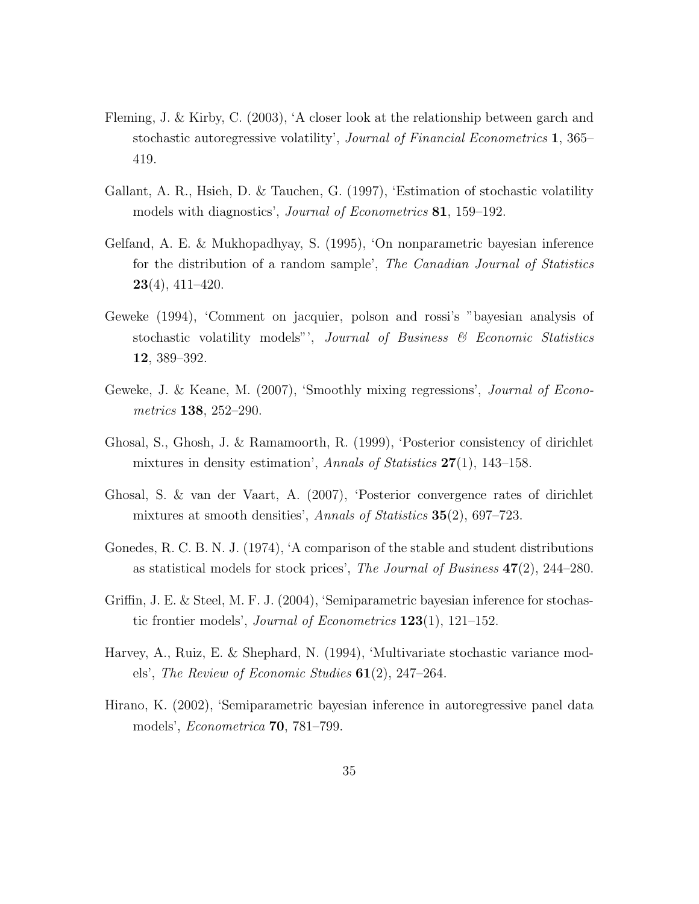Fleming, J. & Kirby, C. (2003), 'A closer look at the relationship between garch and stochastic autoregressive volatility', *Journal of Financial Econometrics* **1**, 365–419.

Gallant, A. R., Hsieh, D. & Tauchen, G. (1997), 'Estimation of stochastic volatility models with diagnostics', *Journal of Econometrics* **81**, 159–192.

Gelfand, A. E. & Mukhopadhyay, S. (1995), 'On nonparametric bayesian inference for the distribution of a random sample', *The Canadian Journal of Statistics* **23**(4), 411–420.

Geweke (1994), 'Comment on jacquier, polson and rossi's "bayesian analysis of stochastic volatility models"', *Journal of Business & Economic Statistics* **12**, 389–392.

Geweke, J. & Keane, M. (2007), 'Smoothly mixing regressions', *Journal of Econometrics* **138**, 252–290.

Ghosal, S., Ghosh, J. & Ramamoorth, R. (1999), 'Posterior consistency of dirichlet mixtures in density estimation', *Annals of Statistics* **27**(1), 143–158.

Ghosal, S. & van der Vaart, A. (2007), 'Posterior convergence rates of dirichlet mixtures at smooth densities', *Annals of Statistics* **35**(2), 697–723.

Gonedes, R. C. B. N. J. (1974), 'A comparison of the stable and student distributions as statistical models for stock prices', *The Journal of Business* **47**(2), 244–280.

Griffin, J. E. & Steel, M. F. J. (2004), 'Semiparametric bayesian inference for stochastic frontier models', *Journal of Econometrics* **123**(1), 121–152.

Harvey, A., Ruiz, E. & Shephard, N. (1994), 'Multivariate stochastic variance models', *The Review of Economic Studies* **61**(2), 247–264.

Hirano, K. (2002), 'Semiparametric bayesian inference in autoregressive panel data models', *Econometrica* **70**, 781–799.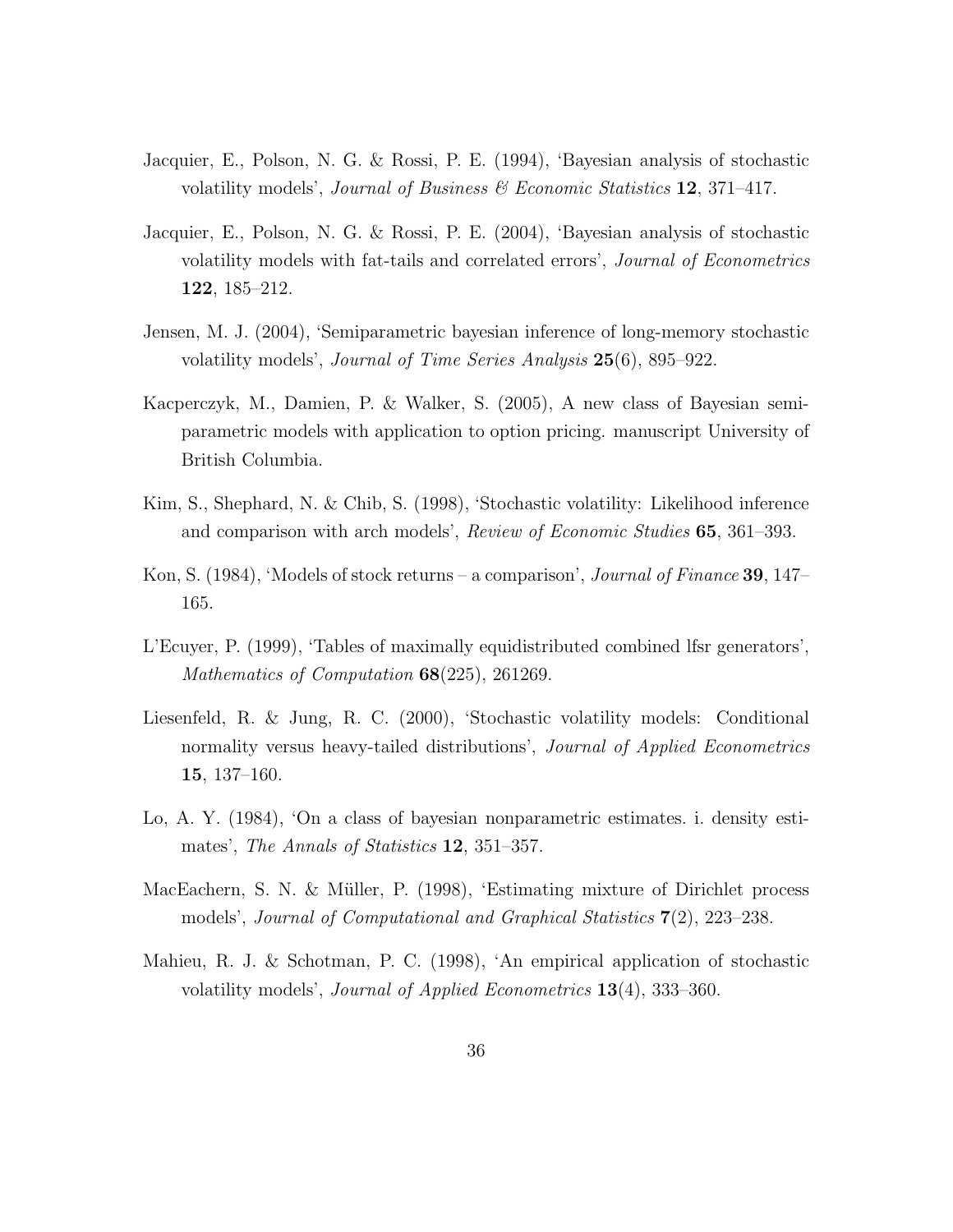Jacquier, E., Polson, N. G. & Rossi, P. E. (1994), 'Bayesian analysis of stochastic volatility models', *Journal of Business & Economic Statistics* **12**, 371–417.

Jacquier, E., Polson, N. G. & Rossi, P. E. (2004), 'Bayesian analysis of stochastic volatility models with fat-tails and correlated errors', *Journal of Econometrics* **122**, 185–212.

Jensen, M. J. (2004), 'Semiparametric bayesian inference of long-memory stochastic volatility models', *Journal of Time Series Analysis* **25**(6), 895–922.

Kacperczyk, M., Damien, P. & Walker, S. (2005), A new class of Bayesian semi-parametric models with application to option pricing. manuscript University of British Columbia.

Kim, S., Shephard, N. & Chib, S. (1998), 'Stochastic volatility: Likelihood inference and comparison with arch models', *Review of Economic Studies* **65**, 361–393.

Kon, S. (1984), 'Models of stock returns – a comparison', *Journal of Finance* **39**, 147–165.

L'Ecuyer, P. (1999), 'Tables of maximally equidistributed combined lfsr generators', *Mathematics of Computation* **68**(225), 261269.

Liesenfeld, R. & Jung, R. C. (2000), 'Stochastic volatility models: Conditional normality versus heavy-tailed distributions', *Journal of Applied Econometrics* **15**, 137–160.

Lo, A. Y. (1984), 'On a class of bayesian nonparametric estimates. i. density estimates', *The Annals of Statistics* **12**, 351–357.

MacEachern, S. N. & Müller, P. (1998), 'Estimating mixture of Dirichlet process models', *Journal of Computational and Graphical Statistics* **7**(2), 223–238.

Mahieu, R. J. & Schotman, P. C. (1998), 'An empirical application of stochastic volatility models', *Journal of Applied Econometrics* **13**(4), 333–360.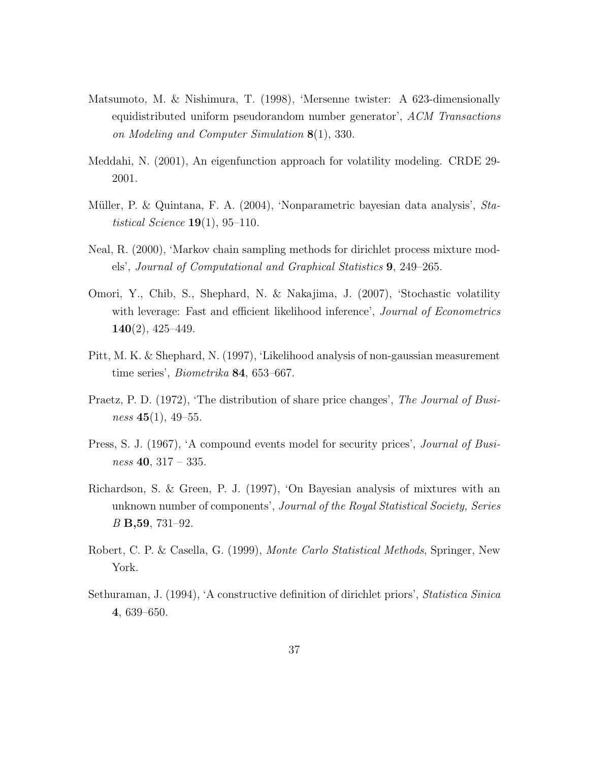Matsumoto, M. & Nishimura, T. (1998), 'Mersenne twister: A 623-dimensionally equidistributed uniform pseudorandom number generator', *ACM Transactions on Modeling and Computer Simulation* **8**(1), 330.

Meddahi, N. (2001), An eigenfunction approach for volatility modeling. CRDE 29-2001.

Müller, P. & Quintana, F. A. (2004), 'Nonparametric bayesian data analysis', *Statistical Science* **19**(1), 95–110.

Neal, R. (2000), 'Markov chain sampling methods for dirichlet process mixture models', *Journal of Computational and Graphical Statistics* **9**, 249–265.

Omori, Y., Chib, S., Shephard, N. & Nakajima, J. (2007), 'Stochastic volatility with leverage: Fast and efficient likelihood inference', *Journal of Econometrics* **140**(2), 425–449.

Pitt, M. K. & Shephard, N. (1997), 'Likelihood analysis of non-gaussian measurement time series', *Biometrika* **84**, 653–667.

Praetz, P. D. (1972), 'The distribution of share price changes', *The Journal of Business* **45**(1), 49–55.

Press, S. J. (1967), 'A compound events model for security prices', *Journal of Business* **40**, 317 – 335.

Richardson, S. & Green, P. J. (1997), 'On Bayesian analysis of mixtures with an unknown number of components', *Journal of the Royal Statistical Society, Series B* **B,59**, 731–92.

Robert, C. P. & Casella, G. (1999), *Monte Carlo Statistical Methods*, Springer, New York.

Sethuraman, J. (1994), 'A constructive definition of dirichlet priors', *Statistica Sinica* **4**, 639–650.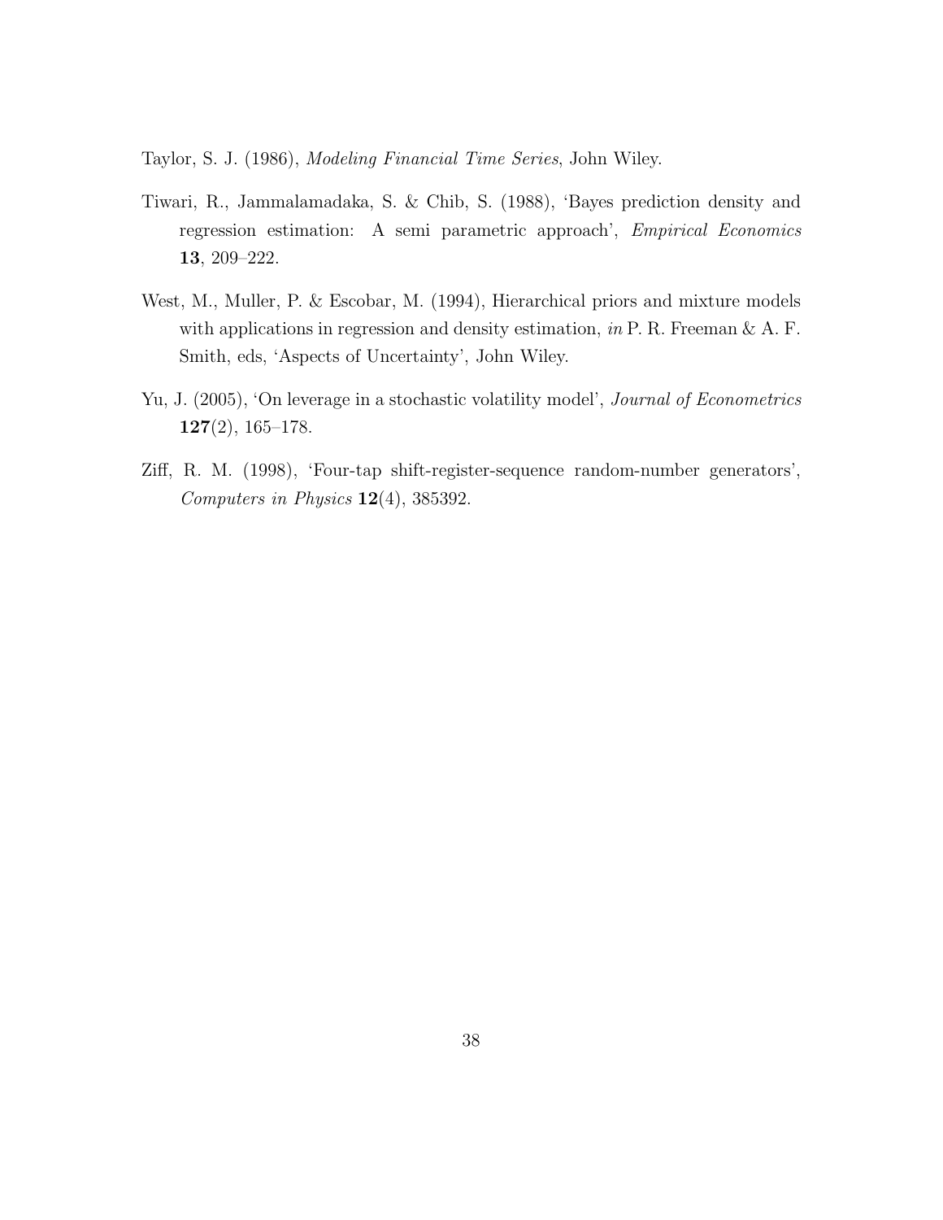Taylor, S. J. (1986), *Modeling Financial Time Series*, John Wiley.

Tiwari, R., Jammalamadaka, S. & Chib, S. (1988), 'Bayes prediction density and regression estimation: A semi parametric approach', *Empirical Economics* **13**, 209–222.

West, M., Muller, P. & Escobar, M. (1994), Hierarchical priors and mixture models with applications in regression and density estimation, *in* P. R. Freeman & A. F. Smith, eds, 'Aspects of Uncertainty', John Wiley.

Yu, J. (2005), 'On leverage in a stochastic volatility model', *Journal of Econometrics* **127**(2), 165–178.

Ziff, R. M. (1998), 'Four-tap shift-register-sequence random-number generators', *Computers in Physics* **12**(4), 385392.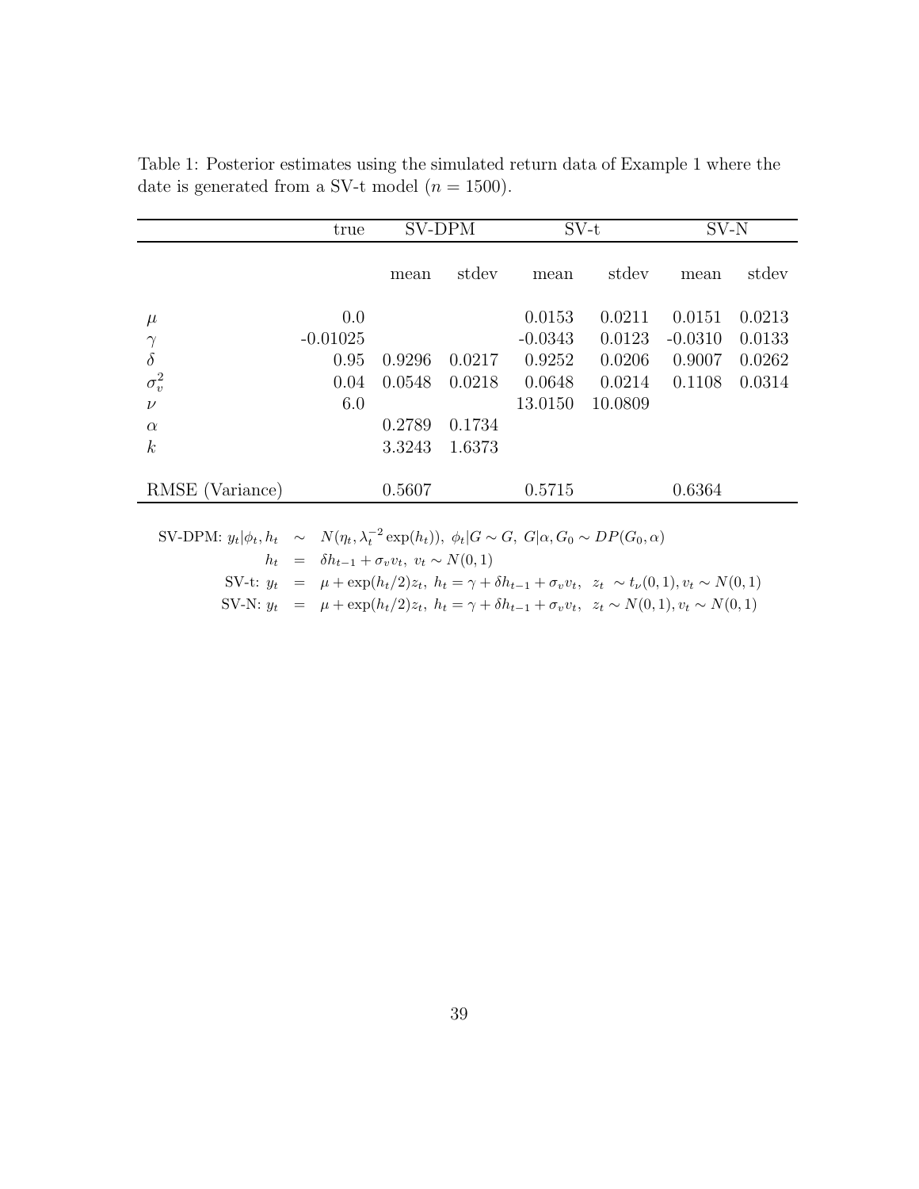Table 1: Posterior estimates using the simulated return data of Example 1 where the date is generated from a SV-t model ($n = 1500$).

| | true | SV-DPM | | SV-t | | SV-N | |
|---|---|---|---|---|---|---|---|
| | | mean | stdev | mean | stdev | mean | stdev |
| $\mu$ | 0.0 | | | 0.0153 | 0.0211 | 0.0151 | 0.0213 |
| $\gamma$ | -0.01025 | | | -0.0343 | 0.0123 | -0.0310 | 0.0133 |
| $\delta$ | 0.95 | 0.9296 | 0.0217 | 0.9252 | 0.0206 | 0.9007 | 0.0262 |
| $\sigma_v^2$ | 0.04 | 0.0548 | 0.0218 | 0.0648 | 0.0214 | 0.1108 | 0.0314 |
| $\nu$ | 6.0 | | | 13.0150 | 10.0809 | | |
| $\alpha$ | | 0.2789 | 0.1734 | | | | |
| $k$ | | 3.3243 | 1.6373 | | | | |
| RMSE (Variance) | | 0.5607 | | 0.5715 | | 0.6364 | |

$$
\begin{aligned}
\text{SV-DPM: } y_t|\phi_t, h_t &\sim N(\eta_t, \lambda_t^{-2}\exp(h_t)),\ \phi_t|G \sim G,\ G|\alpha, G_0 \sim DP(G_0, \alpha) \\
h_t &= \delta h_{t-1} + \sigma_v v_t,\ v_t \sim N(0,1) \\
\text{SV-t: } y_t &= \mu + \exp(h_t/2) z_t,\ h_t = \gamma + \delta h_{t-1} + \sigma_v v_t,\ \ z_t \sim t_\nu(0,1), v_t \sim N(0,1) \\
\text{SV-N: } y_t &= \mu + \exp(h_t/2) z_t,\ h_t = \gamma + \delta h_{t-1} + \sigma_v v_t,\ \ z_t \sim N(0,1), v_t \sim N(0,1)
\end{aligned}
$$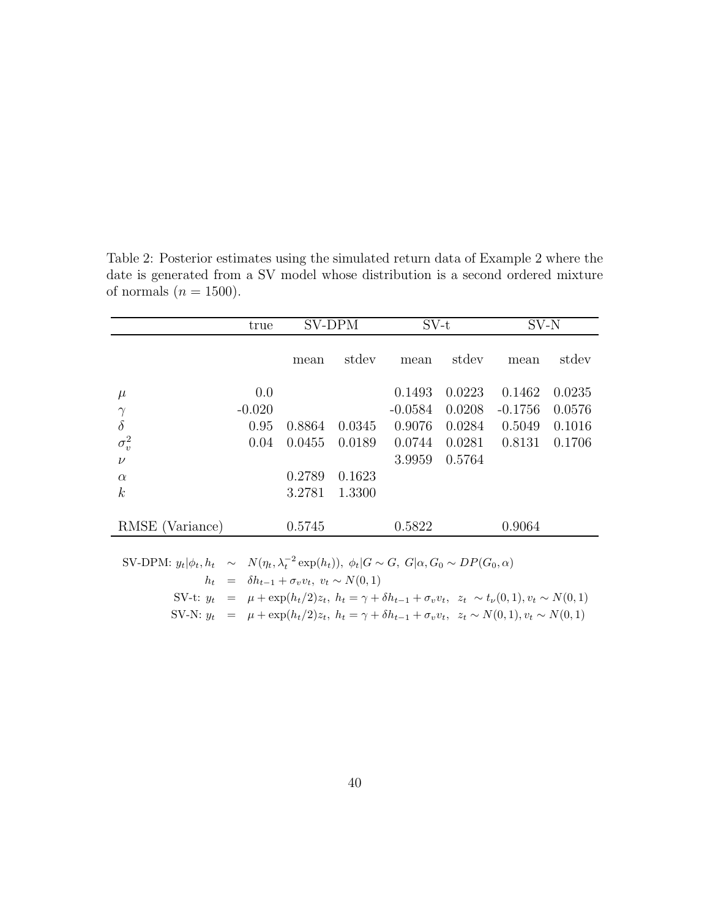Table 2: Posterior estimates using the simulated return data of Example 2 where the date is generated from a SV model whose distribution is a second ordered mixture of normals ($n = 1500$).

| | true | SV-DPM | | SV-t | | SV-N | |
|---|---|---|---|---|---|---|---|
| | | mean | stdev | mean | stdev | mean | stdev |
| $\mu$ | 0.0 | | | 0.1493 | 0.0223 | 0.1462 | 0.0235 |
| $\gamma$ | -0.020 | | | -0.0584 | 0.0208 | -0.1756 | 0.0576 |
| $\delta$ | 0.95 | 0.8864 | 0.0345 | 0.9076 | 0.0284 | 0.5049 | 0.1016 |
| $\sigma_v^2$ | 0.04 | 0.0455 | 0.0189 | 0.0744 | 0.0281 | 0.8131 | 0.1706 |
| $\nu$ | | | | 3.9959 | 0.5764 | | |
| $\alpha$ | | 0.2789 | 0.1623 | | | | |
| $k$ | | 3.2781 | 1.3300 | | | | |
| RMSE (Variance) | | 0.5745 | | 0.5822 | | 0.9064 | |

$$
\begin{aligned}
\text{SV-DPM: } y_t|\phi_t, h_t &\sim N(\eta_t, \lambda_t^{-2}\exp(h_t)),\ \phi_t|G \sim G,\ G|\alpha, G_0 \sim DP(G_0, \alpha) \\
h_t &= \delta h_{t-1} + \sigma_v v_t,\ v_t \sim N(0,1) \\
\text{SV-t: } y_t &= \mu + \exp(h_t/2)z_t,\ h_t = \gamma + \delta h_{t-1} + \sigma_v v_t,\ \ z_t \sim t_\nu(0,1), v_t \sim N(0,1) \\
\text{SV-N: } y_t &= \mu + \exp(h_t/2)z_t,\ h_t = \gamma + \delta h_{t-1} + \sigma_v v_t,\ \ z_t \sim N(0,1), v_t \sim N(0,1)
\end{aligned}
$$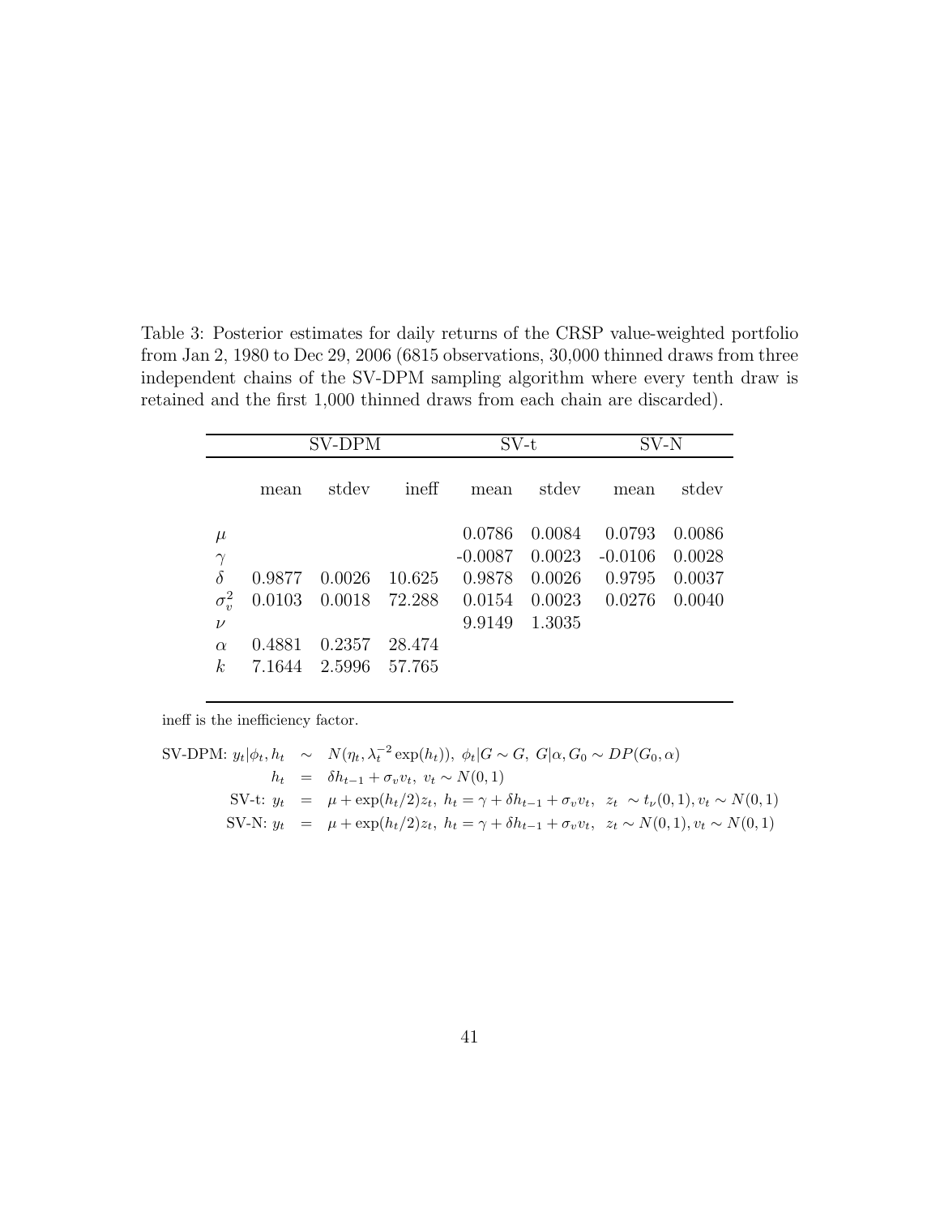Table 3: Posterior estimates for daily returns of the CRSP value-weighted portfolio from Jan 2, 1980 to Dec 29, 2006 (6815 observations, 30,000 thinned draws from three independent chains of the SV-DPM sampling algorithm where every tenth draw is retained and the first 1,000 thinned draws from each chain are discarded).

| | SV-DPM | | | SV-t | | SV-N | |
|---|---|---|---|---|---|---|---|
| | mean | stdev | ineff | mean | stdev | mean | stdev |
| $\mu$ | | | | 0.0786 | 0.0084 | 0.0793 | 0.0086 |
| $\gamma$ | | | | -0.0087 | 0.0023 | -0.0106 | 0.0028 |
| $\delta$ | 0.9877 | 0.0026 | 10.625 | 0.9878 | 0.0026 | 0.9795 | 0.0037 |
| $\sigma_v^2$ | 0.0103 | 0.0018 | 72.288 | 0.0154 | 0.0023 | 0.0276 | 0.0040 |
| $\nu$ | | | | 9.9149 | 1.3035 | | |
| $\alpha$ | 0.4881 | 0.2357 | 28.474 | | | | |
| $k$ | 7.1644 | 2.5996 | 57.765 | | | | |

ineff is the inefficiency factor.

$$
\begin{aligned}
\text{SV-DPM: } y_t|\phi_t, h_t &\sim N(\eta_t, \lambda_t^{-2}\exp(h_t)),\ \phi_t|G \sim G,\ G|\alpha, G_0 \sim DP(G_0, \alpha) \\
h_t &= \delta h_{t-1} + \sigma_v v_t,\ v_t \sim N(0,1) \\
\text{SV-t: } y_t &= \mu + \exp(h_t/2) z_t,\ h_t = \gamma + \delta h_{t-1} + \sigma_v v_t,\ \ z_t \sim t_\nu(0,1), v_t \sim N(0,1) \\
\text{SV-N: } y_t &= \mu + \exp(h_t/2) z_t,\ h_t = \gamma + \delta h_{t-1} + \sigma_v v_t,\ \ z_t \sim N(0,1), v_t \sim N(0,1)
\end{aligned}
$$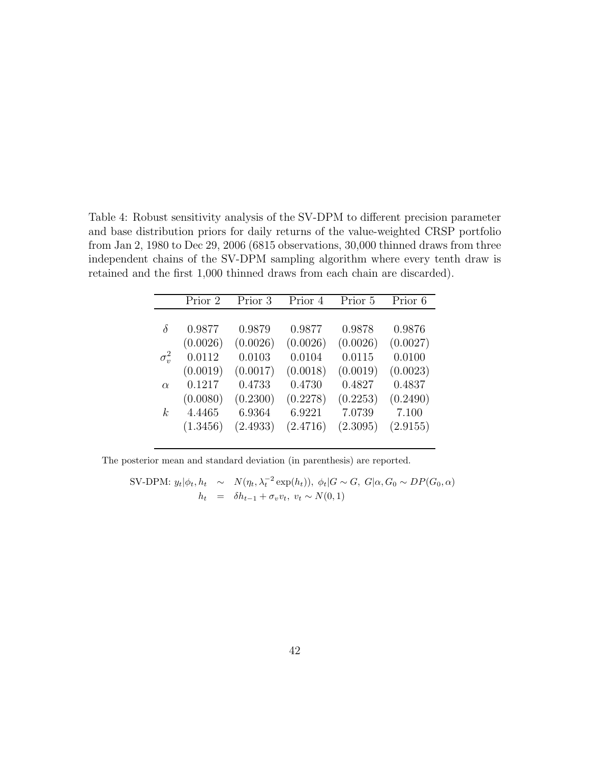Table 4: Robust sensitivity analysis of the SV-DPM to different precision parameter and base distribution priors for daily returns of the value-weighted CRSP portfolio from Jan 2, 1980 to Dec 29, 2006 (6815 observations, 30,000 thinned draws from three independent chains of the SV-DPM sampling algorithm where every tenth draw is retained and the first 1,000 thinned draws from each chain are discarded).

| | Prior 2 | Prior 3 | Prior 4 | Prior 5 | Prior 6 |
|---|---|---|---|---|---|
| $\delta$ | 0.9877 | 0.9879 | 0.9877 | 0.9878 | 0.9876 |
| | (0.0026) | (0.0026) | (0.0026) | (0.0026) | (0.0027) |
| $\sigma_v^2$ | 0.0112 | 0.0103 | 0.0104 | 0.0115 | 0.0100 |
| | (0.0019) | (0.0017) | (0.0018) | (0.0019) | (0.0023) |
| $\alpha$ | 0.1217 | 0.4733 | 0.4730 | 0.4827 | 0.4837 |
| | (0.0080) | (0.2300) | (0.2278) | (0.2253) | (0.2490) |
| $k$ | 4.4465 | 6.9364 | 6.9221 | 7.0739 | 7.100 |
| | (1.3456) | (2.4933) | (2.4716) | (2.3095) | (2.9155) |

The posterior mean and standard deviation (in parenthesis) are reported.

$$\text{SV-DPM: } y_t|\phi_t, h_t \sim N(\eta_t, \lambda_t^{-2}\exp(h_t)),\ \phi_t|G \sim G,\ G|\alpha, G_0 \sim DP(G_0, \alpha)$$
$$h_t = \delta h_{t-1} + \sigma_v v_t,\ v_t \sim N(0,1)$$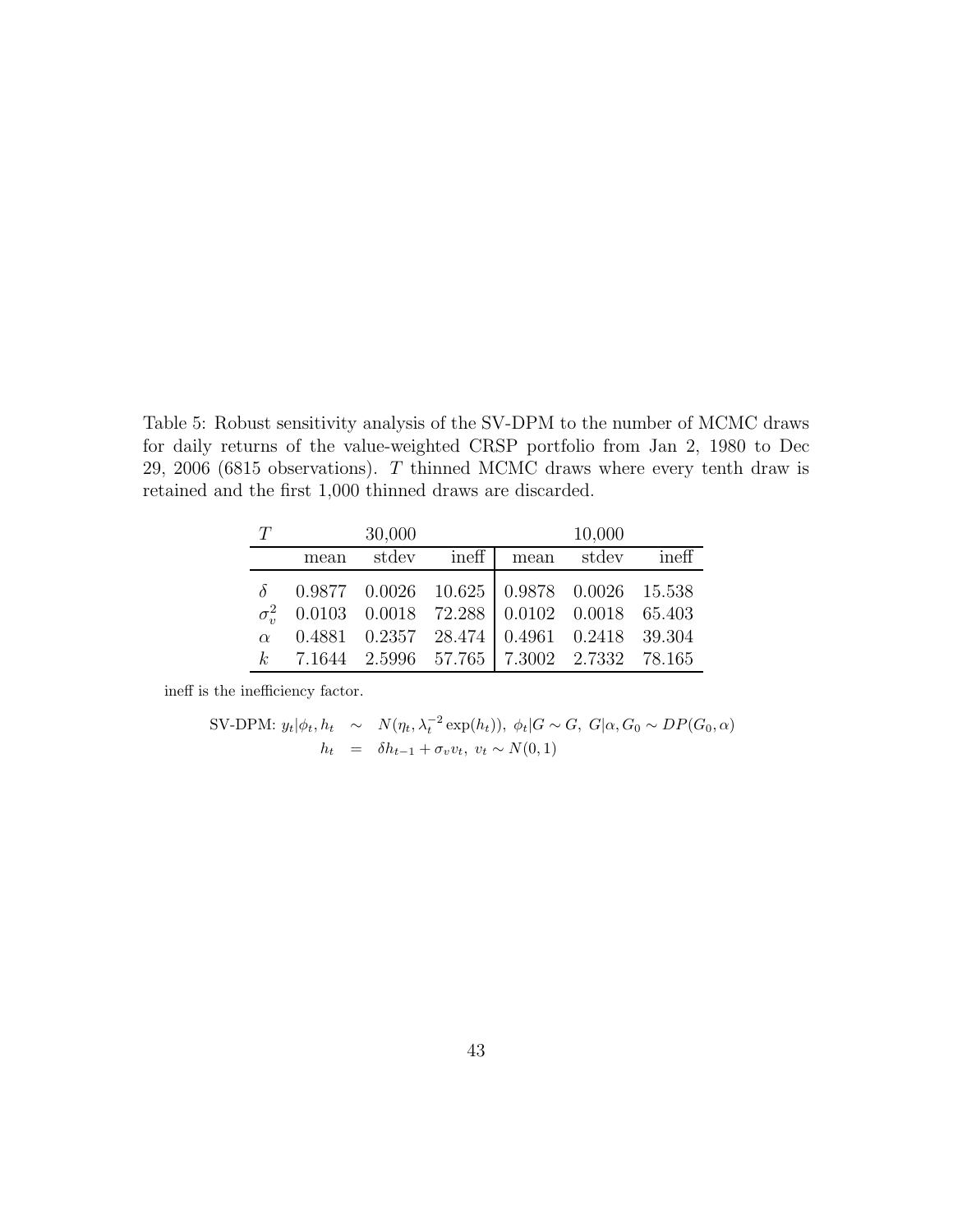Table 5: Robust sensitivity analysis of the SV-DPM to the number of MCMC draws for daily returns of the value-weighted CRSP portfolio from Jan 2, 1980 to Dec 29, 2006 (6815 observations). $T$ thinned MCMC draws where every tenth draw is retained and the first 1,000 thinned draws are discarded.

| $T$ | | 30,000 | | | 10,000 | |
|---|---|---|---|---|---|---|
| | mean | stdev | ineff | mean | stdev | ineff |
| $\delta$ | 0.9877 | 0.0026 | 10.625 | 0.9878 | 0.0026 | 15.538 |
| $\sigma_v^2$ | 0.0103 | 0.0018 | 72.288 | 0.0102 | 0.0018 | 65.403 |
| $\alpha$ | 0.4881 | 0.2357 | 28.474 | 0.4961 | 0.2418 | 39.304 |
| $k$ | 7.1644 | 2.5996 | 57.765 | 7.3002 | 2.7332 | 78.165 |

ineff is the inefficiency factor.

$$
\begin{aligned}
\text{SV-DPM: } y_t|\phi_t, h_t &\sim N(\eta_t, \lambda_t^{-2}\exp(h_t)),\ \phi_t|G \sim G,\ G|\alpha, G_0 \sim DP(G_0, \alpha) \\
h_t &= \delta h_{t-1} + \sigma_v v_t,\ v_t \sim N(0,1)
\end{aligned}
$$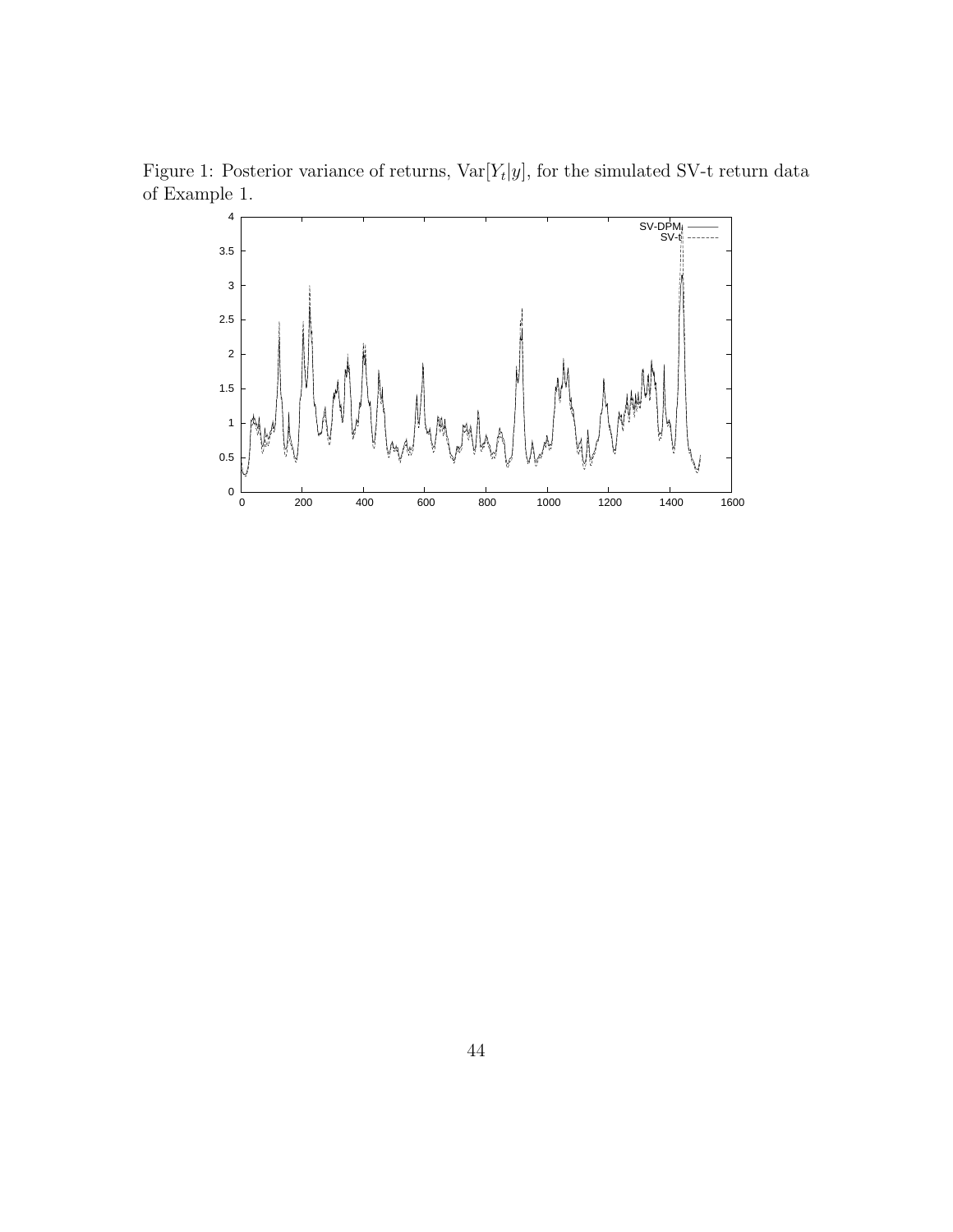Figure 1: Posterior variance of returns, $\mathrm{Var}[Y_t|y]$, for the simulated SV-t return data of Example 1.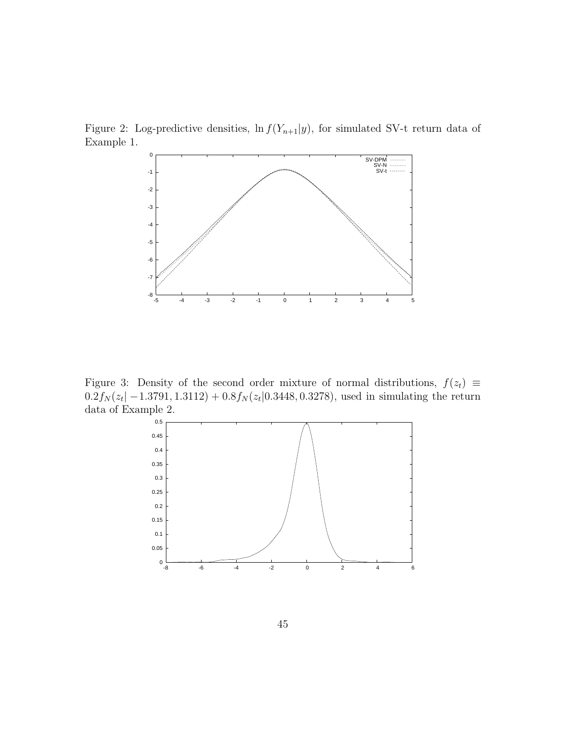Figure 2: Log-predictive densities, $\ln f(Y_{n+1}|y)$, for simulated SV-t return data of Example 1.

Figure 3: Density of the second order mixture of normal distributions, $f(z_t) \equiv 0.2 f_N(z_t|-1.3791, 1.3112) + 0.8 f_N(z_t|0.3448, 0.3278)$, used in simulating the return data of Example 2.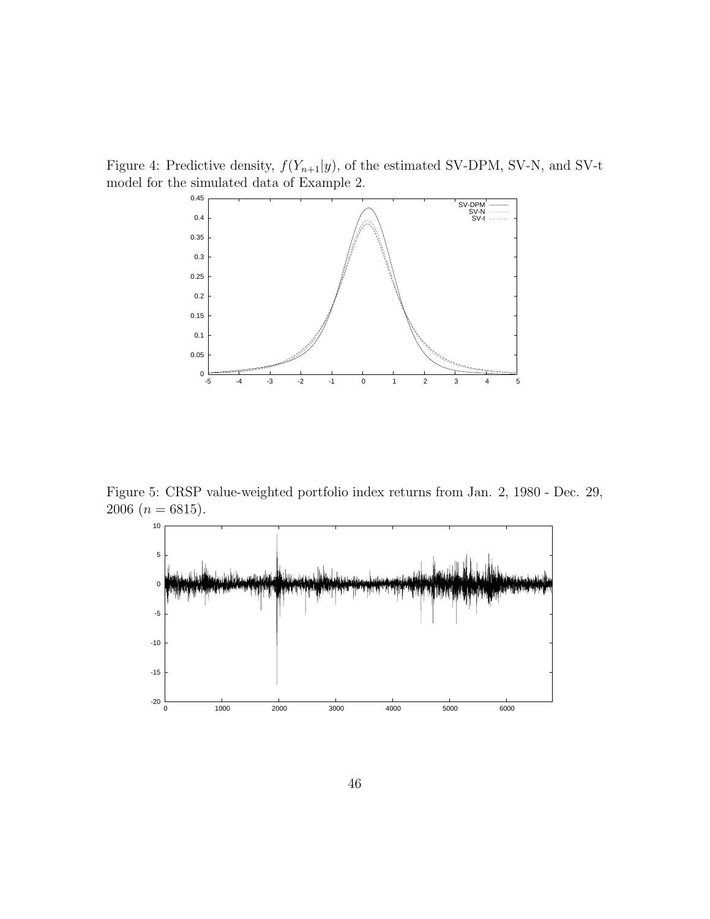Figure 4: Predictive density, $f(Y_{n+1}|y)$, of the estimated SV-DPM, SV-N, and SV-t model for the simulated data of Example 2.

Figure 5: CRSP value-weighted portfolio index returns from Jan. 2, 1980 - Dec. 29, 2006 ($n = 6815$).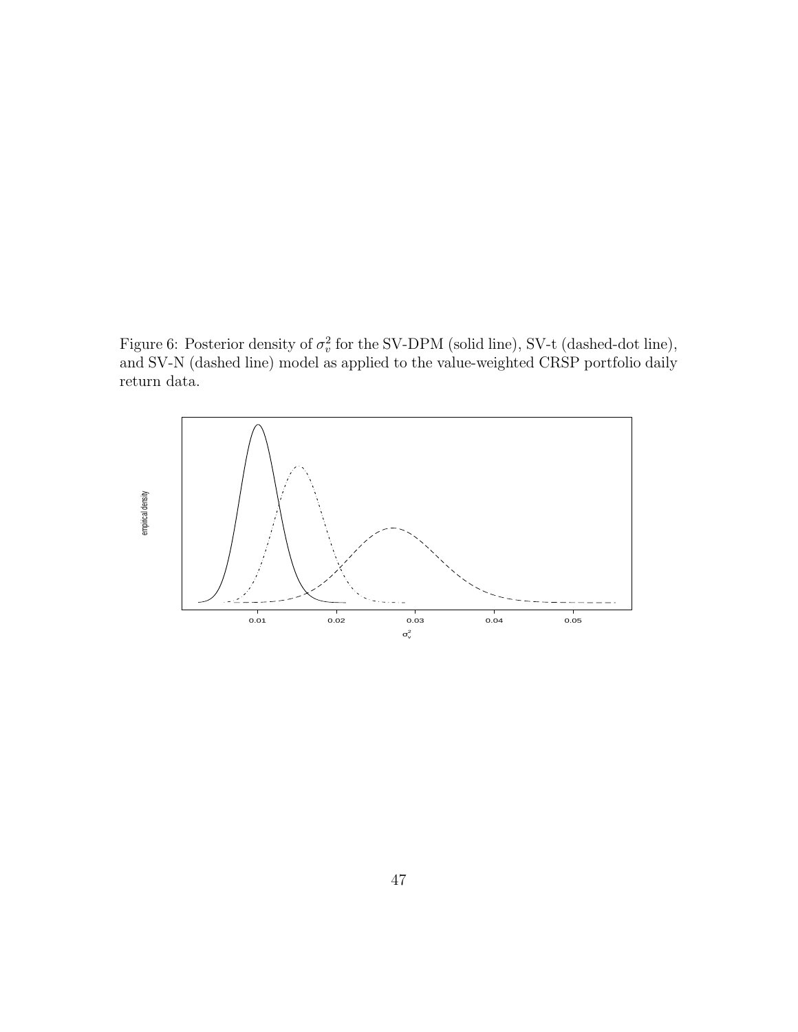Figure 6: Posterior density of $\sigma_v^2$ for the SV-DPM (solid line), SV-t (dashed-dot line), and SV-N (dashed line) model as applied to the value-weighted CRSP portfolio daily return data.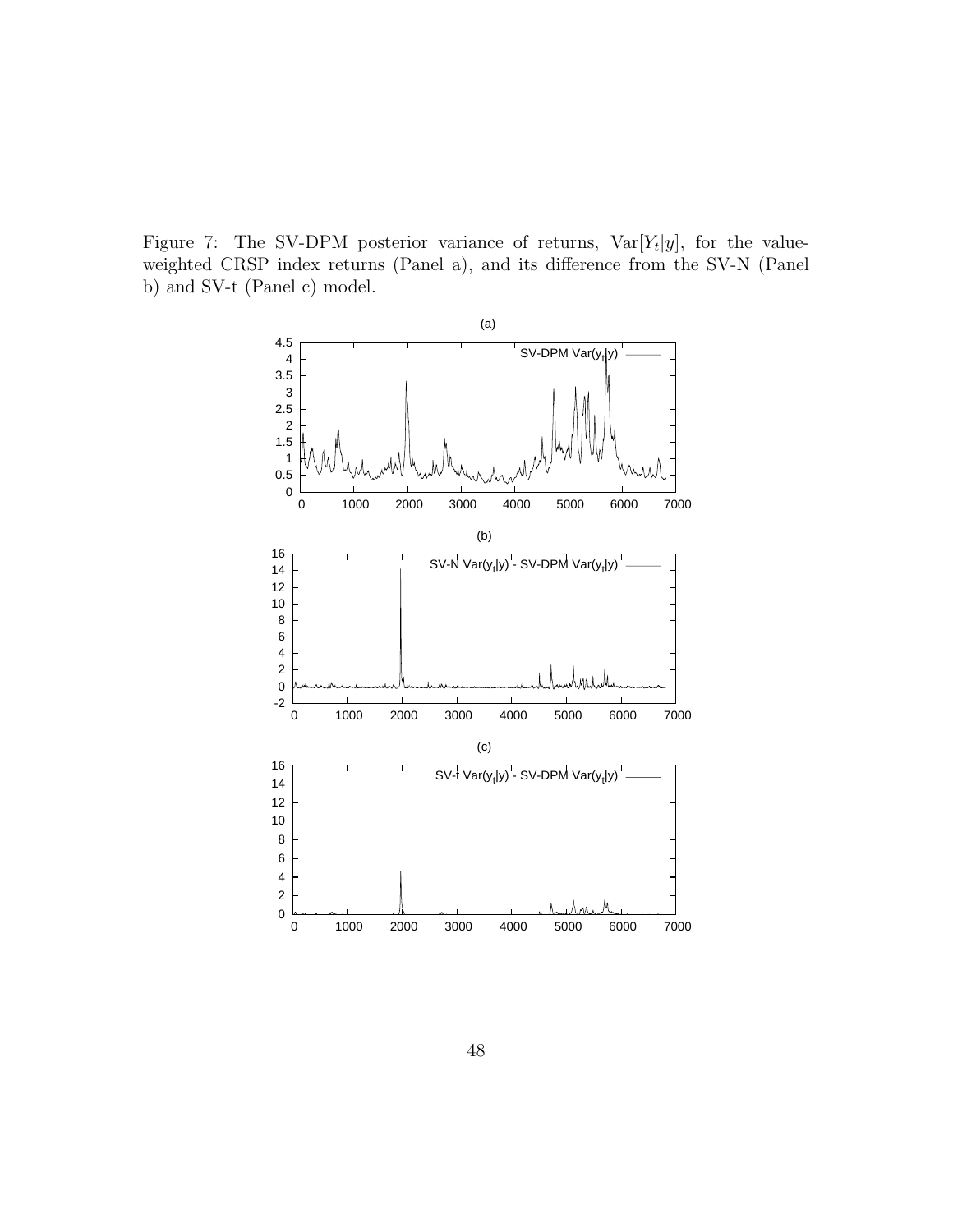Figure 7: The SV-DPM posterior variance of returns, $\text{Var}[Y_t|y]$, for the value-weighted CRSP index returns (Panel a), and its difference from the SV-N (Panel b) and SV-t (Panel c) model.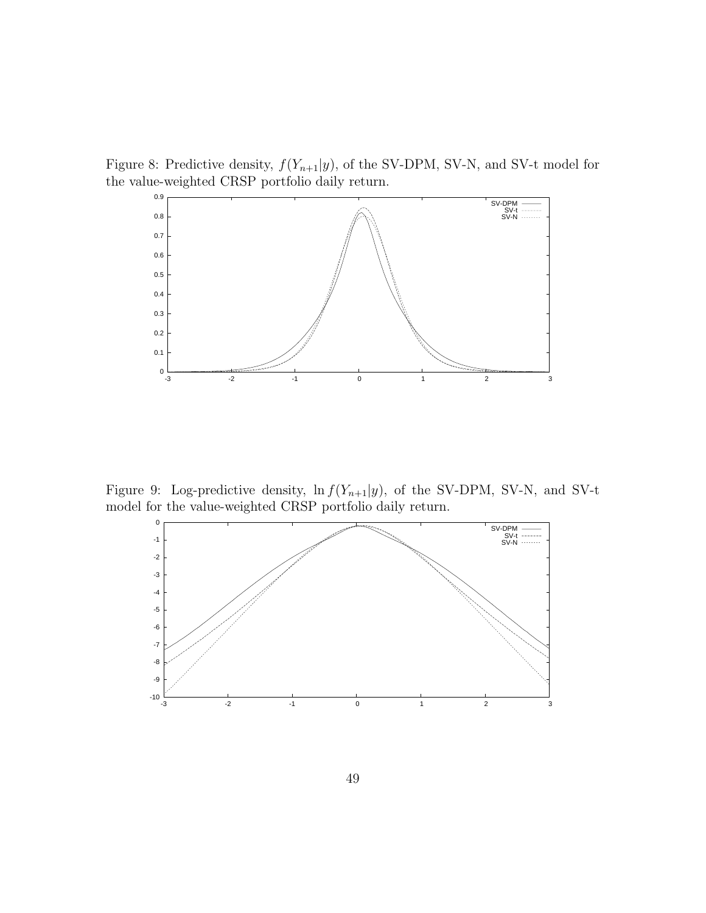Figure 8: Predictive density, $f(Y_{n+1}|y)$, of the SV-DPM, SV-N, and SV-t model for the value-weighted CRSP portfolio daily return.

0.9
0.8
0.7
0.6
0.5
0.4
0.3
0.2
0.1
0
-3 -2 -1 0 1 2 3

SV-DPM
SV-t
SV-N

Figure 9: Log-predictive density, $\ln f(Y_{n+1}|y)$, of the SV-DPM, SV-N, and SV-t model for the value-weighted CRSP portfolio daily return.

0
-1
-2
-3
-4
-5
-6
-7
-8
-9
-10
-3 -2 -1 0 1 2 3

SV-DPM
SV-t
SV-N